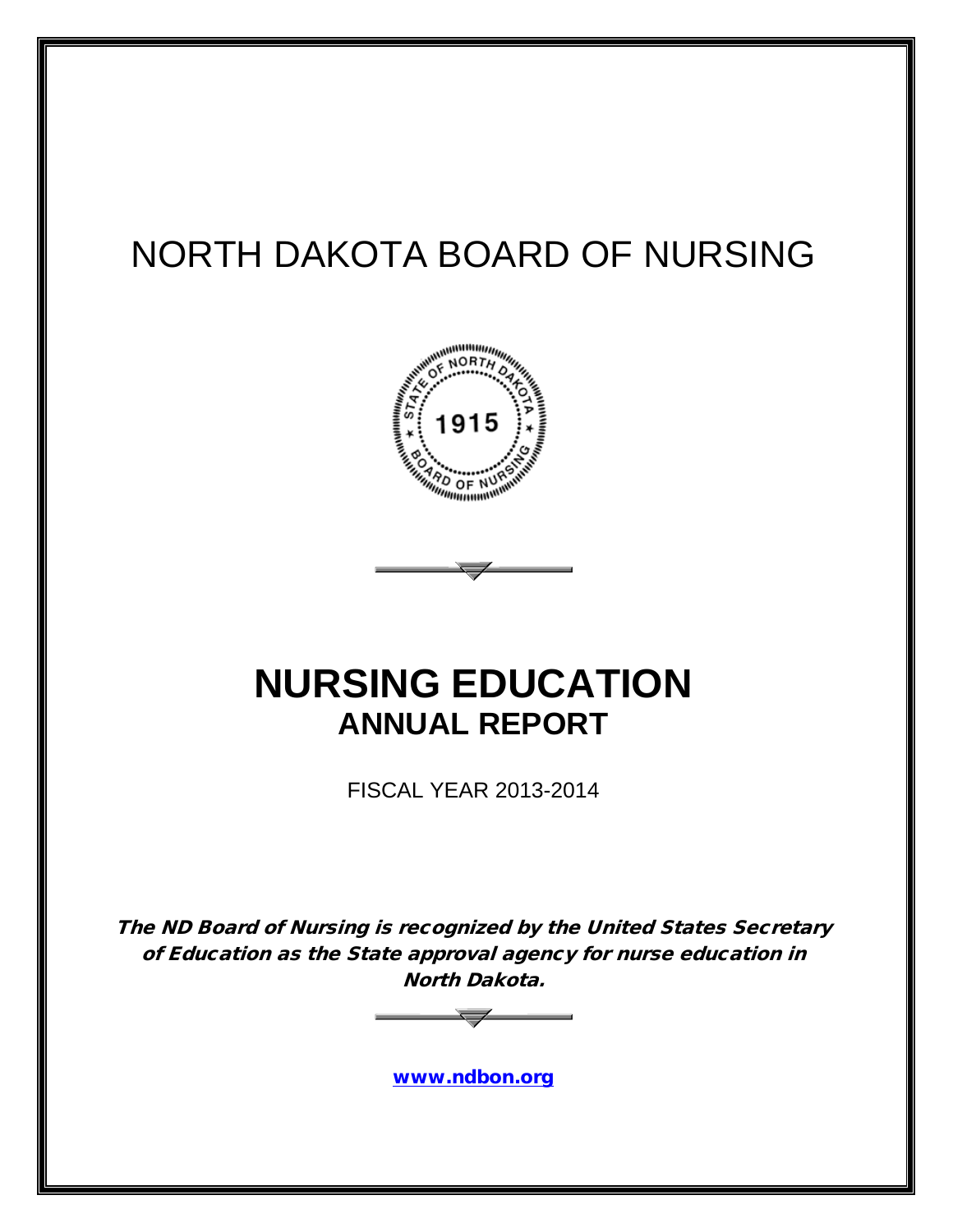# NORTH DAKOTA BOARD OF NURSING

# NURSING EDUCATION

## ANNUAL REPORT

FISCAL YEAR 2013-2014

***The ND Board of Nursing is recognized by the United States Secretary of Education as the State approval agency for nurse education in North Dakota.***

www.ndbon.org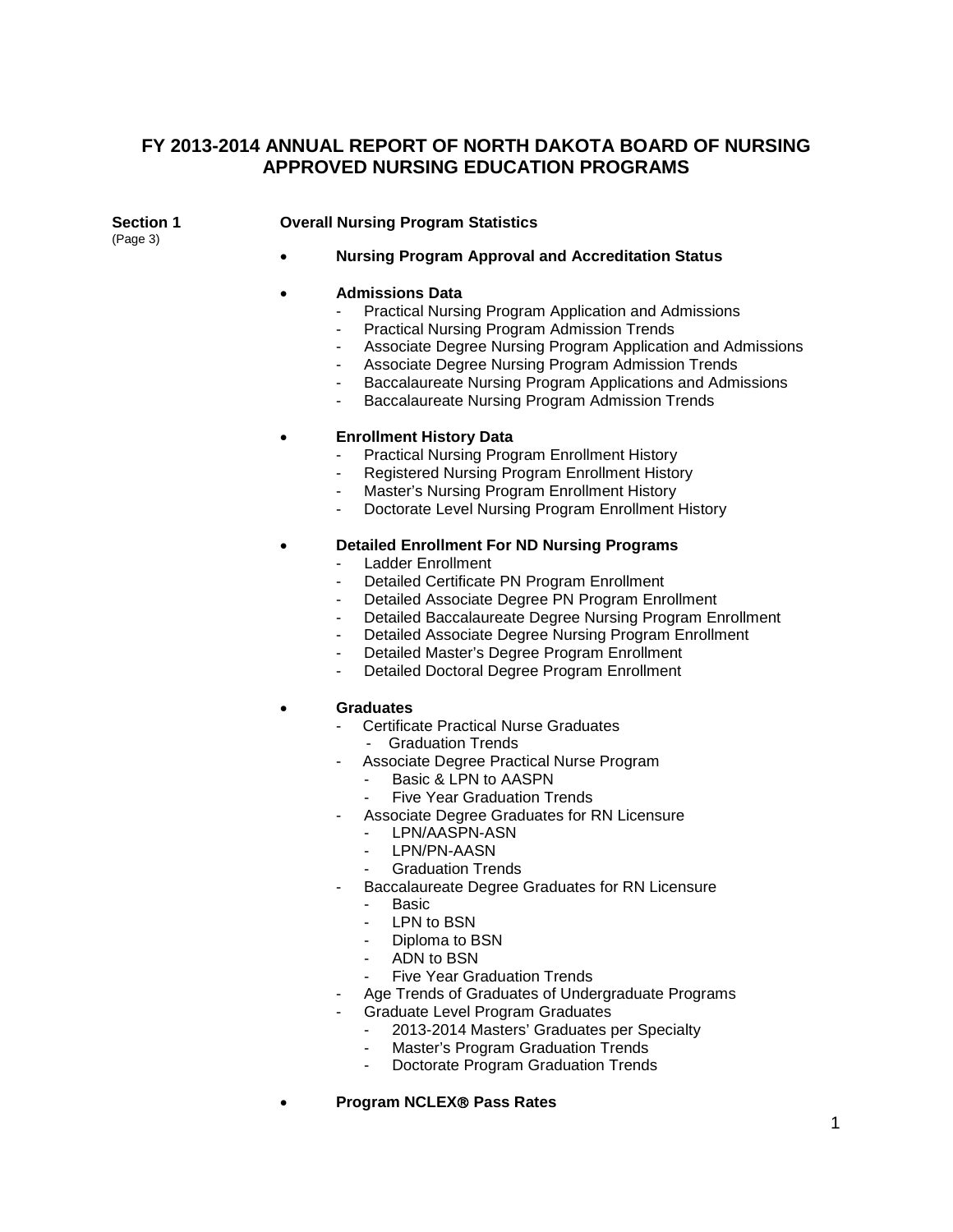# FY 2013-2014 ANNUAL REPORT OF NORTH DAKOTA BOARD OF NURSING APPROVED NURSING EDUCATION PROGRAMS

**Section 1** (Page 3) **Overall Nursing Program Statistics**

- **Nursing Program Approval and Accreditation Status**

- **Admissions Data**
  - Practical Nursing Program Application and Admissions
  - Practical Nursing Program Admission Trends
  - Associate Degree Nursing Program Application and Admissions
  - Associate Degree Nursing Program Admission Trends
  - Baccalaureate Nursing Program Applications and Admissions
  - Baccalaureate Nursing Program Admission Trends

- **Enrollment History Data**
  - Practical Nursing Program Enrollment History
  - Registered Nursing Program Enrollment History
  - Master's Nursing Program Enrollment History
  - Doctorate Level Nursing Program Enrollment History

- **Detailed Enrollment For ND Nursing Programs**
  - Ladder Enrollment
  - Detailed Certificate PN Program Enrollment
  - Detailed Associate Degree PN Program Enrollment
  - Detailed Baccalaureate Degree Nursing Program Enrollment
  - Detailed Associate Degree Nursing Program Enrollment
  - Detailed Master's Degree Program Enrollment
  - Detailed Doctoral Degree Program Enrollment

- **Graduates**
  - Certificate Practical Nurse Graduates
    - Graduation Trends
  - Associate Degree Practical Nurse Program
    - Basic & LPN to AASPN
    - Five Year Graduation Trends
  - Associate Degree Graduates for RN Licensure
    - LPN/AASPN-ASN
    - LPN/PN-AASN
    - Graduation Trends
  - Baccalaureate Degree Graduates for RN Licensure
    - Basic
    - LPN to BSN
    - Diploma to BSN
    - ADN to BSN
    - Five Year Graduation Trends
  - Age Trends of Graduates of Undergraduate Programs
  - Graduate Level Program Graduates
    - 2013-2014 Masters' Graduates per Specialty
    - Master's Program Graduation Trends
    - Doctorate Program Graduation Trends

- **Program NCLEX® Pass Rates**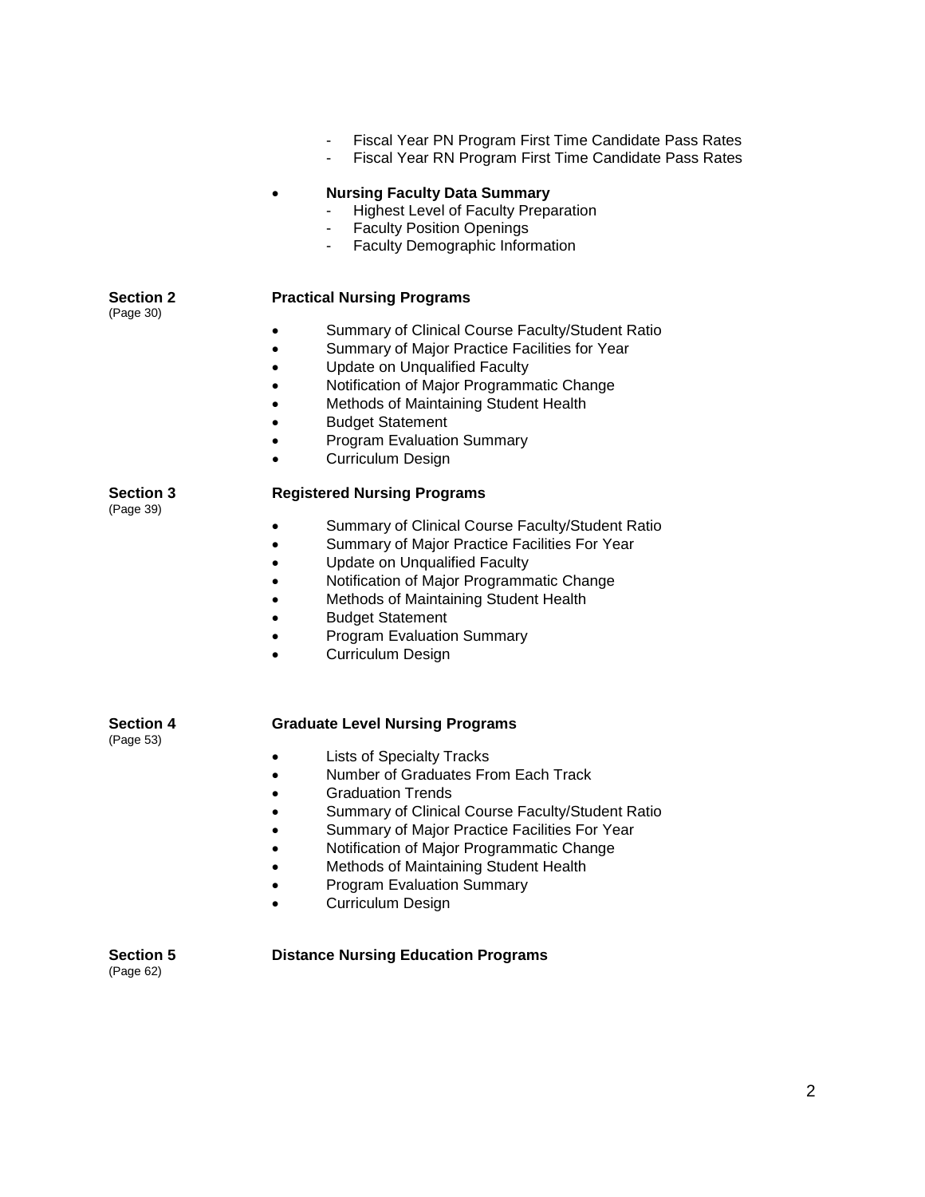- Fiscal Year PN Program First Time Candidate Pass Rates
  - Fiscal Year RN Program First Time Candidate Pass Rates

- **Nursing Faculty Data Summary**
  - Highest Level of Faculty Preparation
  - Faculty Position Openings
  - Faculty Demographic Information

**Section 2** (Page 30) **Practical Nursing Programs**

- Summary of Clinical Course Faculty/Student Ratio
- Summary of Major Practice Facilities for Year
- Update on Unqualified Faculty
- Notification of Major Programmatic Change
- Methods of Maintaining Student Health
- Budget Statement
- Program Evaluation Summary
- Curriculum Design

**Section 3** (Page 39) **Registered Nursing Programs**

- Summary of Clinical Course Faculty/Student Ratio
- Summary of Major Practice Facilities For Year
- Update on Unqualified Faculty
- Notification of Major Programmatic Change
- Methods of Maintaining Student Health
- Budget Statement
- Program Evaluation Summary
- Curriculum Design

**Section 4** (Page 53) **Graduate Level Nursing Programs**

- Lists of Specialty Tracks
- Number of Graduates From Each Track
- Graduation Trends
- Summary of Clinical Course Faculty/Student Ratio
- Summary of Major Practice Facilities For Year
- Notification of Major Programmatic Change
- Methods of Maintaining Student Health
- Program Evaluation Summary
- Curriculum Design

**Section 5** (Page 62) **Distance Nursing Education Programs**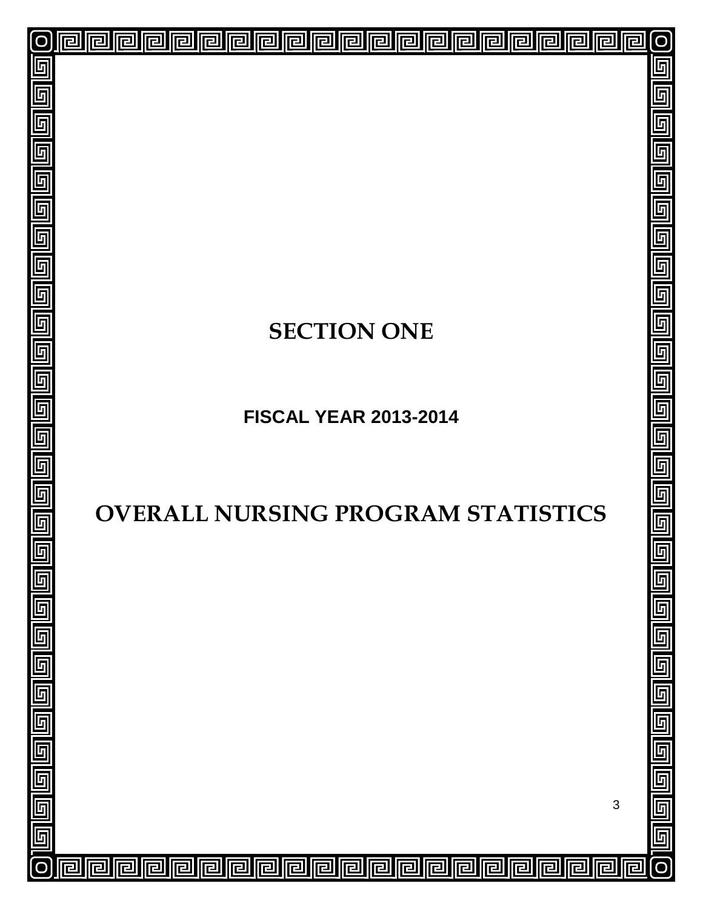# SECTION ONE

**FISCAL YEAR 2013-2014**

# OVERALL NURSING PROGRAM STATISTICS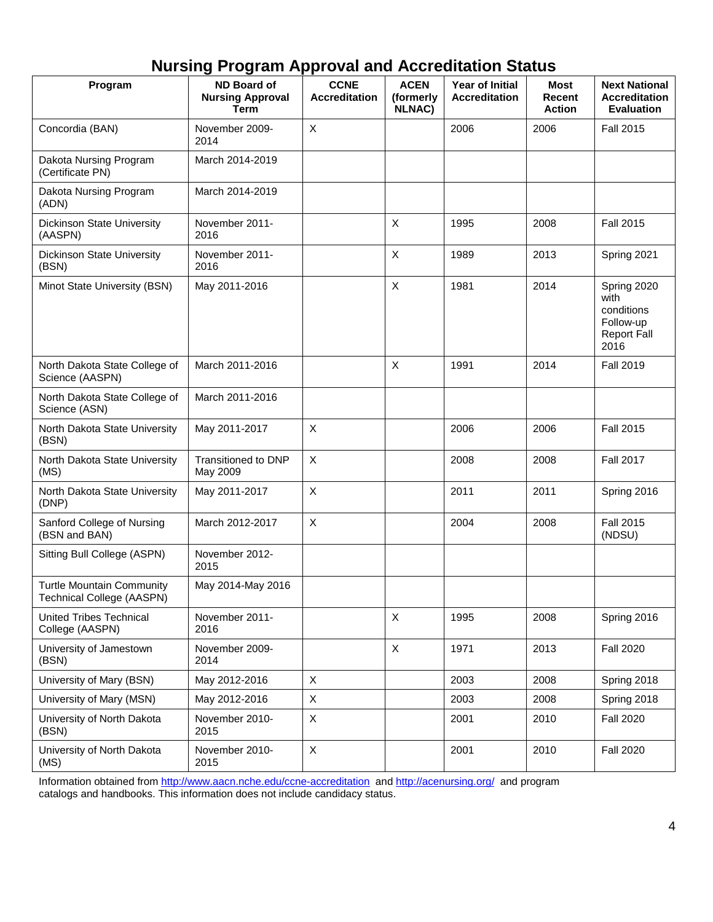# Nursing Program Approval and Accreditation Status

| Program | ND Board of Nursing Approval Term | CCNE Accreditation | ACEN (formerly NLNAC) | Year of Initial Accreditation | Most Recent Action | Next National Accreditation Evaluation |
|---|---|---|---|---|---|---|
| Concordia (BAN) | November 2009-2014 | X | | 2006 | 2006 | Fall 2015 |
| Dakota Nursing Program (Certificate PN) | March 2014-2019 | | | | | |
| Dakota Nursing Program (ADN) | March 2014-2019 | | | | | |
| Dickinson State University (AASPN) | November 2011-2016 | | X | 1995 | 2008 | Fall 2015 |
| Dickinson State University (BSN) | November 2011-2016 | | X | 1989 | 2013 | Spring 2021 |
| Minot State University (BSN) | May 2011-2016 | | X | 1981 | 2014 | Spring 2020 with conditions Follow-up Report Fall 2016 |
| North Dakota State College of Science (AASPN) | March 2011-2016 | | X | 1991 | 2014 | Fall 2019 |
| North Dakota State College of Science (ASN) | March 2011-2016 | | | | | |
| North Dakota State University (BSN) | May 2011-2017 | X | | 2006 | 2006 | Fall 2015 |
| North Dakota State University (MS) | Transitioned to DNP May 2009 | X | | 2008 | 2008 | Fall 2017 |
| North Dakota State University (DNP) | May 2011-2017 | X | | 2011 | 2011 | Spring 2016 |
| Sanford College of Nursing (BSN and BAN) | March 2012-2017 | X | | 2004 | 2008 | Fall 2015 (NDSU) |
| Sitting Bull College (ASPN) | November 2012-2015 | | | | | |
| Turtle Mountain Community Technical College (AASPN) | May 2014-May 2016 | | | | | |
| United Tribes Technical College (AASPN) | November 2011-2016 | | X | 1995 | 2008 | Spring 2016 |
| University of Jamestown (BSN) | November 2009-2014 | | X | 1971 | 2013 | Fall 2020 |
| University of Mary (BSN) | May 2012-2016 | X | | 2003 | 2008 | Spring 2018 |
| University of Mary (MSN) | May 2012-2016 | X | | 2003 | 2008 | Spring 2018 |
| University of North Dakota (BSN) | November 2010-2015 | X | | 2001 | 2010 | Fall 2020 |
| University of North Dakota (MS) | November 2010-2015 | X | | 2001 | 2010 | Fall 2020 |

Information obtained from http://www.aacn.nche.edu/ccne-accreditation and http://acenursing.org/ and program catalogs and handbooks. This information does not include candidacy status.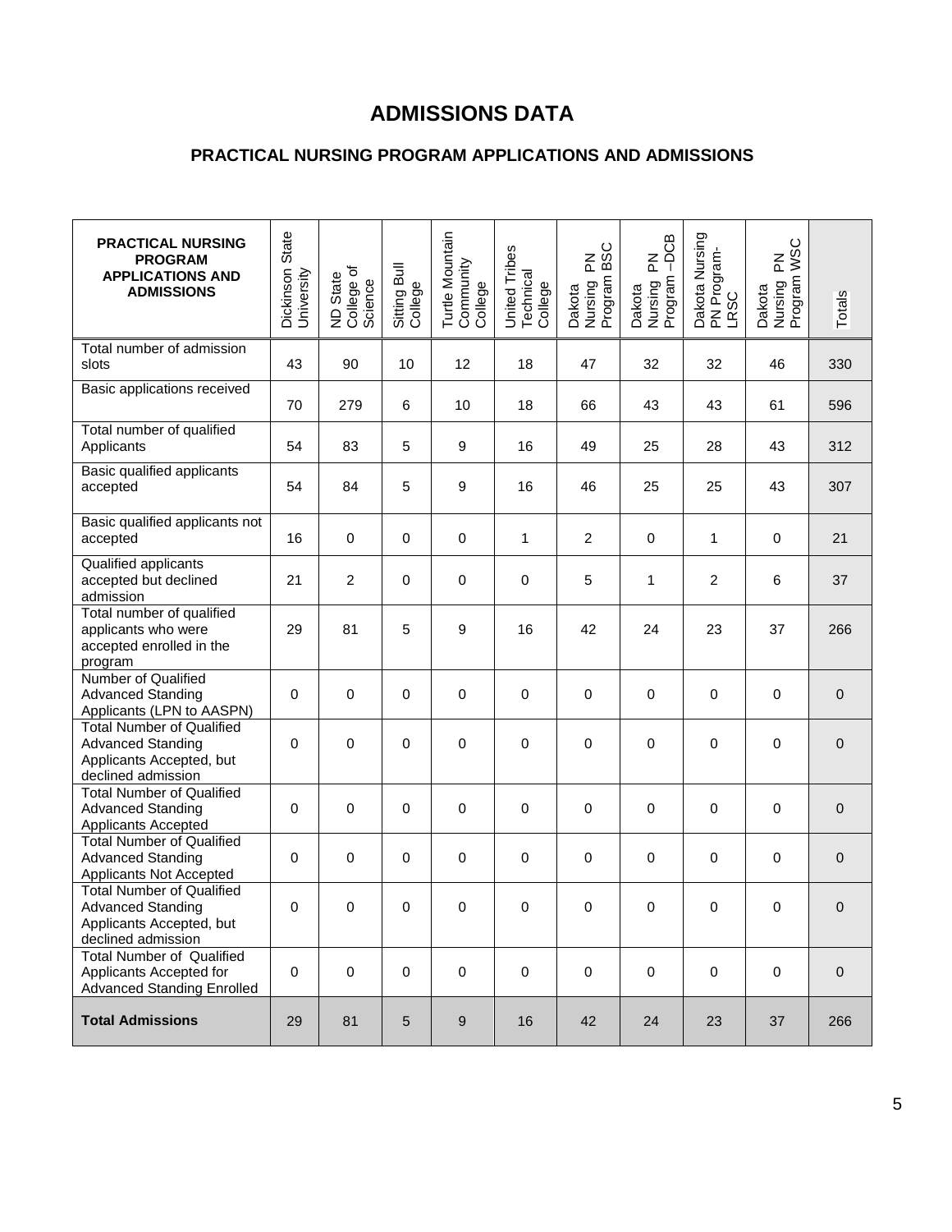# ADMISSIONS DATA

## PRACTICAL NURSING PROGRAM APPLICATIONS AND ADMISSIONS

| PRACTICAL NURSING PROGRAM APPLICATIONS AND ADMISSIONS | Dickinson State University | ND State College of Science | Sitting Bull College | Turtle Mountain Community College | United Tribes Technical College | Dakota Nursing PN Program BSC | Dakota Nursing PN Program –DCB | Dakota Nursing PN Program-LRSC | Dakota Nursing PN Program WSC | Totals |
|---|---|---|---|---|---|---|---|---|---|---|
| Total number of admission slots | 43 | 90 | 10 | 12 | 18 | 47 | 32 | 32 | 46 | 330 |
| Basic applications received | 70 | 279 | 6 | 10 | 18 | 66 | 43 | 43 | 61 | 596 |
| Total number of qualified Applicants | 54 | 83 | 5 | 9 | 16 | 49 | 25 | 28 | 43 | 312 |
| Basic qualified applicants accepted | 54 | 84 | 5 | 9 | 16 | 46 | 25 | 25 | 43 | 307 |
| Basic qualified applicants not accepted | 16 | 0 | 0 | 0 | 1 | 2 | 0 | 1 | 0 | 21 |
| Qualified applicants accepted but declined admission | 21 | 2 | 0 | 0 | 0 | 5 | 1 | 2 | 6 | 37 |
| Total number of qualified applicants who were accepted enrolled in the program | 29 | 81 | 5 | 9 | 16 | 42 | 24 | 23 | 37 | 266 |
| Number of Qualified Advanced Standing Applicants (LPN to AASPN) | 0 | 0 | 0 | 0 | 0 | 0 | 0 | 0 | 0 | 0 |
| Total Number of Qualified Advanced Standing Applicants Accepted, but declined admission | 0 | 0 | 0 | 0 | 0 | 0 | 0 | 0 | 0 | 0 |
| Total Number of Qualified Advanced Standing Applicants Accepted | 0 | 0 | 0 | 0 | 0 | 0 | 0 | 0 | 0 | 0 |
| Total Number of Qualified Advanced Standing Applicants Not Accepted | 0 | 0 | 0 | 0 | 0 | 0 | 0 | 0 | 0 | 0 |
| Total Number of Qualified Advanced Standing Applicants Accepted, but declined admission | 0 | 0 | 0 | 0 | 0 | 0 | 0 | 0 | 0 | 0 |
| Total Number of Qualified Applicants Accepted for Advanced Standing Enrolled | 0 | 0 | 0 | 0 | 0 | 0 | 0 | 0 | 0 | 0 |
| **Total Admissions** | 29 | 81 | 5 | 9 | 16 | 42 | 24 | 23 | 37 | 266 |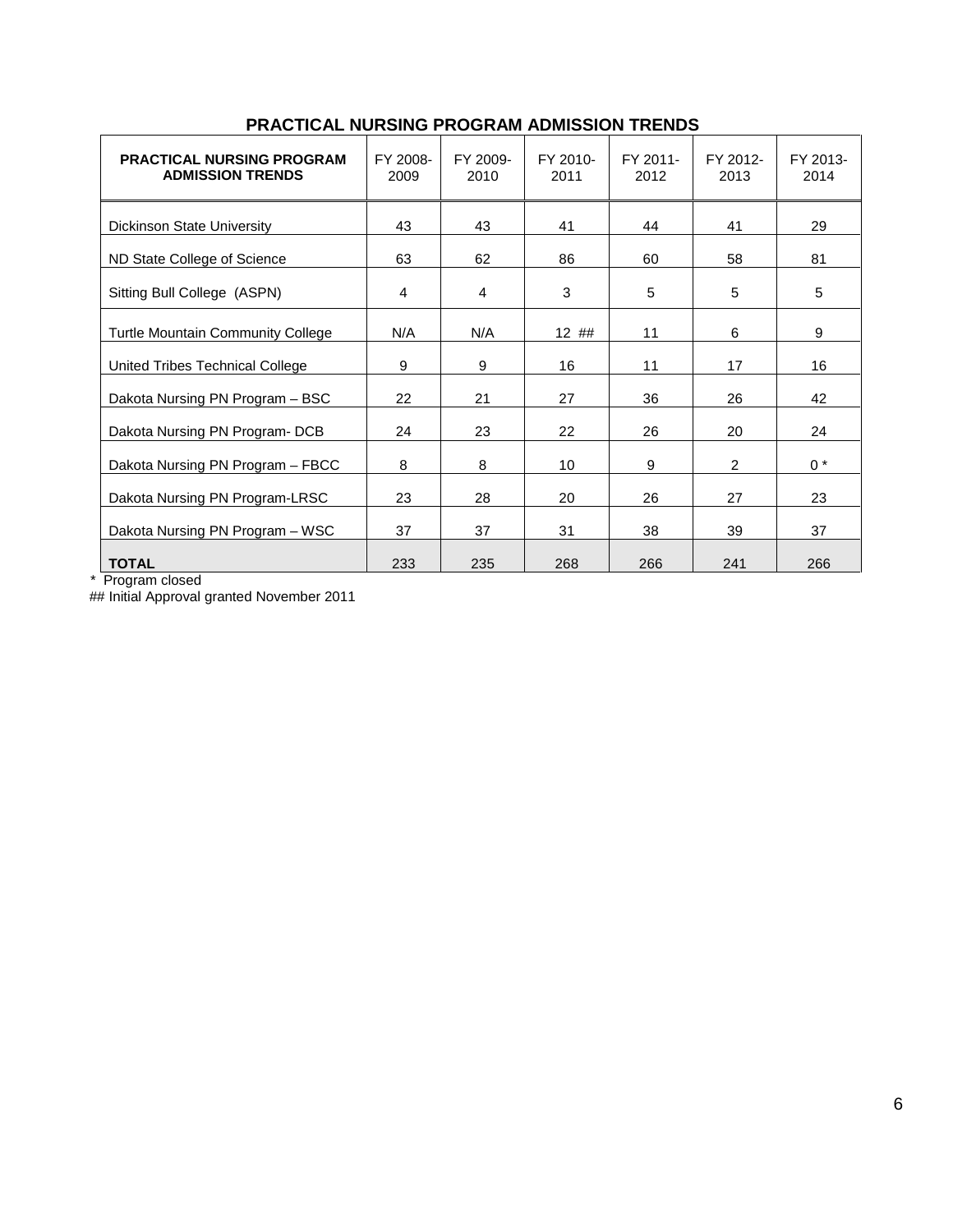## PRACTICAL NURSING PROGRAM ADMISSION TRENDS

| PRACTICAL NURSING PROGRAM ADMISSION TRENDS | FY 2008-2009 | FY 2009-2010 | FY 2010-2011 | FY 2011-2012 | FY 2012-2013 | FY 2013-2014 |
|---|---|---|---|---|---|---|
| Dickinson State University | 43 | 43 | 41 | 44 | 41 | 29 |
| ND State College of Science | 63 | 62 | 86 | 60 | 58 | 81 |
| Sitting Bull College (ASPN) | 4 | 4 | 3 | 5 | 5 | 5 |
| Turtle Mountain Community College | N/A | N/A | 12 ## | 11 | 6 | 9 |
| United Tribes Technical College | 9 | 9 | 16 | 11 | 17 | 16 |
| Dakota Nursing PN Program – BSC | 22 | 21 | 27 | 36 | 26 | 42 |
| Dakota Nursing PN Program- DCB | 24 | 23 | 22 | 26 | 20 | 24 |
| Dakota Nursing PN Program – FBCC | 8 | 8 | 10 | 9 | 2 | 0 * |
| Dakota Nursing PN Program-LRSC | 23 | 28 | 20 | 26 | 27 | 23 |
| Dakota Nursing PN Program – WSC | 37 | 37 | 31 | 38 | 39 | 37 |
| **TOTAL** | 233 | 235 | 268 | 266 | 241 | 266 |

\* Program closed

## Initial Approval granted November 2011

## PRACTICAL NURSING PROGRAM ADMISSION TRENDS

| PRACTICAL NURSING PROGRAM ADMISSION TRENDS | FY 2008-2009 | FY 2009-2010 | FY 2010-2011 | FY 2011-2012 | FY 2012-2013 | FY 2013-2014 |
|---|---|---|---|---|---|---|
| Dickinson State University | 43 | 43 | 41 | 44 | 41 | 29 |
| ND State College of Science | 63 | 62 | 86 | 60 | 58 | 81 |
| Sitting Bull College (ASPN) | 4 | 4 | 3 | 5 | 5 | 5 |
| Turtle Mountain Community College | N/A | N/A | 12 ## | 11 | 6 | 9 |
| United Tribes Technical College | 9 | 9 | 16 | 11 | 17 | 16 |
| Dakota Nursing PN Program – BSC | 22 | 21 | 27 | 36 | 26 | 42 |
| Dakota Nursing PN Program- DCB | 24 | 23 | 22 | 26 | 20 | 24 |
| Dakota Nursing PN Program – FBCC | 8 | 8 | 10 | 9 | 2 | 0 * |
| Dakota Nursing PN Program-LRSC | 23 | 28 | 20 | 26 | 27 | 23 |
| Dakota Nursing PN Program – WSC | 37 | 37 | 31 | 38 | 39 | 37 |
| **TOTAL** | 233 | 235 | 268 | 266 | 241 | 266 |

* Program closed

`##` Initial Approval granted November 2011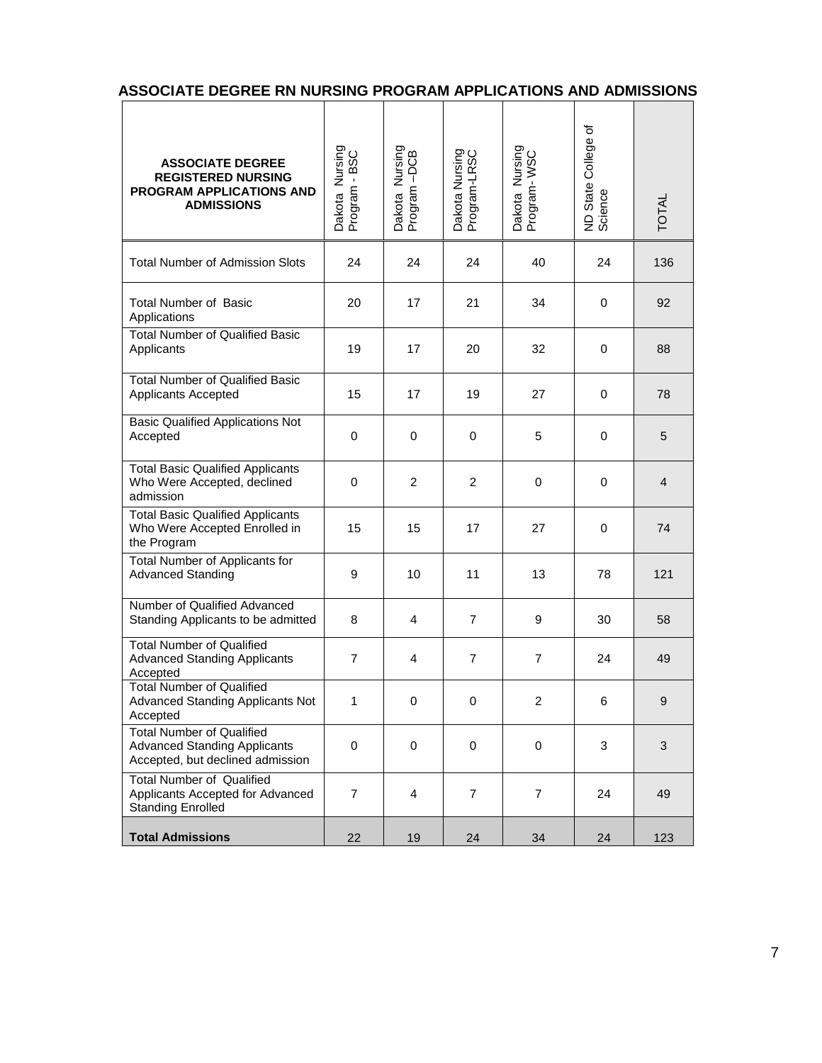## ASSOCIATE DEGREE RN NURSING PROGRAM APPLICATIONS AND ADMISSIONS

| ASSOCIATE DEGREE REGISTERED NURSING PROGRAM APPLICATIONS AND ADMISSIONS | Dakota Nursing Program - BSC | Dakota Nursing Program –DCB | Dakota Nursing Program-LRSC | Dakota Nursing Program- WSC | ND State College of Science | TOTAL |
|---|---|---|---|---|---|---|
| Total Number of Admission Slots | 24 | 24 | 24 | 40 | 24 | 136 |
| Total Number of Basic Applications | 20 | 17 | 21 | 34 | 0 | 92 |
| Total Number of Qualified Basic Applicants | 19 | 17 | 20 | 32 | 0 | 88 |
| Total Number of Qualified Basic Applicants Accepted | 15 | 17 | 19 | 27 | 0 | 78 |
| Basic Qualified Applications Not Accepted | 0 | 0 | 0 | 5 | 0 | 5 |
| Total Basic Qualified Applicants Who Were Accepted, declined admission | 0 | 2 | 2 | 0 | 0 | 4 |
| Total Basic Qualified Applicants Who Were Accepted Enrolled in the Program | 15 | 15 | 17 | 27 | 0 | 74 |
| Total Number of Applicants for Advanced Standing | 9 | 10 | 11 | 13 | 78 | 121 |
| Number of Qualified Advanced Standing Applicants to be admitted | 8 | 4 | 7 | 9 | 30 | 58 |
| Total Number of Qualified Advanced Standing Applicants Accepted | 7 | 4 | 7 | 7 | 24 | 49 |
| Total Number of Qualified Advanced Standing Applicants Not Accepted | 1 | 0 | 0 | 2 | 6 | 9 |
| Total Number of Qualified Advanced Standing Applicants Accepted, but declined admission | 0 | 0 | 0 | 0 | 3 | 3 |
| Total Number of Qualified Applicants Accepted for Advanced Standing Enrolled | 7 | 4 | 7 | 7 | 24 | 49 |
| **Total Admissions** | 22 | 19 | 24 | 34 | 24 | 123 |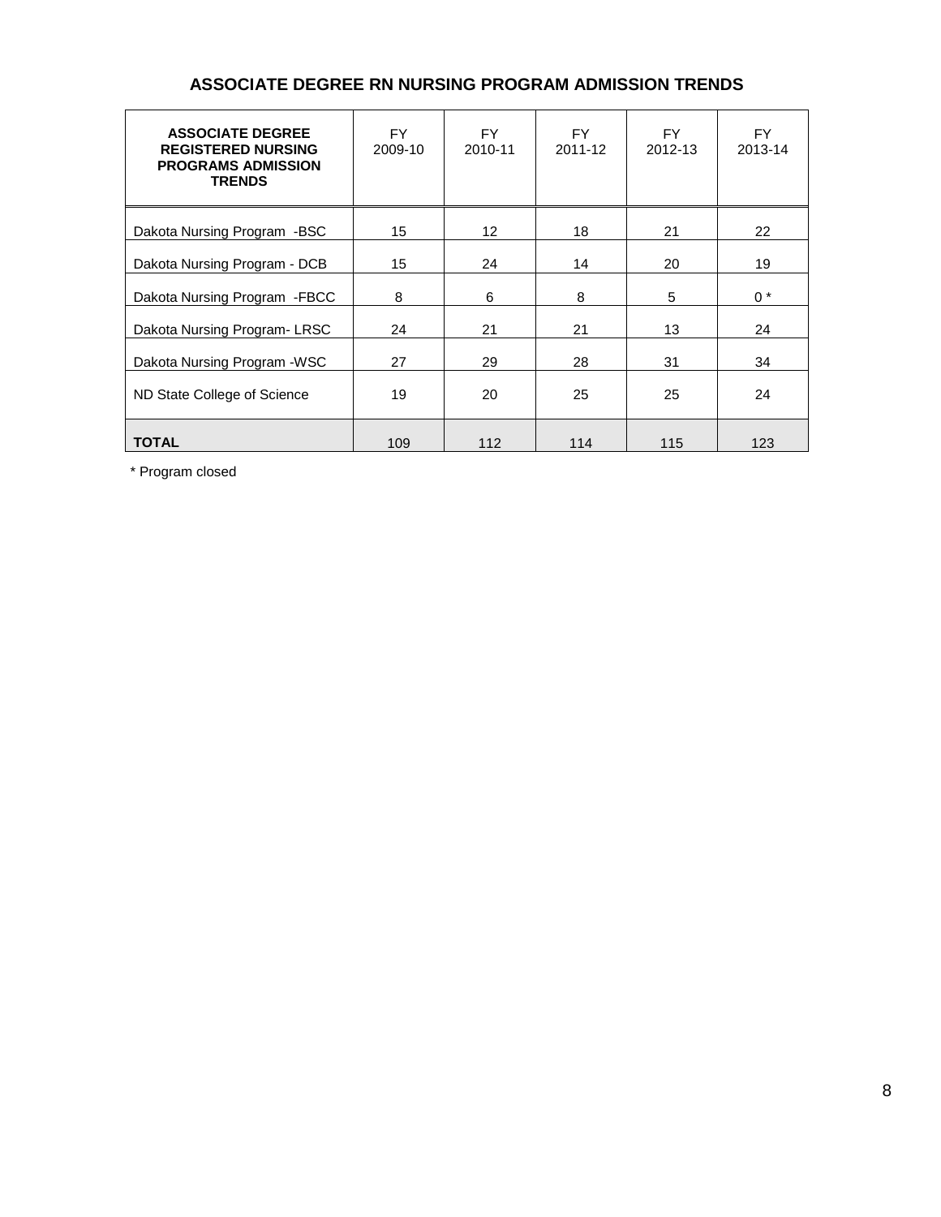## ASSOCIATE DEGREE RN NURSING PROGRAM ADMISSION TRENDS

| **ASSOCIATE DEGREE REGISTERED NURSING PROGRAMS ADMISSION TRENDS** | FY 2009-10 | FY 2010-11 | FY 2011-12 | FY 2012-13 | FY 2013-14 |
|---|---|---|---|---|---|
| Dakota Nursing Program -BSC | 15 | 12 | 18 | 21 | 22 |
| Dakota Nursing Program - DCB | 15 | 24 | 14 | 20 | 19 |
| Dakota Nursing Program -FBCC | 8 | 6 | 8 | 5 | 0 * |
| Dakota Nursing Program- LRSC | 24 | 21 | 21 | 13 | 24 |
| Dakota Nursing Program -WSC | 27 | 29 | 28 | 31 | 34 |
| ND State College of Science | 19 | 20 | 25 | 25 | 24 |
| **TOTAL** | 109 | 112 | 114 | 115 | 123 |

* Program closed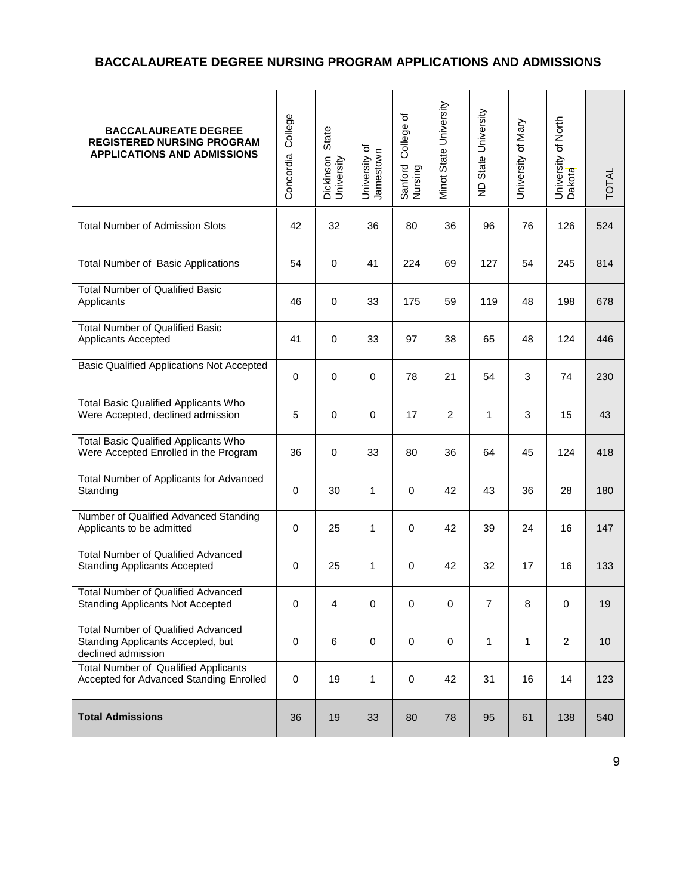## BACCALAUREATE DEGREE NURSING PROGRAM APPLICATIONS AND ADMISSIONS

| BACCALAUREATE DEGREE REGISTERED NURSING PROGRAM APPLICATIONS AND ADMISSIONS | Concordia College | Dickinson State University | University of Jamestown | Sanford College of Nursing | Minot State University | ND State University | University of Mary | University of North Dakota | TOTAL |
|---|---|---|---|---|---|---|---|---|---|
| Total Number of Admission Slots | 42 | 32 | 36 | 80 | 36 | 96 | 76 | 126 | 524 |
| Total Number of Basic Applications | 54 | 0 | 41 | 224 | 69 | 127 | 54 | 245 | 814 |
| Total Number of Qualified Basic Applicants | 46 | 0 | 33 | 175 | 59 | 119 | 48 | 198 | 678 |
| Total Number of Qualified Basic Applicants Accepted | 41 | 0 | 33 | 97 | 38 | 65 | 48 | 124 | 446 |
| Basic Qualified Applications Not Accepted | 0 | 0 | 0 | 78 | 21 | 54 | 3 | 74 | 230 |
| Total Basic Qualified Applicants Who Were Accepted, declined admission | 5 | 0 | 0 | 17 | 2 | 1 | 3 | 15 | 43 |
| Total Basic Qualified Applicants Who Were Accepted Enrolled in the Program | 36 | 0 | 33 | 80 | 36 | 64 | 45 | 124 | 418 |
| Total Number of Applicants for Advanced Standing | 0 | 30 | 1 | 0 | 42 | 43 | 36 | 28 | 180 |
| Number of Qualified Advanced Standing Applicants to be admitted | 0 | 25 | 1 | 0 | 42 | 39 | 24 | 16 | 147 |
| Total Number of Qualified Advanced Standing Applicants Accepted | 0 | 25 | 1 | 0 | 42 | 32 | 17 | 16 | 133 |
| Total Number of Qualified Advanced Standing Applicants Not Accepted | 0 | 4 | 0 | 0 | 0 | 7 | 8 | 0 | 19 |
| Total Number of Qualified Advanced Standing Applicants Accepted, but declined admission | 0 | 6 | 0 | 0 | 0 | 1 | 1 | 2 | 10 |
| Total Number of Qualified Applicants Accepted for Advanced Standing Enrolled | 0 | 19 | 1 | 0 | 42 | 31 | 16 | 14 | 123 |
| **Total Admissions** | 36 | 19 | 33 | 80 | 78 | 95 | 61 | 138 | 540 |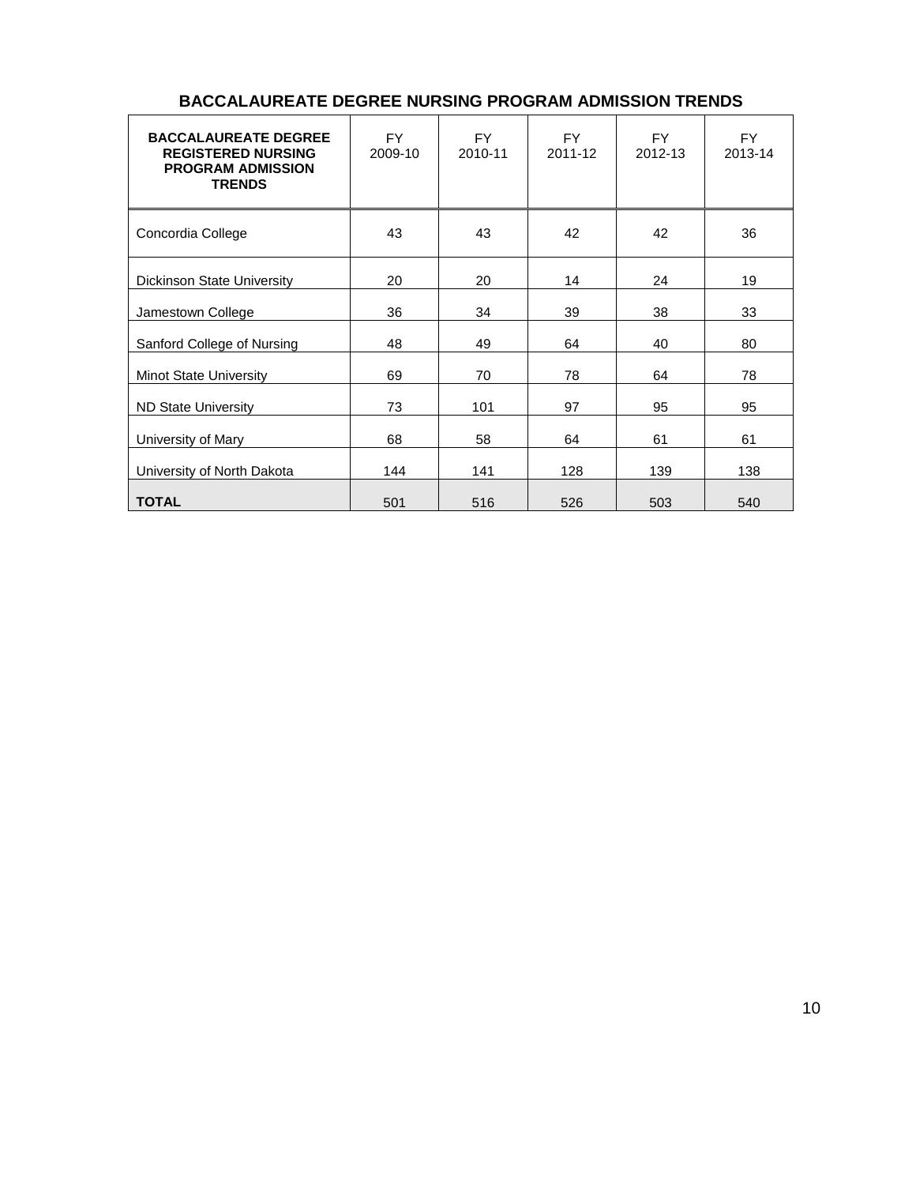## BACCALAUREATE DEGREE NURSING PROGRAM ADMISSION TRENDS

| **BACCALAUREATE DEGREE REGISTERED NURSING PROGRAM ADMISSION TRENDS** | FY 2009-10 | FY 2010-11 | FY 2011-12 | FY 2012-13 | FY 2013-14 |
|---|---|---|---|---|---|
| Concordia College | 43 | 43 | 42 | 42 | 36 |
| Dickinson State University | 20 | 20 | 14 | 24 | 19 |
| Jamestown College | 36 | 34 | 39 | 38 | 33 |
| Sanford College of Nursing | 48 | 49 | 64 | 40 | 80 |
| Minot State University | 69 | 70 | 78 | 64 | 78 |
| ND State University | 73 | 101 | 97 | 95 | 95 |
| University of Mary | 68 | 58 | 64 | 61 | 61 |
| University of North Dakota | 144 | 141 | 128 | 139 | 138 |
| **TOTAL** | 501 | 516 | 526 | 503 | 540 |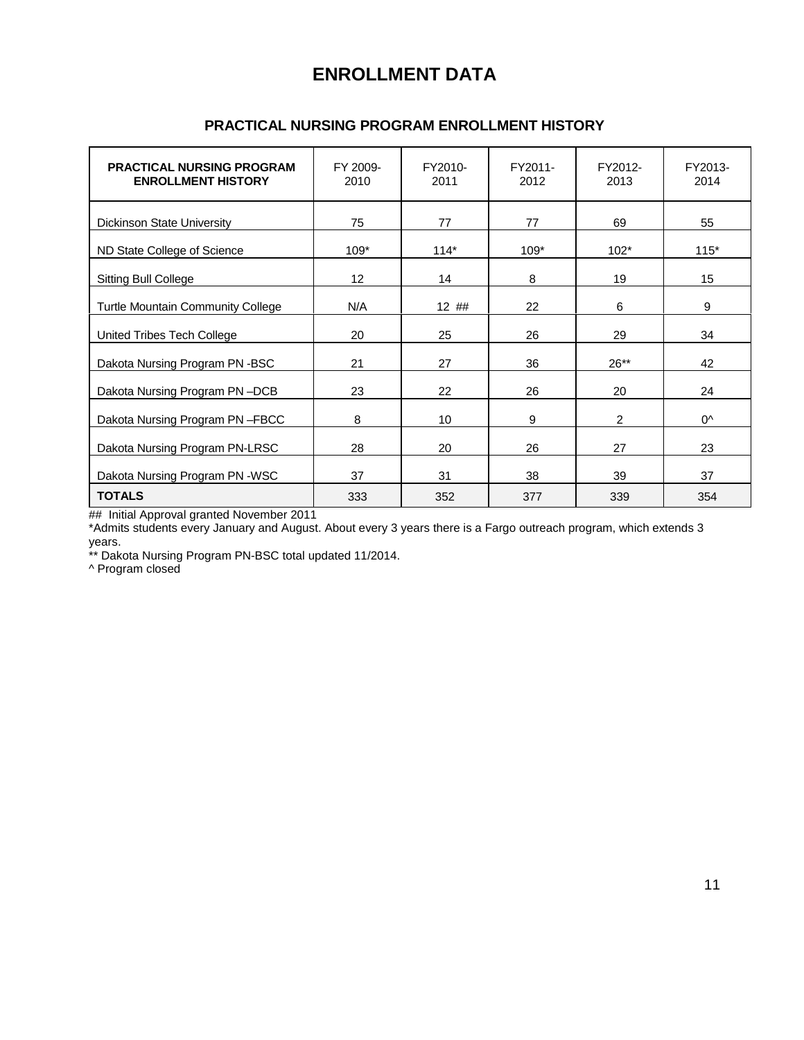# ENROLLMENT DATA

## PRACTICAL NURSING PROGRAM ENROLLMENT HISTORY

| PRACTICAL NURSING PROGRAM ENROLLMENT HISTORY | FY 2009-2010 | FY2010-2011 | FY2011-2012 | FY2012-2013 | FY2013-2014 |
|---|---|---|---|---|---|
| Dickinson State University | 75 | 77 | 77 | 69 | 55 |
| ND State College of Science | 109* | 114* | 109* | 102* | 115* |
| Sitting Bull College | 12 | 14 | 8 | 19 | 15 |
| Turtle Mountain Community College | N/A | 12 ## | 22 | 6 | 9 |
| United Tribes Tech College | 20 | 25 | 26 | 29 | 34 |
| Dakota Nursing Program PN -BSC | 21 | 27 | 36 | 26** | 42 |
| Dakota Nursing Program PN –DCB | 23 | 22 | 26 | 20 | 24 |
| Dakota Nursing Program PN –FBCC | 8 | 10 | 9 | 2 | 0^ |
| Dakota Nursing Program PN-LRSC | 28 | 20 | 26 | 27 | 23 |
| Dakota Nursing Program PN -WSC | 37 | 31 | 38 | 39 | 37 |
| **TOTALS** | 333 | 352 | 377 | 339 | 354 |

## Initial Approval granted November 2011

*Admits students every January and August. About every 3 years there is a Fargo outreach program, which extends 3 years.

** Dakota Nursing Program PN-BSC total updated 11/2014.

^ Program closed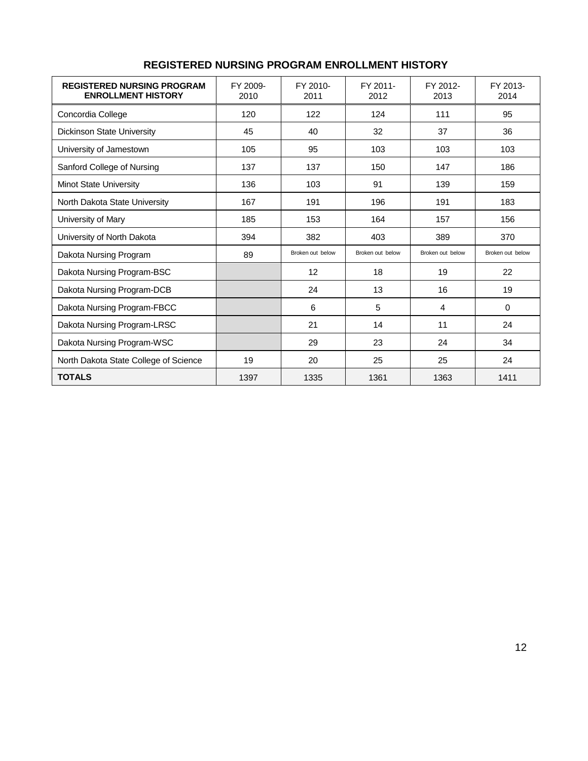## REGISTERED NURSING PROGRAM ENROLLMENT HISTORY

| REGISTERED NURSING PROGRAM ENROLLMENT HISTORY | FY 2009-2010 | FY 2010-2011 | FY 2011-2012 | FY 2012-2013 | FY 2013-2014 |
|---|---|---|---|---|---|
| Concordia College | 120 | 122 | 124 | 111 | 95 |
| Dickinson State University | 45 | 40 | 32 | 37 | 36 |
| University of Jamestown | 105 | 95 | 103 | 103 | 103 |
| Sanford College of Nursing | 137 | 137 | 150 | 147 | 186 |
| Minot State University | 136 | 103 | 91 | 139 | 159 |
| North Dakota State University | 167 | 191 | 196 | 191 | 183 |
| University of Mary | 185 | 153 | 164 | 157 | 156 |
| University of North Dakota | 394 | 382 | 403 | 389 | 370 |
| Dakota Nursing Program | 89 | Broken out below | Broken out below | Broken out below | Broken out below |
| Dakota Nursing Program-BSC | | 12 | 18 | 19 | 22 |
| Dakota Nursing Program-DCB | | 24 | 13 | 16 | 19 |
| Dakota Nursing Program-FBCC | | 6 | 5 | 4 | 0 |
| Dakota Nursing Program-LRSC | | 21 | 14 | 11 | 24 |
| Dakota Nursing Program-WSC | | 29 | 23 | 24 | 34 |
| North Dakota State College of Science | 19 | 20 | 25 | 25 | 24 |
| **TOTALS** | 1397 | 1335 | 1361 | 1363 | 1411 |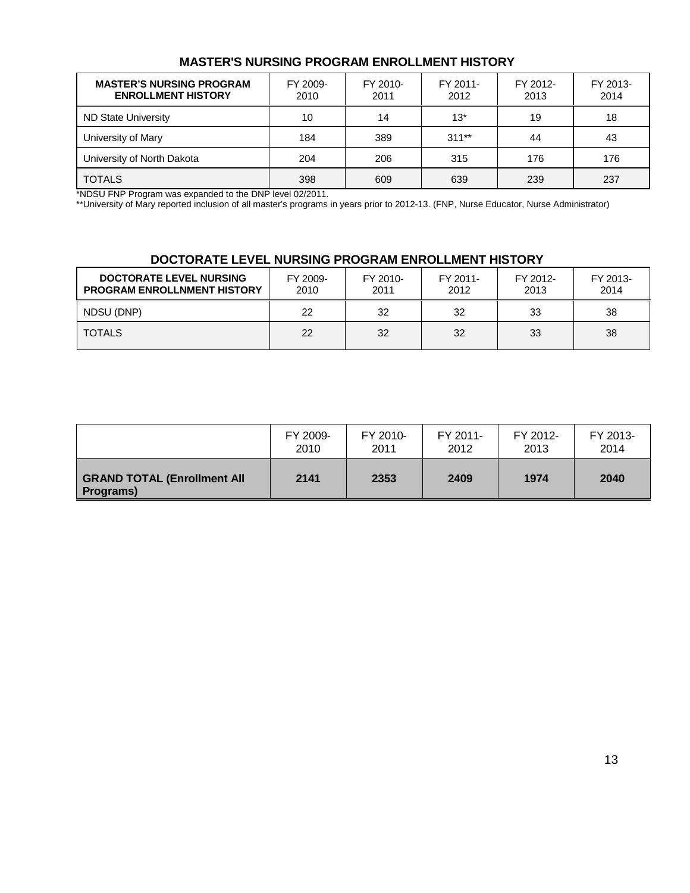## MASTER'S NURSING PROGRAM ENROLLMENT HISTORY

| MASTER'S NURSING PROGRAM ENROLLMENT HISTORY | FY 2009-2010 | FY 2010-2011 | FY 2011-2012 | FY 2012-2013 | FY 2013-2014 |
|---|---|---|---|---|---|
| ND State University | 10 | 14 | 13* | 19 | 18 |
| University of Mary | 184 | 389 | 311** | 44 | 43 |
| University of North Dakota | 204 | 206 | 315 | 176 | 176 |
| TOTALS | 398 | 609 | 639 | 239 | 237 |

*NDSU FNP Program was expanded to the DNP level 02/2011.
**University of Mary reported inclusion of all master's programs in years prior to 2012-13. (FNP, Nurse Educator, Nurse Administrator)

## DOCTORATE LEVEL NURSING PROGRAM ENROLLMENT HISTORY

| DOCTORATE LEVEL NURSING PROGRAM ENROLLNMENT HISTORY | FY 2009-2010 | FY 2010-2011 | FY 2011-2012 | FY 2012-2013 | FY 2013-2014 |
|---|---|---|---|---|---|
| NDSU (DNP) | 22 | 32 | 32 | 33 | 38 |
| TOTALS | 22 | 32 | 32 | 33 | 38 |

| | FY 2009-2010 | FY 2010-2011 | FY 2011-2012 | FY 2012-2013 | FY 2013-2014 |
|---|---|---|---|---|---|
| **GRAND TOTAL (Enrollment All Programs)** | **2141** | **2353** | **2409** | **1974** | **2040** |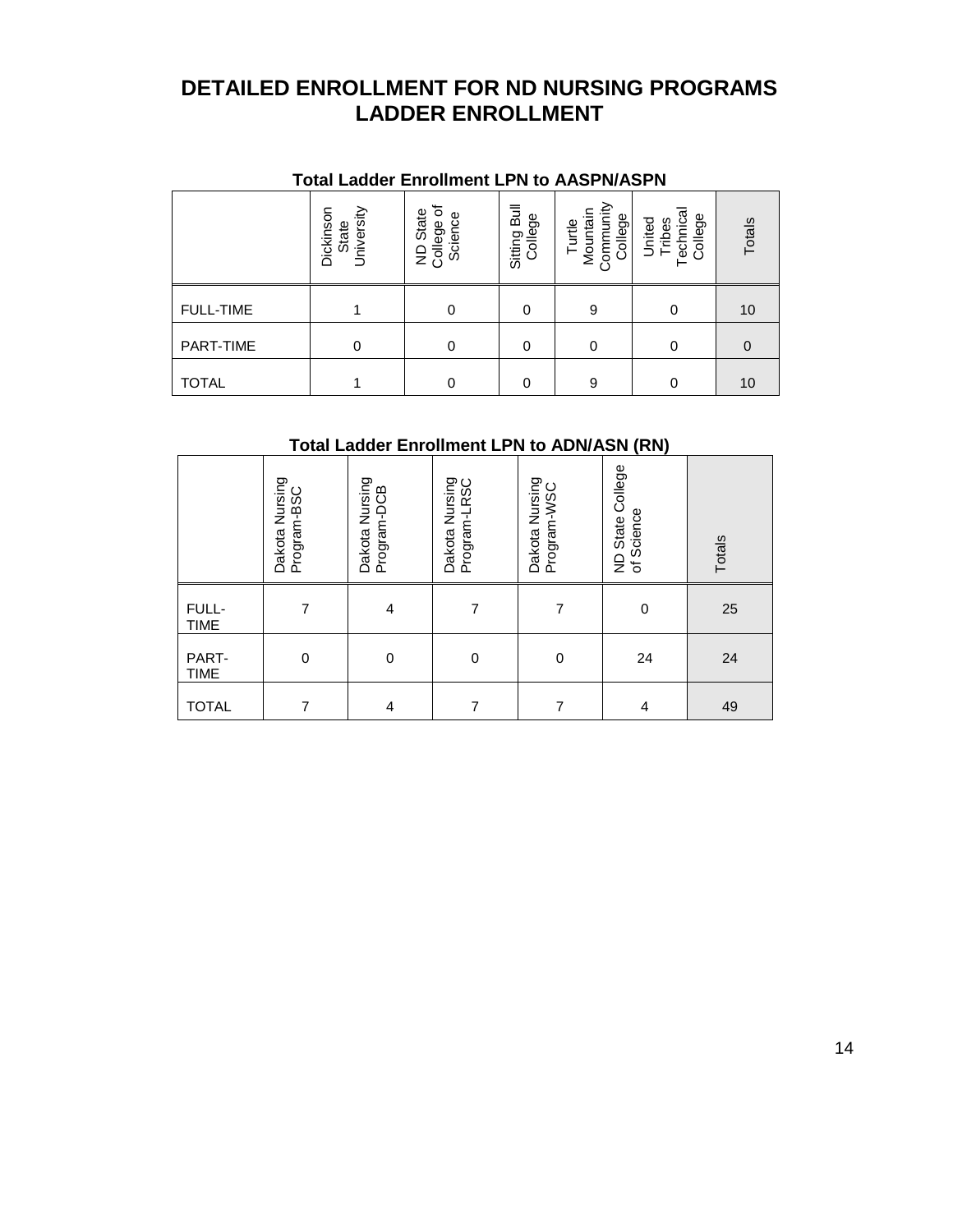# DETAILED ENROLLMENT FOR ND NURSING PROGRAMS
# LADDER ENROLLMENT

### Total Ladder Enrollment LPN to AASPN/ASPN

| | Dickinson State University | ND State College of Science | Sitting Bull College | Turtle Mountain Community College | United Tribes Technical College | Totals |
|---|---|---|---|---|---|---|
| FULL-TIME | 1 | 0 | 0 | 9 | 0 | 10 |
| PART-TIME | 0 | 0 | 0 | 0 | 0 | 0 |
| TOTAL | 1 | 0 | 0 | 9 | 0 | 10 |

### Total Ladder Enrollment LPN to ADN/ASN (RN)

| | Dakota Nursing Program-BSC | Dakota Nursing Program-DCB | Dakota Nursing Program-LRSC | Dakota Nursing Program-WSC | ND State College of Science | Totals |
|---|---|---|---|---|---|---|
| FULL-TIME | 7 | 4 | 7 | 7 | 0 | 25 |
| PART-TIME | 0 | 0 | 0 | 0 | 24 | 24 |
| TOTAL | 7 | 4 | 7 | 7 | 4 | 49 |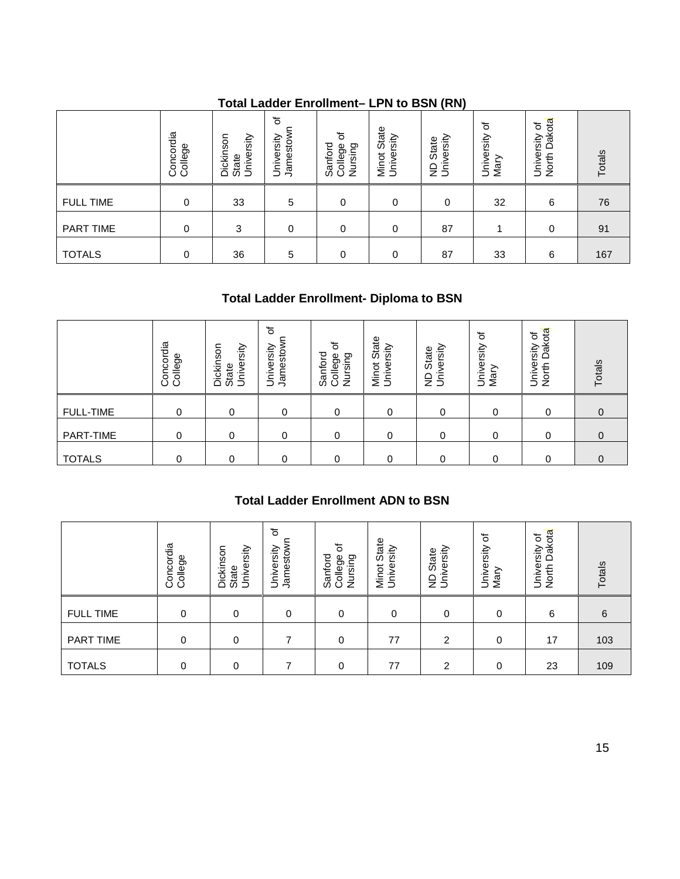## Total Ladder Enrollment– LPN to BSN (RN)

| | Concordia College | Dickinson State University | University of Jamestown | Sanford College of Nursing | Minot State University | ND State University | University of Mary | University of North Dakota | Totals |
|---|---|---|---|---|---|---|---|---|---|
| FULL TIME | 0 | 33 | 5 | 0 | 0 | 0 | 32 | 6 | 76 |
| PART TIME | 0 | 3 | 0 | 0 | 0 | 87 | 1 | 0 | 91 |
| TOTALS | 0 | 36 | 5 | 0 | 0 | 87 | 33 | 6 | 167 |

## Total Ladder Enrollment- Diploma to BSN

| | Concordia College | Dickinson State University | University of Jamestown | Sanford College of Nursing | Minot State University | ND State University | University of Mary | University of North Dakota | Totals |
|---|---|---|---|---|---|---|---|---|---|
| FULL-TIME | 0 | 0 | 0 | 0 | 0 | 0 | 0 | 0 | 0 |
| PART-TIME | 0 | 0 | 0 | 0 | 0 | 0 | 0 | 0 | 0 |
| TOTALS | 0 | 0 | 0 | 0 | 0 | 0 | 0 | 0 | 0 |

## Total Ladder Enrollment ADN to BSN

| | Concordia College | Dickinson State University | University of Jamestown | Sanford College of Nursing | Minot State University | ND State University | University of Mary | University of North Dakota | Totals |
|---|---|---|---|---|---|---|---|---|---|
| FULL TIME | 0 | 0 | 0 | 0 | 0 | 0 | 0 | 6 | 6 |
| PART TIME | 0 | 0 | 7 | 0 | 77 | 2 | 0 | 17 | 103 |
| TOTALS | 0 | 0 | 7 | 0 | 77 | 2 | 0 | 23 | 109 |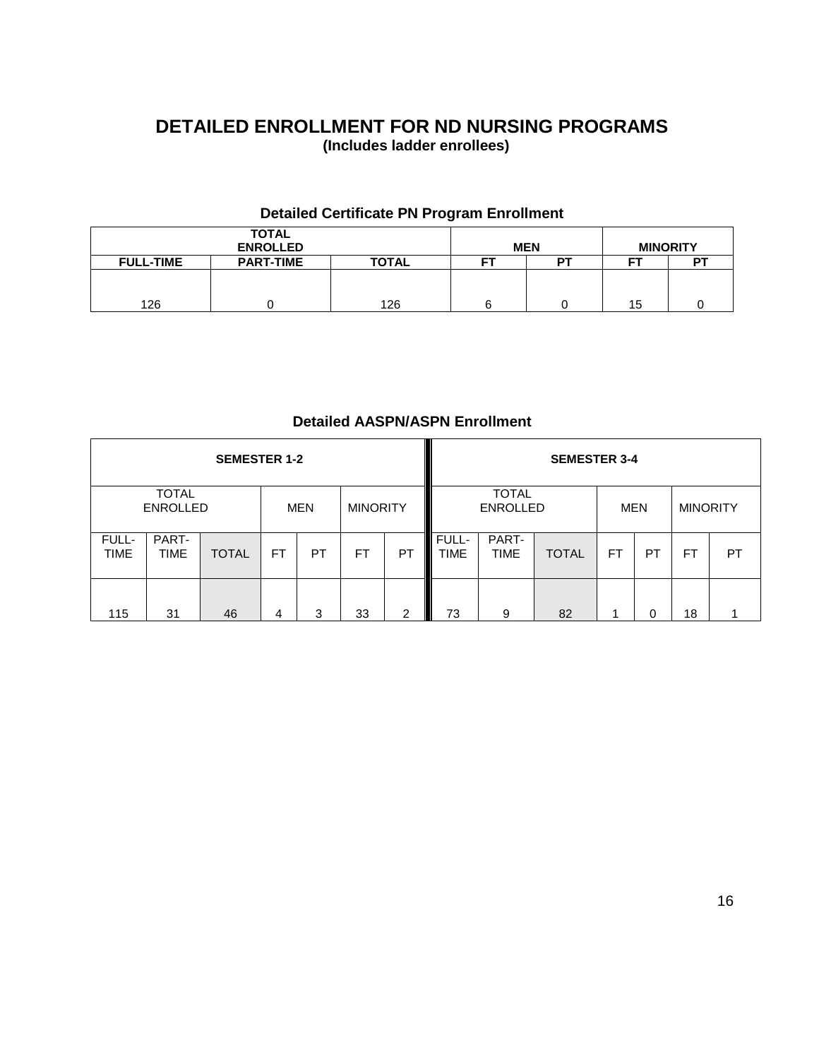# DETAILED ENROLLMENT FOR ND NURSING PROGRAMS

**(Includes ladder enrollees)**

## Detailed Certificate PN Program Enrollment

| TOTAL ENROLLED | | | MEN | | MINORITY | |
|---|---|---|---|---|---|---|
| FULL-TIME | PART-TIME | TOTAL | FT | PT | FT | PT |
| 126 | 0 | 126 | 6 | 0 | 15 | 0 |

## Detailed AASPN/ASPN Enrollment

| SEMESTER 1-2 | | | | | | | SEMESTER 3-4 | | | | | | |
|---|---|---|---|---|---|---|---|---|---|---|---|---|---|
| TOTAL ENROLLED | | | MEN | | MINORITY | | TOTAL ENROLLED | | | MEN | | MINORITY | |
| FULL-TIME | PART-TIME | TOTAL | FT | PT | FT | PT | FULL-TIME | PART-TIME | TOTAL | FT | PT | FT | PT |
| 115 | 31 | 46 | 4 | 3 | 33 | 2 | 73 | 9 | 82 | 1 | 0 | 18 | 1 |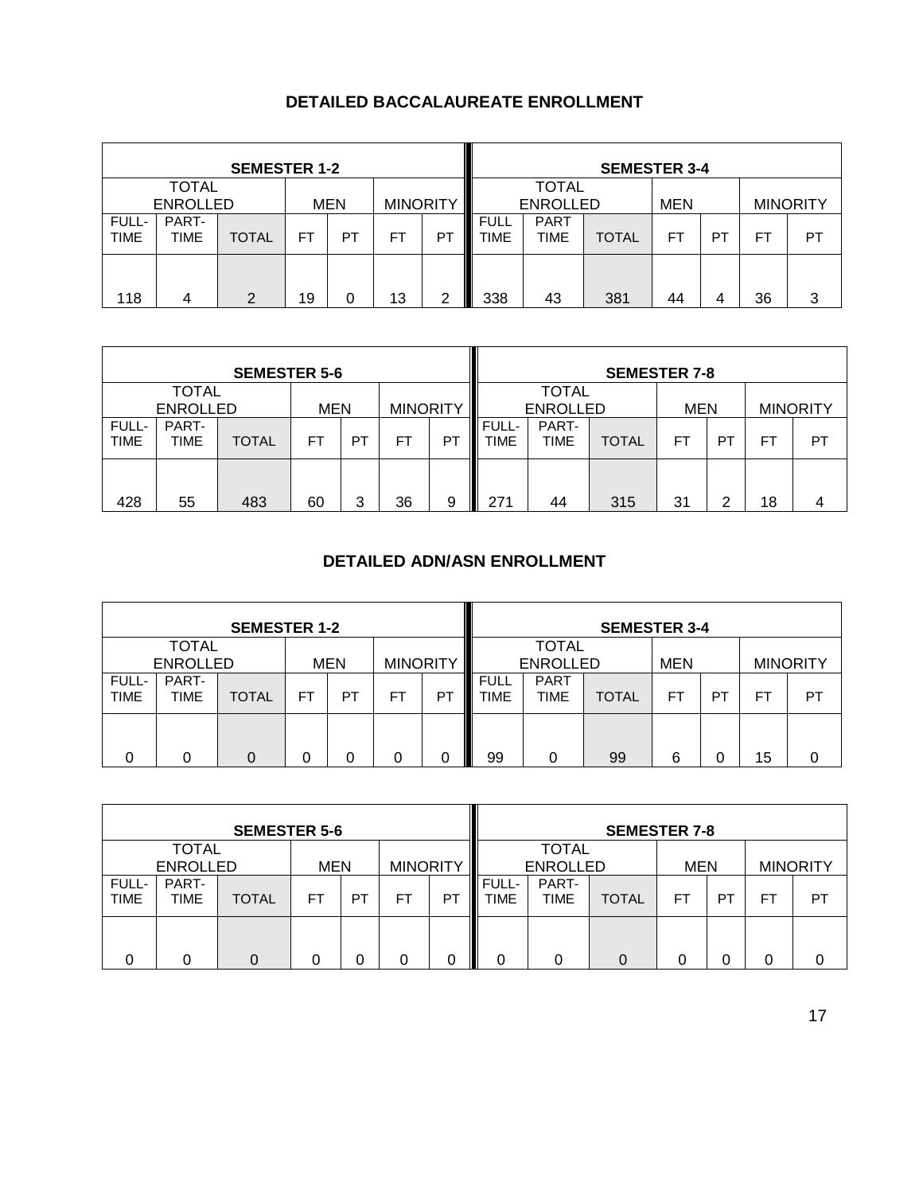## DETAILED BACCALAUREATE ENROLLMENT

| SEMESTER 1-2 | | | | | | | SEMESTER 3-4 | | | | | | |
|---|---|---|---|---|---|---|---|---|---|---|---|---|---|
| TOTAL ENROLLED | | | MEN | | MINORITY | | TOTAL ENROLLED | | | MEN | | MINORITY | |
| FULL-TIME | PART-TIME | TOTAL | FT | PT | FT | PT | FULL TIME | PART TIME | TOTAL | FT | PT | FT | PT |
| 118 | 4 | 2 | 19 | 0 | 13 | 2 | 338 | 43 | 381 | 44 | 4 | 36 | 3 |

| SEMESTER 5-6 | | | | | | | SEMESTER 7-8 | | | | | | |
|---|---|---|---|---|---|---|---|---|---|---|---|---|---|
| TOTAL ENROLLED | | | MEN | | MINORITY | | TOTAL ENROLLED | | | MEN | | MINORITY | |
| FULL-TIME | PART-TIME | TOTAL | FT | PT | FT | PT | FULL-TIME | PART-TIME | TOTAL | FT | PT | FT | PT |
| 428 | 55 | 483 | 60 | 3 | 36 | 9 | 271 | 44 | 315 | 31 | 2 | 18 | 4 |

## DETAILED ADN/ASN ENROLLMENT

| SEMESTER 1-2 | | | | | | | SEMESTER 3-4 | | | | | | |
|---|---|---|---|---|---|---|---|---|---|---|---|---|---|
| TOTAL ENROLLED | | | MEN | | MINORITY | | TOTAL ENROLLED | | | MEN | | MINORITY | |
| FULL-TIME | PART-TIME | TOTAL | FT | PT | FT | PT | FULL TIME | PART TIME | TOTAL | FT | PT | FT | PT |
| 0 | 0 | 0 | 0 | 0 | 0 | 0 | 99 | 0 | 99 | 6 | 0 | 15 | 0 |

| SEMESTER 5-6 | | | | | | | SEMESTER 7-8 | | | | | | |
|---|---|---|---|---|---|---|---|---|---|---|---|---|---|
| TOTAL ENROLLED | | | MEN | | MINORITY | | TOTAL ENROLLED | | | MEN | | MINORITY | |
| FULL-TIME | PART-TIME | TOTAL | FT | PT | FT | PT | FULL-TIME | PART-TIME | TOTAL | FT | PT | FT | PT |
| 0 | 0 | 0 | 0 | 0 | 0 | 0 | 0 | 0 | 0 | 0 | 0 | 0 | 0 |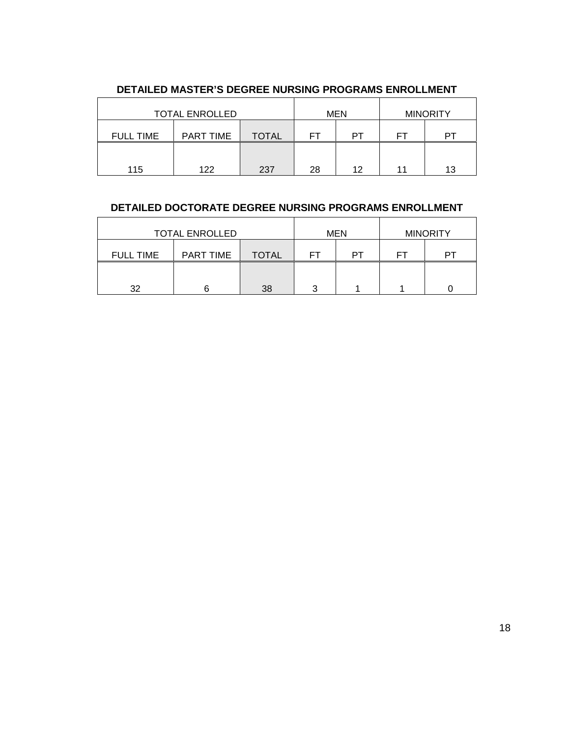### DETAILED MASTER'S DEGREE NURSING PROGRAMS ENROLLMENT

| TOTAL ENROLLED | | | MEN | | MINORITY | |
|---|---|---|---|---|---|---|
| FULL TIME | PART TIME | TOTAL | FT | PT | FT | PT |
| 115 | 122 | 237 | 28 | 12 | 11 | 13 |

### DETAILED DOCTORATE DEGREE NURSING PROGRAMS ENROLLMENT

| TOTAL ENROLLED | | | MEN | | MINORITY | |
|---|---|---|---|---|---|---|
| FULL TIME | PART TIME | TOTAL | FT | PT | FT | PT |
| 32 | 6 | 38 | 3 | 1 | 1 | 0 |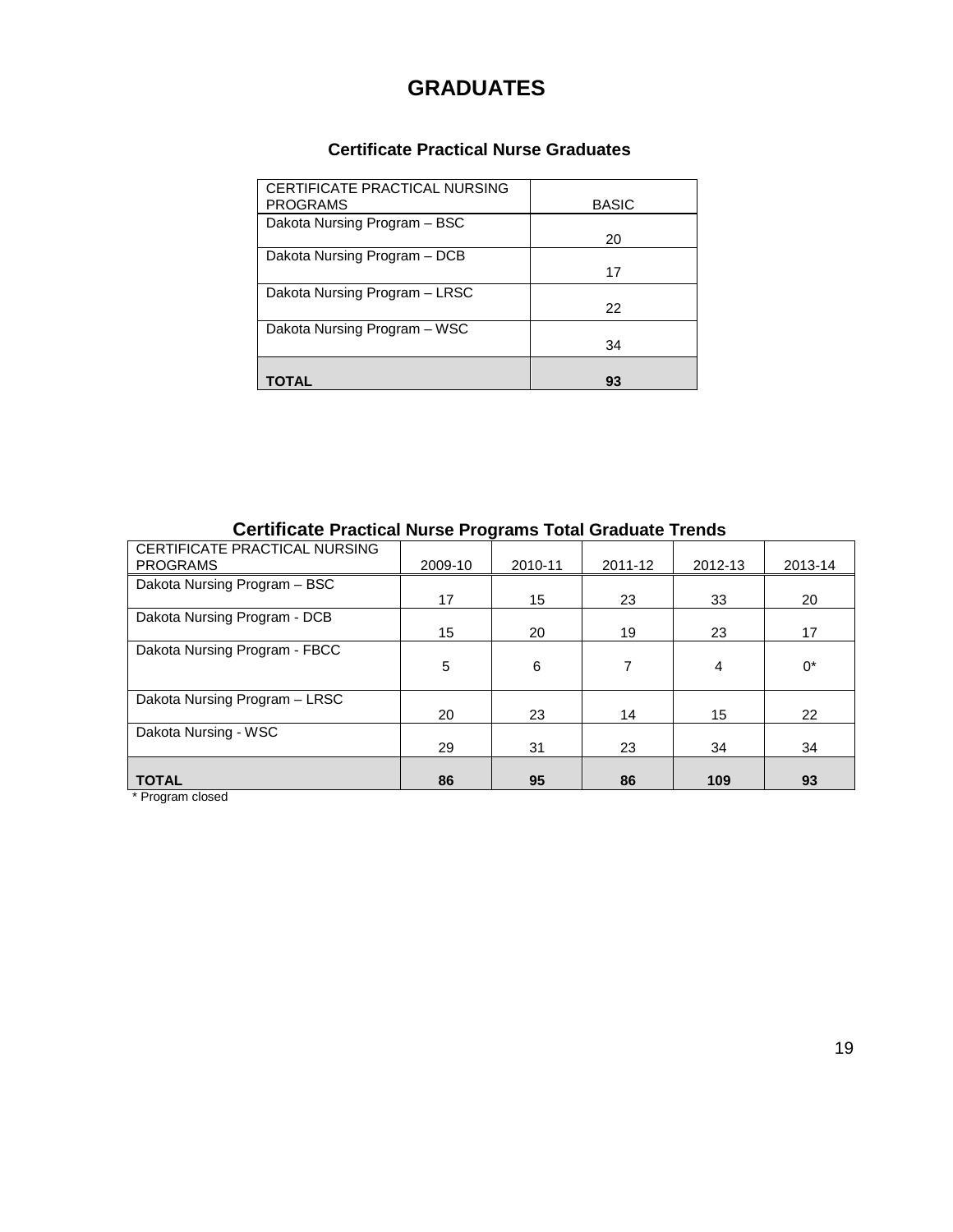# GRADUATES

### Certificate Practical Nurse Graduates

| CERTIFICATE PRACTICAL NURSING PROGRAMS | BASIC |
|---|---|
| Dakota Nursing Program – BSC | 20 |
| Dakota Nursing Program – DCB | 17 |
| Dakota Nursing Program – LRSC | 22 |
| Dakota Nursing Program – WSC | 34 |
| **TOTAL** | **93** |

### Certificate Practical Nurse Programs Total Graduate Trends

| CERTIFICATE PRACTICAL NURSING PROGRAMS | 2009-10 | 2010-11 | 2011-12 | 2012-13 | 2013-14 |
|---|---|---|---|---|---|
| Dakota Nursing Program – BSC | 17 | 15 | 23 | 33 | 20 |
| Dakota Nursing Program - DCB | 15 | 20 | 19 | 23 | 17 |
| Dakota Nursing Program - FBCC | 5 | 6 | 7 | 4 | 0* |
| Dakota Nursing Program – LRSC | 20 | 23 | 14 | 15 | 22 |
| Dakota Nursing - WSC | 29 | 31 | 23 | 34 | 34 |
| **TOTAL** | **86** | **95** | **86** | **109** | **93** |

* Program closed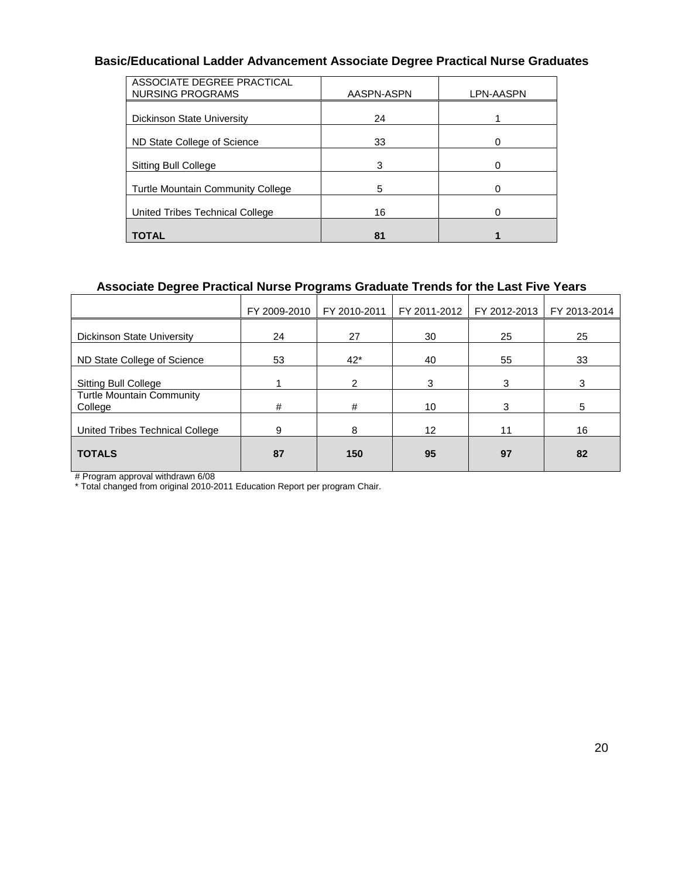## Basic/Educational Ladder Advancement Associate Degree Practical Nurse Graduates

| ASSOCIATE DEGREE PRACTICAL NURSING PROGRAMS | AASPN-ASPN | LPN-AASPN |
|---|---|---|
| Dickinson State University | 24 | 1 |
| ND State College of Science | 33 | 0 |
| Sitting Bull College | 3 | 0 |
| Turtle Mountain Community College | 5 | 0 |
| United Tribes Technical College | 16 | 0 |
| **TOTAL** | **81** | **1** |

## Associate Degree Practical Nurse Programs Graduate Trends for the Last Five Years

| | FY 2009-2010 | FY 2010-2011 | FY 2011-2012 | FY 2012-2013 | FY 2013-2014 |
|---|---|---|---|---|---|
| Dickinson State University | 24 | 27 | 30 | 25 | 25 |
| ND State College of Science | 53 | 42* | 40 | 55 | 33 |
| Sitting Bull College | 1 | 2 | 3 | 3 | 3 |
| Turtle Mountain Community College | # | # | 10 | 3 | 5 |
| United Tribes Technical College | 9 | 8 | 12 | 11 | 16 |
| **TOTALS** | **87** | **150** | **95** | **97** | **82** |

# Program approval withdrawn 6/08
* Total changed from original 2010-2011 Education Report per program Chair.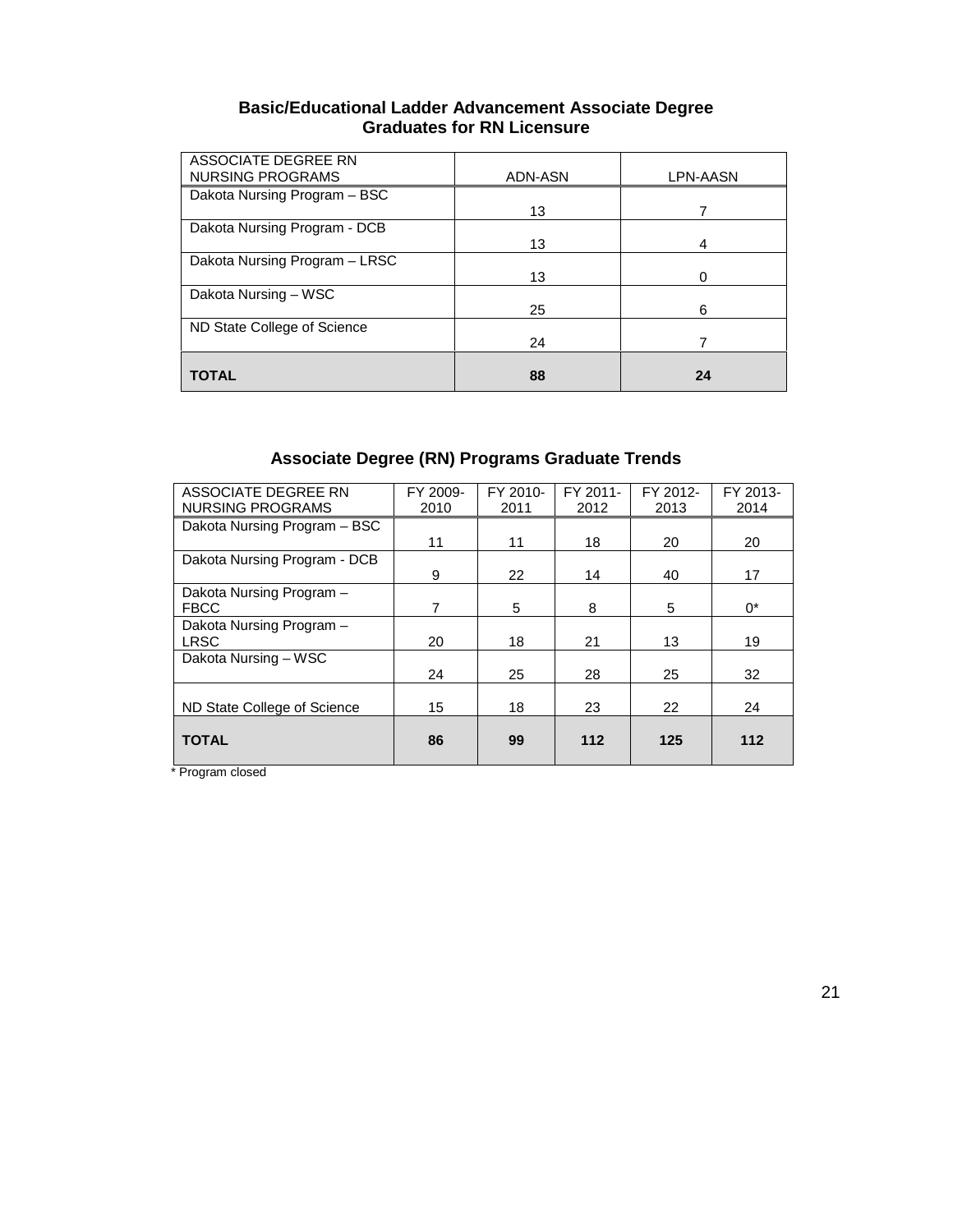### Basic/Educational Ladder Advancement Associate Degree Graduates for RN Licensure

| ASSOCIATE DEGREE RN NURSING PROGRAMS | ADN-ASN | LPN-AASN |
|---|---|---|
| Dakota Nursing Program – BSC | 13 | 7 |
| Dakota Nursing Program - DCB | 13 | 4 |
| Dakota Nursing Program – LRSC | 13 | 0 |
| Dakota Nursing – WSC | 25 | 6 |
| ND State College of Science | 24 | 7 |
| **TOTAL** | **88** | **24** |

### Associate Degree (RN) Programs Graduate Trends

| ASSOCIATE DEGREE RN NURSING PROGRAMS | FY 2009-2010 | FY 2010-2011 | FY 2011-2012 | FY 2012-2013 | FY 2013-2014 |
|---|---|---|---|---|---|
| Dakota Nursing Program – BSC | 11 | 11 | 18 | 20 | 20 |
| Dakota Nursing Program - DCB | 9 | 22 | 14 | 40 | 17 |
| Dakota Nursing Program – FBCC | 7 | 5 | 8 | 5 | 0* |
| Dakota Nursing Program – LRSC | 20 | 18 | 21 | 13 | 19 |
| Dakota Nursing – WSC | 24 | 25 | 28 | 25 | 32 |
| ND State College of Science | 15 | 18 | 23 | 22 | 24 |
| **TOTAL** | **86** | **99** | **112** | **125** | **112** |

* Program closed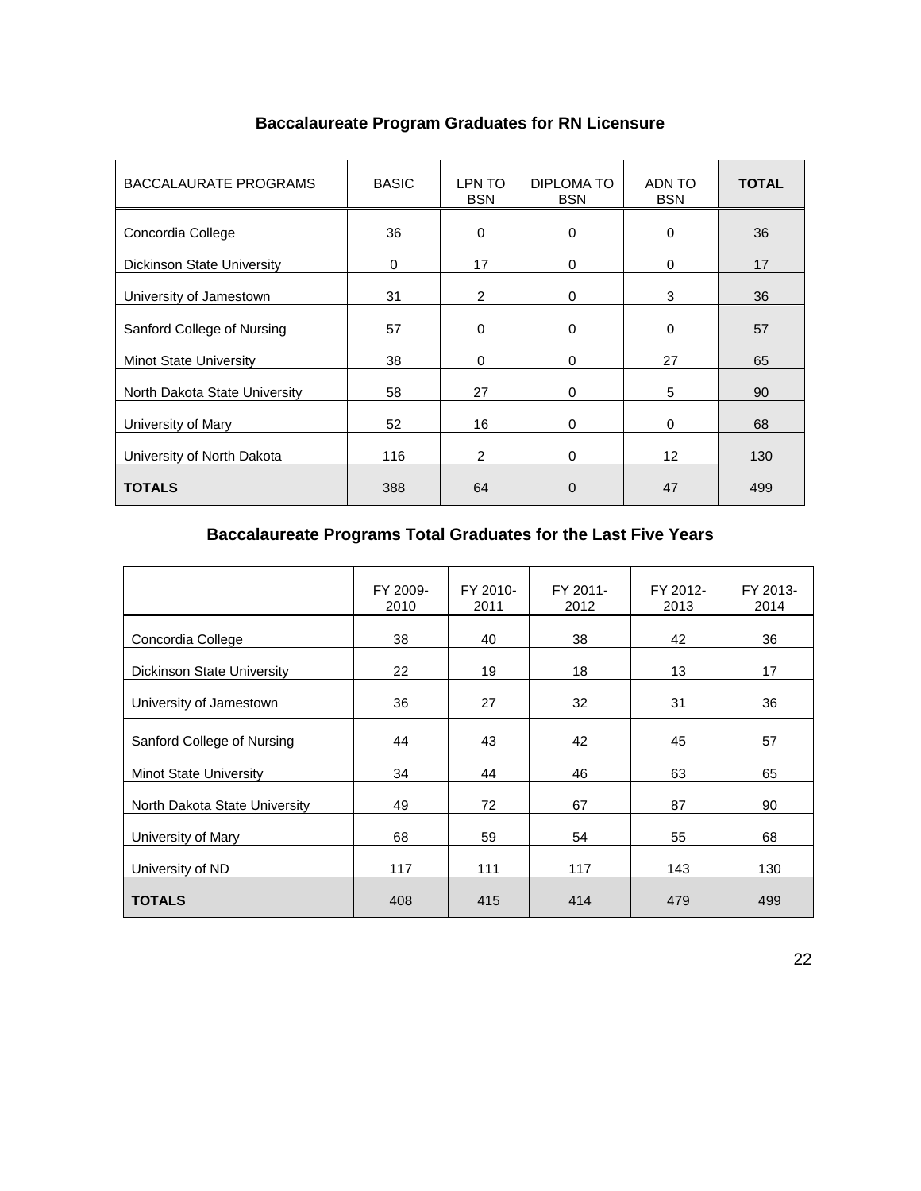## Baccalaureate Program Graduates for RN Licensure

| BACCALAURATE PROGRAMS | BASIC | LPN TO BSN | DIPLOMA TO BSN | ADN TO BSN | **TOTAL** |
|---|---|---|---|---|---|
| Concordia College | 36 | 0 | 0 | 0 | 36 |
| Dickinson State University | 0 | 17 | 0 | 0 | 17 |
| University of Jamestown | 31 | 2 | 0 | 3 | 36 |
| Sanford College of Nursing | 57 | 0 | 0 | 0 | 57 |
| Minot State University | 38 | 0 | 0 | 27 | 65 |
| North Dakota State University | 58 | 27 | 0 | 5 | 90 |
| University of Mary | 52 | 16 | 0 | 0 | 68 |
| University of North Dakota | 116 | 2 | 0 | 12 | 130 |
| **TOTALS** | 388 | 64 | 0 | 47 | 499 |

## Baccalaureate Programs Total Graduates for the Last Five Years

| | FY 2009-2010 | FY 2010-2011 | FY 2011-2012 | FY 2012-2013 | FY 2013-2014 |
|---|---|---|---|---|---|
| Concordia College | 38 | 40 | 38 | 42 | 36 |
| Dickinson State University | 22 | 19 | 18 | 13 | 17 |
| University of Jamestown | 36 | 27 | 32 | 31 | 36 |
| Sanford College of Nursing | 44 | 43 | 42 | 45 | 57 |
| Minot State University | 34 | 44 | 46 | 63 | 65 |
| North Dakota State University | 49 | 72 | 67 | 87 | 90 |
| University of Mary | 68 | 59 | 54 | 55 | 68 |
| University of ND | 117 | 111 | 117 | 143 | 130 |
| **TOTALS** | 408 | 415 | 414 | 479 | 499 |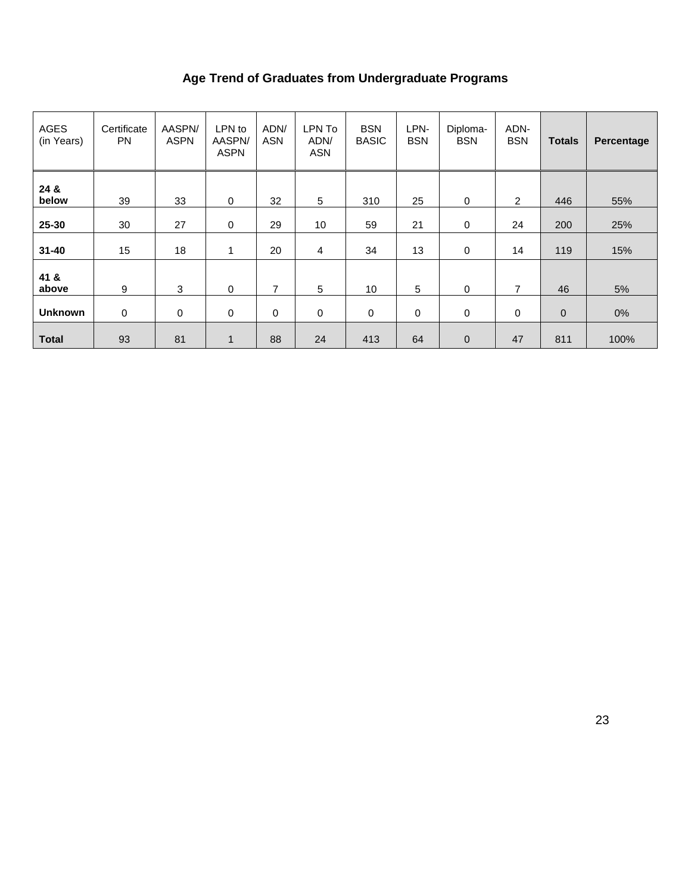## Age Trend of Graduates from Undergraduate Programs

| AGES (in Years) | Certificate PN | AASPN/ ASPN | LPN to AASPN/ ASPN | ADN/ ASN | LPN To ADN/ ASN | BSN BASIC | LPN- BSN | Diploma- BSN | ADN- BSN | **Totals** | **Percentage** |
|---|---|---|---|---|---|---|---|---|---|---|---|
| **24 & below** | 39 | 33 | 0 | 32 | 5 | 310 | 25 | 0 | 2 | 446 | 55% |
| **25-30** | 30 | 27 | 0 | 29 | 10 | 59 | 21 | 0 | 24 | 200 | 25% |
| **31-40** | 15 | 18 | 1 | 20 | 4 | 34 | 13 | 0 | 14 | 119 | 15% |
| **41 & above** | 9 | 3 | 0 | 7 | 5 | 10 | 5 | 0 | 7 | 46 | 5% |
| **Unknown** | 0 | 0 | 0 | 0 | 0 | 0 | 0 | 0 | 0 | 0 | 0% |
| **Total** | 93 | 81 | 1 | 88 | 24 | 413 | 64 | 0 | 47 | 811 | 100% |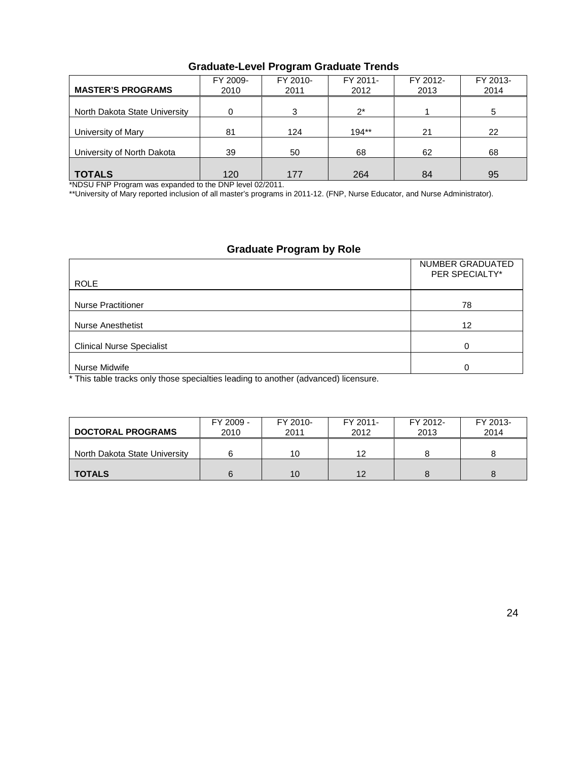## Graduate-Level Program Graduate Trends

| MASTER'S PROGRAMS | FY 2009-2010 | FY 2010-2011 | FY 2011-2012 | FY 2012-2013 | FY 2013-2014 |
|---|---|---|---|---|---|
| North Dakota State University | 0 | 3 | 2* | 1 | 5 |
| University of Mary | 81 | 124 | 194** | 21 | 22 |
| University of North Dakota | 39 | 50 | 68 | 62 | 68 |
| **TOTALS** | 120 | 177 | 264 | 84 | 95 |

*NDSU FNP Program was expanded to the DNP level 02/2011.

**University of Mary reported inclusion of all master's programs in 2011-12. (FNP, Nurse Educator, and Nurse Administrator).

## Graduate Program by Role

| ROLE | NUMBER GRADUATED PER SPECIALTY* |
|---|---|
| Nurse Practitioner | 78 |
| Nurse Anesthetist | 12 |
| Clinical Nurse Specialist | 0 |
| Nurse Midwife | 0 |

* This table tracks only those specialties leading to another (advanced) licensure.

| DOCTORAL PROGRAMS | FY 2009 - 2010 | FY 2010-2011 | FY 2011-2012 | FY 2012-2013 | FY 2013-2014 |
|---|---|---|---|---|---|
| North Dakota State University | 6 | 10 | 12 | 8 | 8 |
| **TOTALS** | 6 | 10 | 12 | 8 | 8 |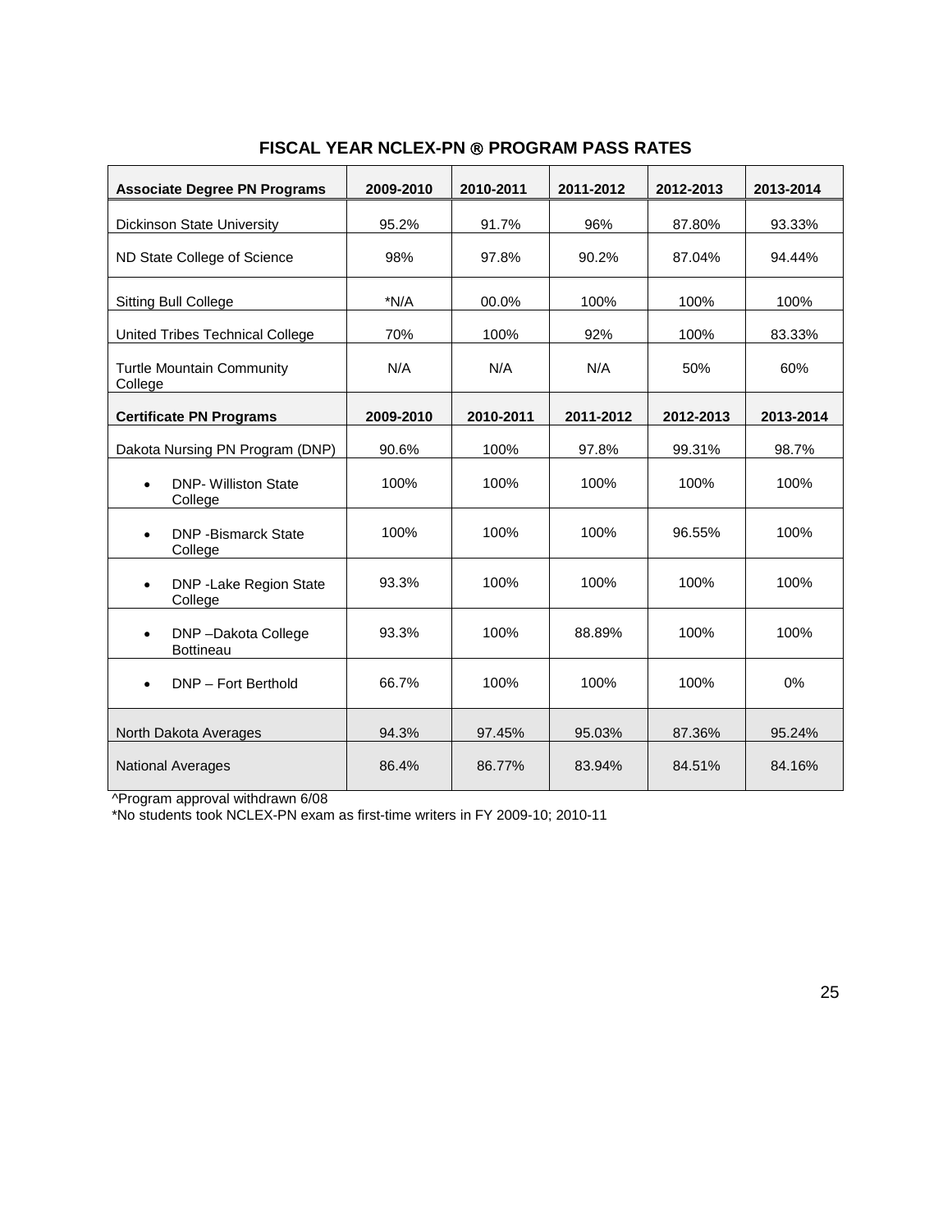## FISCAL YEAR NCLEX-PN ® PROGRAM PASS RATES

| Associate Degree PN Programs | 2009-2010 | 2010-2011 | 2011-2012 | 2012-2013 | 2013-2014 |
|---|---|---|---|---|---|
| Dickinson State University | 95.2% | 91.7% | 96% | 87.80% | 93.33% |
| ND State College of Science | 98% | 97.8% | 90.2% | 87.04% | 94.44% |
| Sitting Bull College | *N/A | 00.0% | 100% | 100% | 100% |
| United Tribes Technical College | 70% | 100% | 92% | 100% | 83.33% |
| Turtle Mountain Community College | N/A | N/A | N/A | 50% | 60% |
| **Certificate PN Programs** | **2009-2010** | **2010-2011** | **2011-2012** | **2012-2013** | **2013-2014** |
| Dakota Nursing PN Program (DNP) | 90.6% | 100% | 97.8% | 99.31% | 98.7% |
| • DNP- Williston State College | 100% | 100% | 100% | 100% | 100% |
| • DNP -Bismarck State College | 100% | 100% | 100% | 96.55% | 100% |
| • DNP -Lake Region State College | 93.3% | 100% | 100% | 100% | 100% |
| • DNP –Dakota College Bottineau | 93.3% | 100% | 88.89% | 100% | 100% |
| • DNP – Fort Berthold | 66.7% | 100% | 100% | 100% | 0% |
| North Dakota Averages | 94.3% | 97.45% | 95.03% | 87.36% | 95.24% |
| National Averages | 86.4% | 86.77% | 83.94% | 84.51% | 84.16% |

^Program approval withdrawn 6/08

*No students took NCLEX-PN exam as first-time writers in FY 2009-10; 2010-11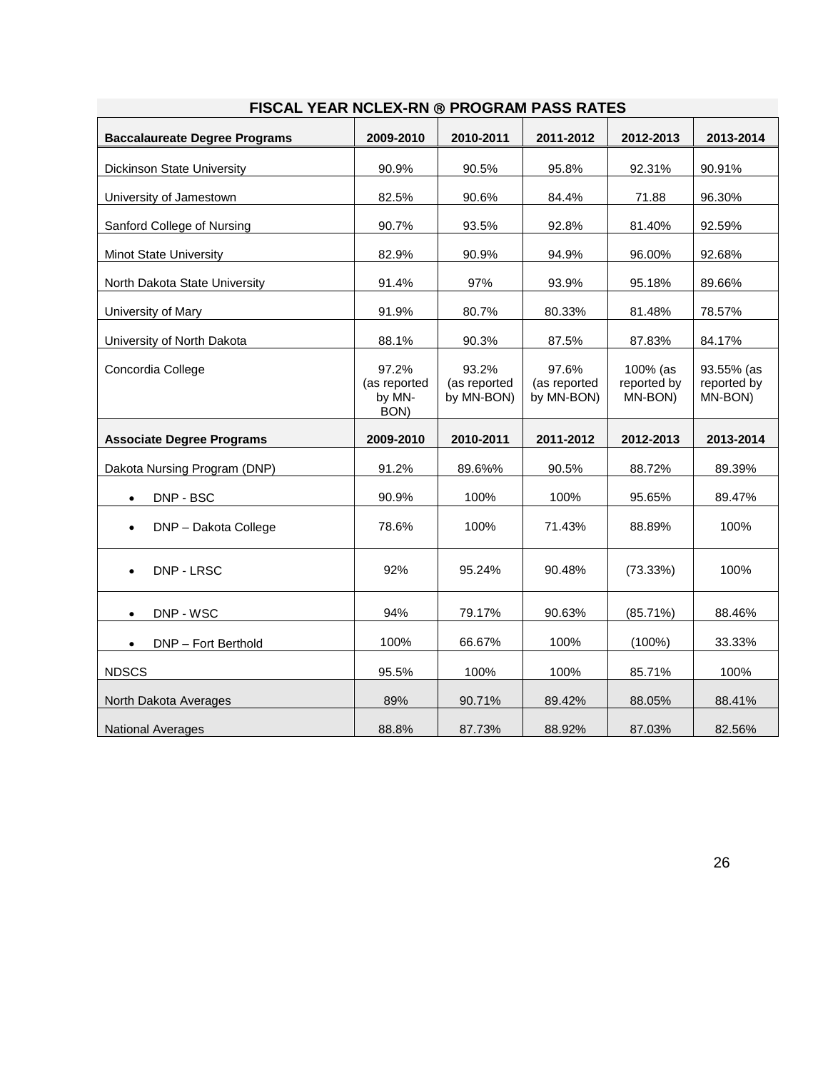## FISCAL YEAR NCLEX-RN ® PROGRAM PASS RATES

| **Baccalaureate Degree Programs** | **2009-2010** | **2010-2011** | **2011-2012** | **2012-2013** | **2013-2014** |
|---|---|---|---|---|---|
| Dickinson State University | 90.9% | 90.5% | 95.8% | 92.31% | 90.91% |
| University of Jamestown | 82.5% | 90.6% | 84.4% | 71.88 | 96.30% |
| Sanford College of Nursing | 90.7% | 93.5% | 92.8% | 81.40% | 92.59% |
| Minot State University | 82.9% | 90.9% | 94.9% | 96.00% | 92.68% |
| North Dakota State University | 91.4% | 97% | 93.9% | 95.18% | 89.66% |
| University of Mary | 91.9% | 80.7% | 80.33% | 81.48% | 78.57% |
| University of North Dakota | 88.1% | 90.3% | 87.5% | 87.83% | 84.17% |
| Concordia College | 97.2% (as reported by MN-BON) | 93.2% (as reported by MN-BON) | 97.6% (as reported by MN-BON) | 100% (as reported by MN-BON) | 93.55% (as reported by MN-BON) |
| **Associate Degree Programs** | **2009-2010** | **2010-2011** | **2011-2012** | **2012-2013** | **2013-2014** |
| Dakota Nursing Program (DNP) | 91.2% | 89.6%% | 90.5% | 88.72% | 89.39% |
| • DNP - BSC | 90.9% | 100% | 100% | 95.65% | 89.47% |
| • DNP – Dakota College | 78.6% | 100% | 71.43% | 88.89% | 100% |
| • DNP - LRSC | 92% | 95.24% | 90.48% | (73.33%) | 100% |
| • DNP - WSC | 94% | 79.17% | 90.63% | (85.71%) | 88.46% |
| • DNP – Fort Berthold | 100% | 66.67% | 100% | (100%) | 33.33% |
| NDSCS | 95.5% | 100% | 100% | 85.71% | 100% |
| North Dakota Averages | 89% | 90.71% | 89.42% | 88.05% | 88.41% |
| National Averages | 88.8% | 87.73% | 88.92% | 87.03% | 82.56% |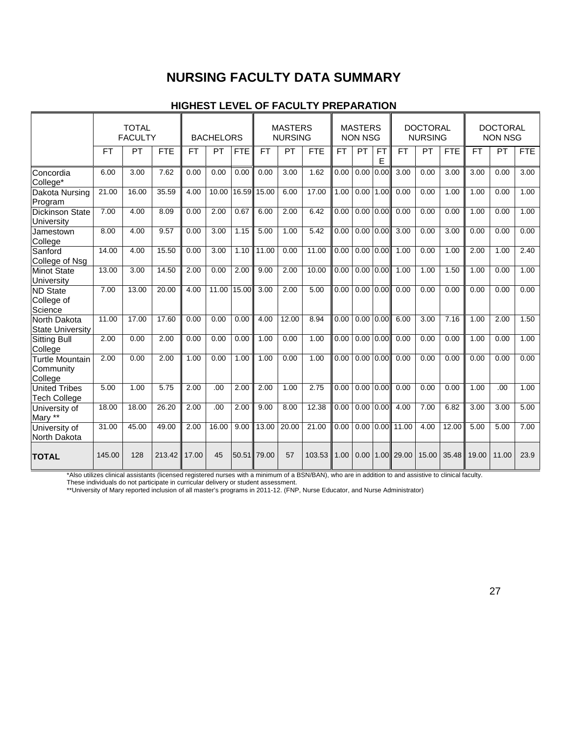# NURSING FACULTY DATA SUMMARY

## HIGHEST LEVEL OF FACULTY PREPARATION

| | TOTAL FACULTY | | | BACHELORS | | | MASTERS NURSING | | | MASTERS NON NSG | | | DOCTORAL NURSING | | | DOCTORAL NON NSG | | |
|---|---|---|---|---|---|---|---|---|---|---|---|---|---|---|---|---|---|---|
| | FT | PT | FTE | FT | PT | FTE | FT | PT | FTE | FT | PT | FTE | FT | PT | FTE | FT | PT | FTE |
| Concordia College* | 6.00 | 3.00 | 7.62 | 0.00 | 0.00 | 0.00 | 0.00 | 3.00 | 1.62 | 0.00 | 0.00 | 0.00 | 3.00 | 0.00 | 3.00 | 3.00 | 0.00 | 3.00 |
| Dakota Nursing Program | 21.00 | 16.00 | 35.59 | 4.00 | 10.00 | 16.59 | 15.00 | 6.00 | 17.00 | 1.00 | 0.00 | 1.00 | 0.00 | 0.00 | 1.00 | 1.00 | 0.00 | 1.00 |
| Dickinson State University | 7.00 | 4.00 | 8.09 | 0.00 | 2.00 | 0.67 | 6.00 | 2.00 | 6.42 | 0.00 | 0.00 | 0.00 | 0.00 | 0.00 | 0.00 | 1.00 | 0.00 | 1.00 |
| Jamestown College | 8.00 | 4.00 | 9.57 | 0.00 | 3.00 | 1.15 | 5.00 | 1.00 | 5.42 | 0.00 | 0.00 | 0.00 | 3.00 | 0.00 | 3.00 | 0.00 | 0.00 | 0.00 |
| Sanford College of Nsg | 14.00 | 4.00 | 15.50 | 0.00 | 3.00 | 1.10 | 11.00 | 0.00 | 11.00 | 0.00 | 0.00 | 0.00 | 1.00 | 0.00 | 1.00 | 2.00 | 1.00 | 2.40 |
| Minot State University | 13.00 | 3.00 | 14.50 | 2.00 | 0.00 | 2.00 | 9.00 | 2.00 | 10.00 | 0.00 | 0.00 | 0.00 | 1.00 | 1.00 | 1.50 | 1.00 | 0.00 | 1.00 |
| ND State College of Science | 7.00 | 13.00 | 20.00 | 4.00 | 11.00 | 15.00 | 3.00 | 2.00 | 5.00 | 0.00 | 0.00 | 0.00 | 0.00 | 0.00 | 0.00 | 0.00 | 0.00 | 0.00 |
| North Dakota State University | 11.00 | 17.00 | 17.60 | 0.00 | 0.00 | 0.00 | 4.00 | 12.00 | 8.94 | 0.00 | 0.00 | 0.00 | 6.00 | 3.00 | 7.16 | 1.00 | 2.00 | 1.50 |
| Sitting Bull College | 2.00 | 0.00 | 2.00 | 0.00 | 0.00 | 0.00 | 1.00 | 0.00 | 1.00 | 0.00 | 0.00 | 0.00 | 0.00 | 0.00 | 0.00 | 1.00 | 0.00 | 1.00 |
| Turtle Mountain Community College | 2.00 | 0.00 | 2.00 | 1.00 | 0.00 | 1.00 | 1.00 | 0.00 | 1.00 | 0.00 | 0.00 | 0.00 | 0.00 | 0.00 | 0.00 | 0.00 | 0.00 | 0.00 |
| United Tribes Tech College | 5.00 | 1.00 | 5.75 | 2.00 | .00 | 2.00 | 2.00 | 1.00 | 2.75 | 0.00 | 0.00 | 0.00 | 0.00 | 0.00 | 0.00 | 1.00 | .00 | 1.00 |
| University of Mary ** | 18.00 | 18.00 | 26.20 | 2.00 | .00 | 2.00 | 9.00 | 8.00 | 12.38 | 0.00 | 0.00 | 0.00 | 4.00 | 7.00 | 6.82 | 3.00 | 3.00 | 5.00 |
| University of North Dakota | 31.00 | 45.00 | 49.00 | 2.00 | 16.00 | 9.00 | 13.00 | 20.00 | 21.00 | 0.00 | 0.00 | 0.00 | 11.00 | 4.00 | 12.00 | 5.00 | 5.00 | 7.00 |
| **TOTAL** | 145.00 | 128 | 213.42 | 17.00 | 45 | 50.51 | 79.00 | 57 | 103.53 | 1.00 | 0.00 | 1.00 | 29.00 | 15.00 | 35.48 | 19.00 | 11.00 | 23.9 |

*Also utilizes clinical assistants (licensed registered nurses with a minimum of a BSN/BAN), who are in addition to and assistive to clinical faculty. These individuals do not participate in curricular delivery or student assessment.

**University of Mary reported inclusion of all master's programs in 2011-12. (FNP, Nurse Educator, and Nurse Administrator)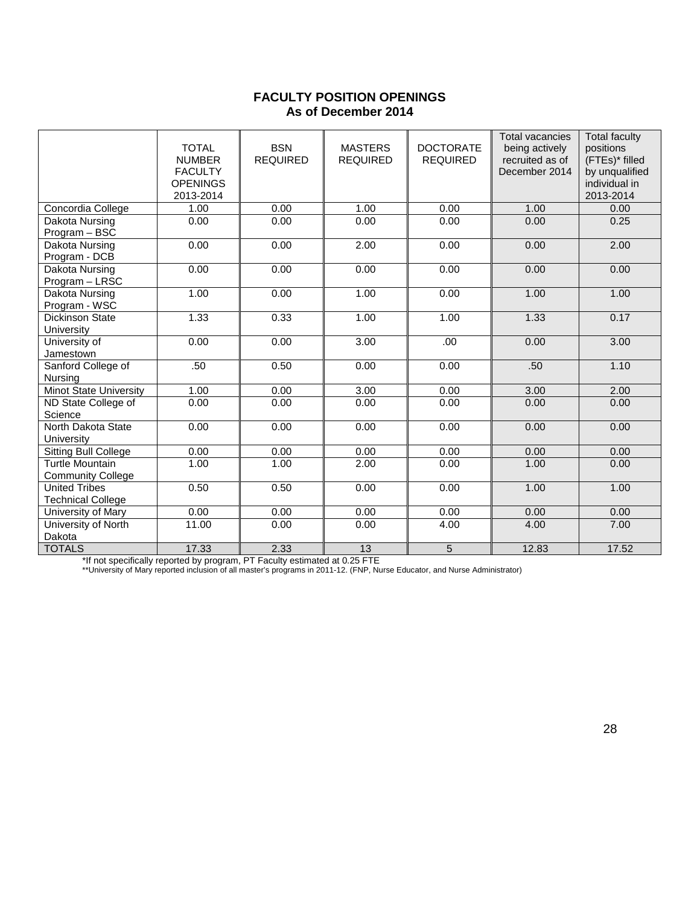## FACULTY POSITION OPENINGS
## As of December 2014

| | TOTAL NUMBER FACULTY OPENINGS 2013-2014 | BSN REQUIRED | MASTERS REQUIRED | DOCTORATE REQUIRED | Total vacancies being actively recruited as of December 2014 | Total faculty positions (FTEs)* filled by unqualified individual in 2013-2014 |
|---|---|---|---|---|---|---|
| Concordia College | 1.00 | 0.00 | 1.00 | 0.00 | 1.00 | 0.00 |
| Dakota Nursing Program – BSC | 0.00 | 0.00 | 0.00 | 0.00 | 0.00 | 0.25 |
| Dakota Nursing Program - DCB | 0.00 | 0.00 | 2.00 | 0.00 | 0.00 | 2.00 |
| Dakota Nursing Program – LRSC | 0.00 | 0.00 | 0.00 | 0.00 | 0.00 | 0.00 |
| Dakota Nursing Program - WSC | 1.00 | 0.00 | 1.00 | 0.00 | 1.00 | 1.00 |
| Dickinson State University | 1.33 | 0.33 | 1.00 | 1.00 | 1.33 | 0.17 |
| University of Jamestown | 0.00 | 0.00 | 3.00 | .00 | 0.00 | 3.00 |
| Sanford College of Nursing | .50 | 0.50 | 0.00 | 0.00 | .50 | 1.10 |
| Minot State University | 1.00 | 0.00 | 3.00 | 0.00 | 3.00 | 2.00 |
| ND State College of Science | 0.00 | 0.00 | 0.00 | 0.00 | 0.00 | 0.00 |
| North Dakota State University | 0.00 | 0.00 | 0.00 | 0.00 | 0.00 | 0.00 |
| Sitting Bull College | 0.00 | 0.00 | 0.00 | 0.00 | 0.00 | 0.00 |
| Turtle Mountain Community College | 1.00 | 1.00 | 2.00 | 0.00 | 1.00 | 0.00 |
| United Tribes Technical College | 0.50 | 0.50 | 0.00 | 0.00 | 1.00 | 1.00 |
| University of Mary | 0.00 | 0.00 | 0.00 | 0.00 | 0.00 | 0.00 |
| University of North Dakota | 11.00 | 0.00 | 0.00 | 4.00 | 4.00 | 7.00 |
| TOTALS | 17.33 | 2.33 | 13 | 5 | 12.83 | 17.52 |

*If not specifically reported by program, PT Faculty estimated at 0.25 FTE

**University of Mary reported inclusion of all master's programs in 2011-12. (FNP, Nurse Educator, and Nurse Administrator)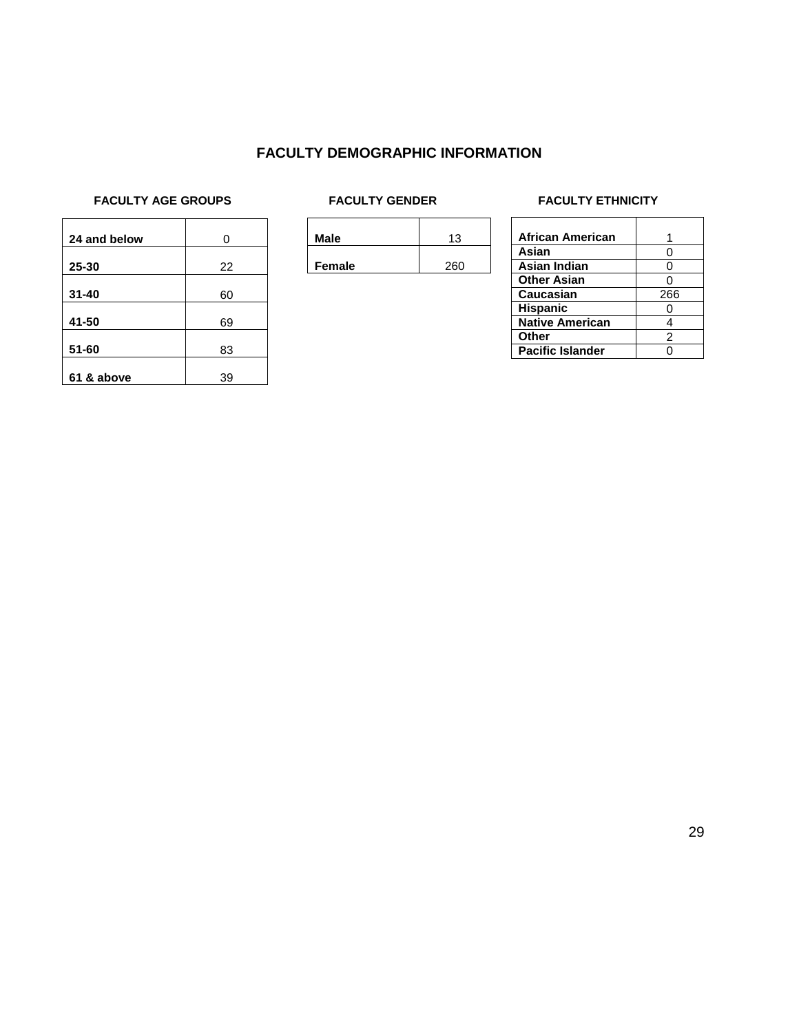# FACULTY DEMOGRAPHIC INFORMATION

### FACULTY AGE GROUPS

| Age Group | Count |
|---|---|
| **24 and below** | 0 |
| **25-30** | 22 |
| **31-40** | 60 |
| **41-50** | 69 |
| **51-60** | 83 |
| **61 & above** | 39 |

### FACULTY GENDER

| Gender | Count |
|---|---|
| **Male** | 13 |
| **Female** | 260 |

### FACULTY ETHNICITY

| Ethnicity | Count |
|---|---|
| **African American** | 1 |
| **Asian** | 0 |
| **Asian Indian** | 0 |
| **Other Asian** | 0 |
| **Caucasian** | 266 |
| **Hispanic** | 0 |
| **Native American** | 4 |
| **Other** | 2 |
| **Pacific Islander** | 0 |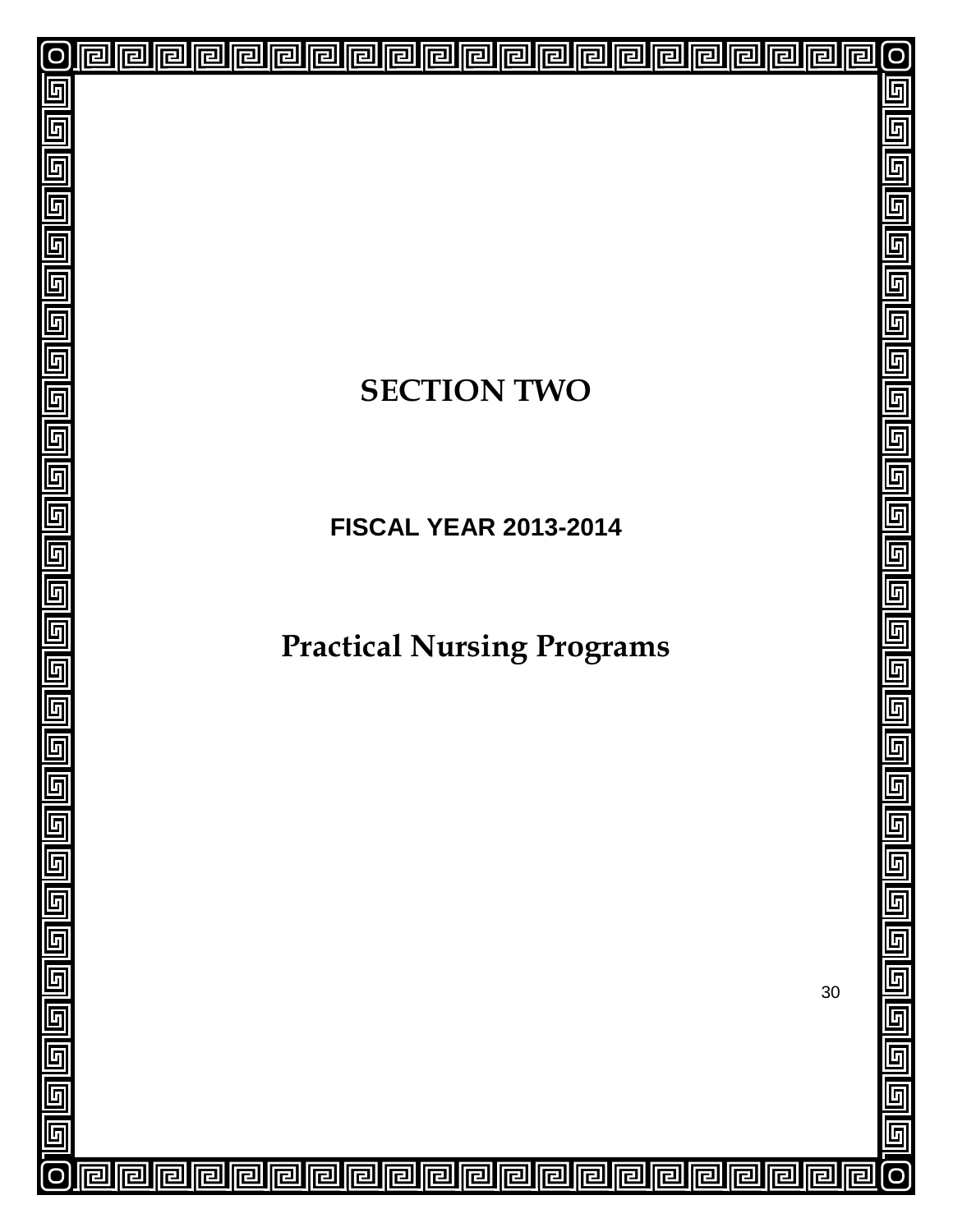# SECTION TWO

## FISCAL YEAR 2013-2014

# Practical Nursing Programs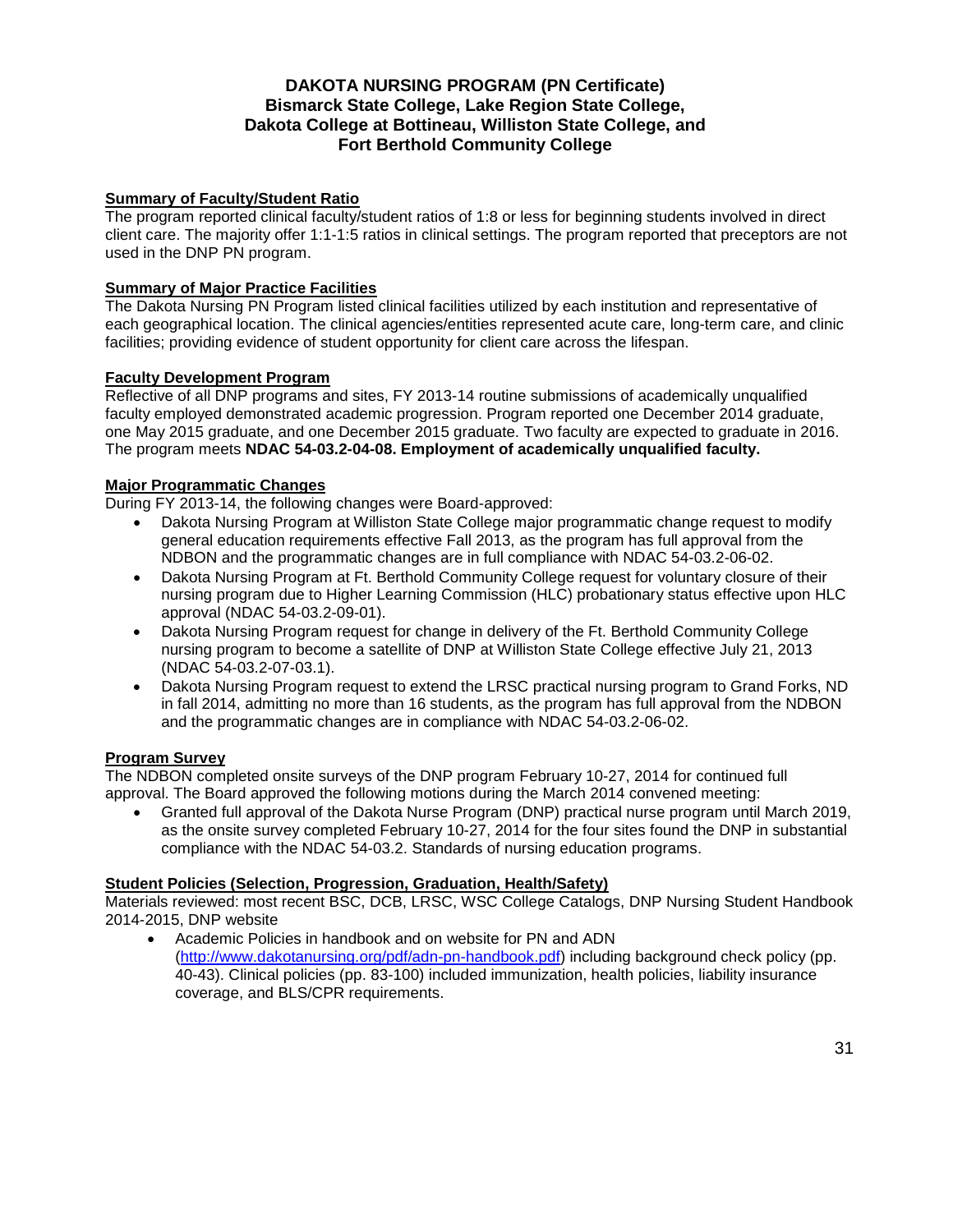# DAKOTA NURSING PROGRAM (PN Certificate)
## Bismarck State College, Lake Region State College, Dakota College at Bottineau, Williston State College, and Fort Berthold Community College

**Summary of Faculty/Student Ratio**

The program reported clinical faculty/student ratios of 1:8 or less for beginning students involved in direct client care. The majority offer 1:1-1:5 ratios in clinical settings. The program reported that preceptors are not used in the DNP PN program.

**Summary of Major Practice Facilities**

The Dakota Nursing PN Program listed clinical facilities utilized by each institution and representative of each geographical location. The clinical agencies/entities represented acute care, long-term care, and clinic facilities; providing evidence of student opportunity for client care across the lifespan.

**Faculty Development Program**

Reflective of all DNP programs and sites, FY 2013-14 routine submissions of academically unqualified faculty employed demonstrated academic progression. Program reported one December 2014 graduate, one May 2015 graduate, and one December 2015 graduate. Two faculty are expected to graduate in 2016. The program meets **NDAC 54-03.2-04-08. Employment of academically unqualified faculty.**

**Major Programmatic Changes**

During FY 2013-14, the following changes were Board-approved:

- Dakota Nursing Program at Williston State College major programmatic change request to modify general education requirements effective Fall 2013, as the program has full approval from the NDBON and the programmatic changes are in full compliance with NDAC 54-03.2-06-02.
- Dakota Nursing Program at Ft. Berthold Community College request for voluntary closure of their nursing program due to Higher Learning Commission (HLC) probationary status effective upon HLC approval (NDAC 54-03.2-09-01).
- Dakota Nursing Program request for change in delivery of the Ft. Berthold Community College nursing program to become a satellite of DNP at Williston State College effective July 21, 2013 (NDAC 54-03.2-07-03.1).
- Dakota Nursing Program request to extend the LRSC practical nursing program to Grand Forks, ND in fall 2014, admitting no more than 16 students, as the program has full approval from the NDBON and the programmatic changes are in compliance with NDAC 54-03.2-06-02.

**Program Survey**

The NDBON completed onsite surveys of the DNP program February 10-27, 2014 for continued full approval. The Board approved the following motions during the March 2014 convened meeting:

- Granted full approval of the Dakota Nurse Program (DNP) practical nurse program until March 2019, as the onsite survey completed February 10-27, 2014 for the four sites found the DNP in substantial compliance with the NDAC 54-03.2. Standards of nursing education programs.

**Student Policies (Selection, Progression, Graduation, Health/Safety)**

Materials reviewed: most recent BSC, DCB, LRSC, WSC College Catalogs, DNP Nursing Student Handbook 2014-2015, DNP website

- Academic Policies in handbook and on website for PN and ADN (http://www.dakotanursing.org/pdf/adn-pn-handbook.pdf) including background check policy (pp. 40-43). Clinical policies (pp. 83-100) included immunization, health policies, liability insurance coverage, and BLS/CPR requirements.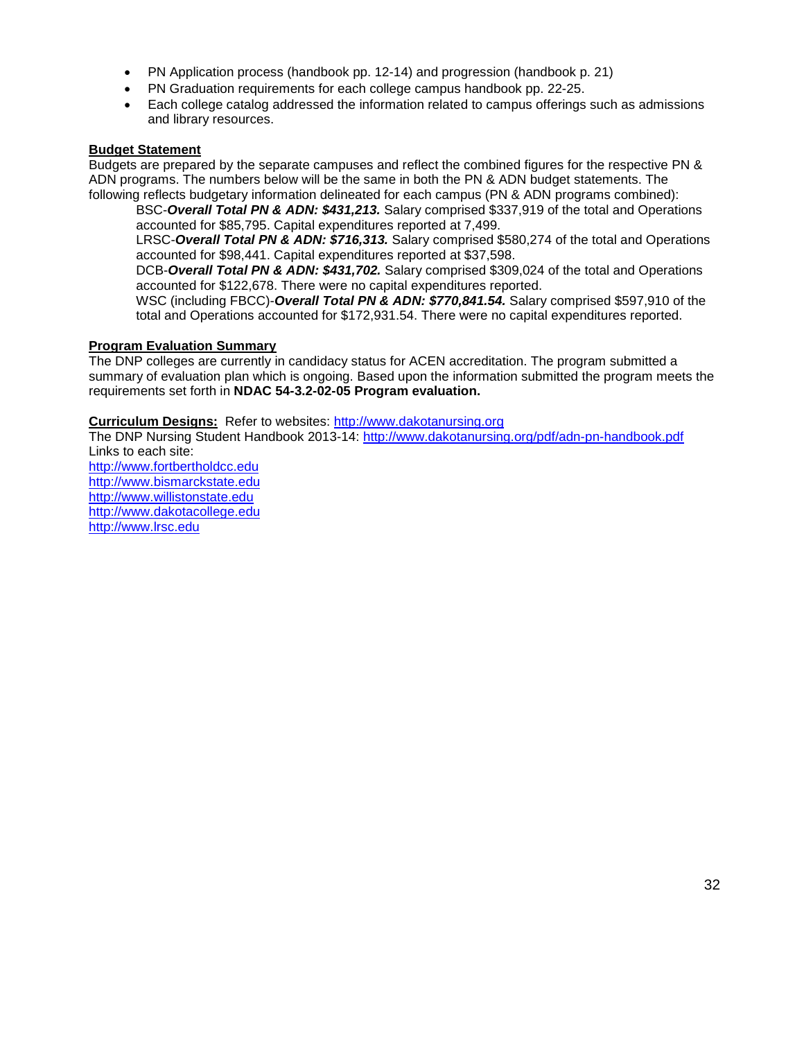- PN Application process (handbook pp. 12-14) and progression (handbook p. 21)
- PN Graduation requirements for each college campus handbook pp. 22-25.
- Each college catalog addressed the information related to campus offerings such as admissions and library resources.

**Budget Statement**

Budgets are prepared by the separate campuses and reflect the combined figures for the respective PN & ADN programs. The numbers below will be the same in both the PN & ADN budget statements. The following reflects budgetary information delineated for each campus (PN & ADN programs combined):

BSC-***Overall Total PN & ADN: $431,213.*** Salary comprised $337,919 of the total and Operations accounted for $85,795. Capital expenditures reported at 7,499.

LRSC-***Overall Total PN & ADN: $716,313.*** Salary comprised $580,274 of the total and Operations accounted for $98,441. Capital expenditures reported at $37,598.

DCB-***Overall Total PN & ADN: $431,702.*** Salary comprised $309,024 of the total and Operations accounted for $122,678. There were no capital expenditures reported.

WSC (including FBCC)-***Overall Total PN & ADN: $770,841.54.*** Salary comprised $597,910 of the total and Operations accounted for $172,931.54. There were no capital expenditures reported.

**Program Evaluation Summary**

The DNP colleges are currently in candidacy status for ACEN accreditation. The program submitted a summary of evaluation plan which is ongoing. Based upon the information submitted the program meets the requirements set forth in **NDAC 54-3.2-02-05 Program evaluation.**

**Curriculum Designs:** Refer to websites: http://www.dakotanursing.org

The DNP Nursing Student Handbook 2013-14: http://www.dakotanursing.org/pdf/adn-pn-handbook.pdf

Links to each site:

http://www.fortbertholdcc.edu

http://www.bismarckstate.edu

http://www.willistonstate.edu

http://www.dakotacollege.edu

http://www.lrsc.edu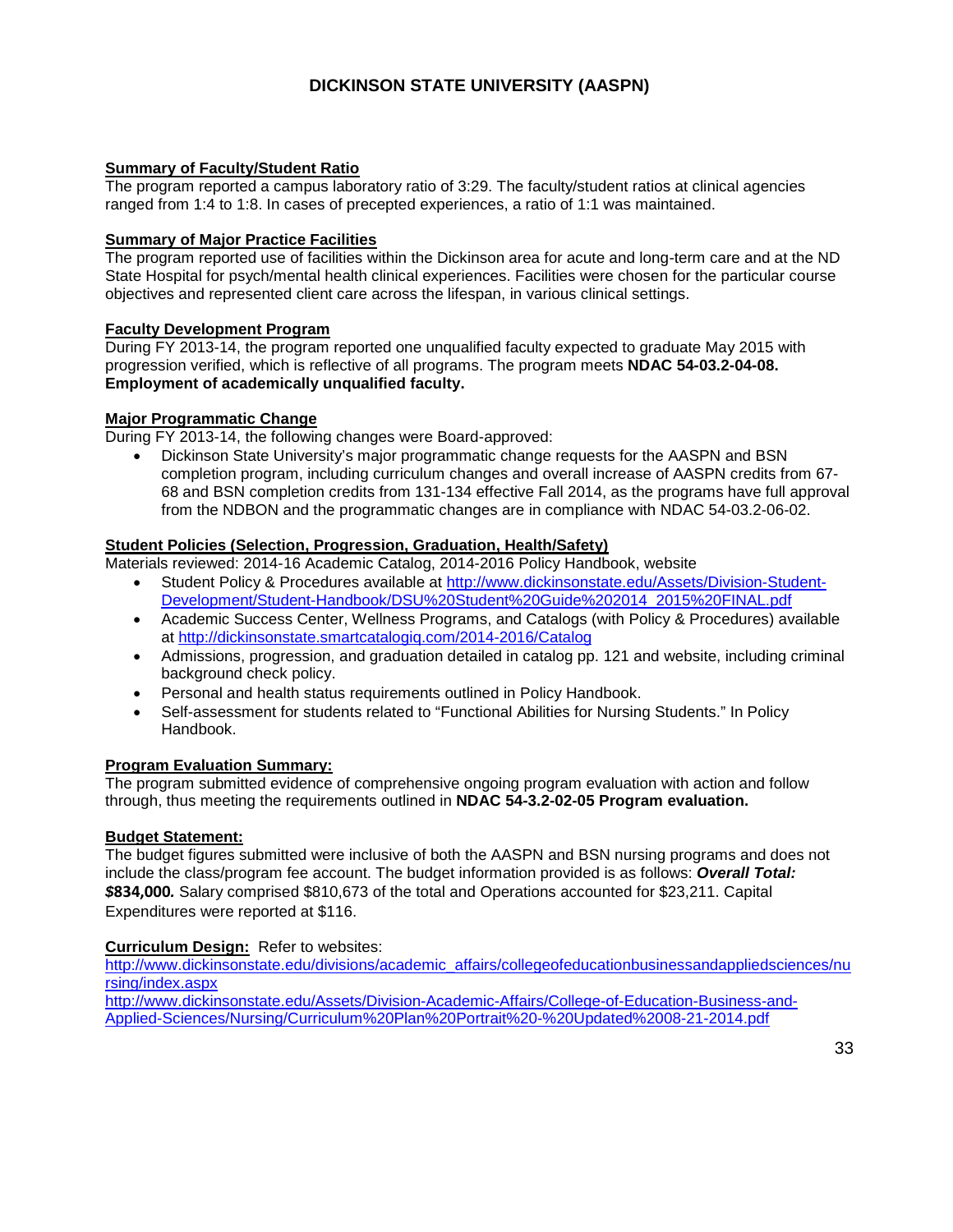# DICKINSON STATE UNIVERSITY (AASPN)

**Summary of Faculty/Student Ratio**

The program reported a campus laboratory ratio of 3:29. The faculty/student ratios at clinical agencies ranged from 1:4 to 1:8. In cases of precepted experiences, a ratio of 1:1 was maintained.

**Summary of Major Practice Facilities**

The program reported use of facilities within the Dickinson area for acute and long-term care and at the ND State Hospital for psych/mental health clinical experiences. Facilities were chosen for the particular course objectives and represented client care across the lifespan, in various clinical settings.

**Faculty Development Program**

During FY 2013-14, the program reported one unqualified faculty expected to graduate May 2015 with progression verified, which is reflective of all programs. The program meets **NDAC 54-03.2-04-08. Employment of academically unqualified faculty.**

**Major Programmatic Change**

During FY 2013-14, the following changes were Board-approved:

- Dickinson State University's major programmatic change requests for the AASPN and BSN completion program, including curriculum changes and overall increase of AASPN credits from 67-68 and BSN completion credits from 131-134 effective Fall 2014, as the programs have full approval from the NDBON and the programmatic changes are in compliance with NDAC 54-03.2-06-02.

**Student Policies (Selection, Progression, Graduation, Health/Safety)**

Materials reviewed: 2014-16 Academic Catalog, 2014-2016 Policy Handbook, website

- Student Policy & Procedures available at http://www.dickinsonstate.edu/Assets/Division-Student-Development/Student-Handbook/DSU%20Student%20Guide%202014_2015%20FINAL.pdf
- Academic Success Center, Wellness Programs, and Catalogs (with Policy & Procedures) available at http://dickinsonstate.smartcatalogiq.com/2014-2016/Catalog
- Admissions, progression, and graduation detailed in catalog pp. 121 and website, including criminal background check policy.
- Personal and health status requirements outlined in Policy Handbook.
- Self-assessment for students related to "Functional Abilities for Nursing Students." In Policy Handbook.

**Program Evaluation Summary:**

The program submitted evidence of comprehensive ongoing program evaluation with action and follow through, thus meeting the requirements outlined in **NDAC 54-3.2-02-05 Program evaluation.**

**Budget Statement:**

The budget figures submitted were inclusive of both the AASPN and BSN nursing programs and does not include the class/program fee account. The budget information provided is as follows: ***Overall Total: $*834,000.** Salary comprised $810,673 of the total and Operations accounted for $23,211. Capital Expenditures were reported at $116.

**Curriculum Design:** Refer to websites:
http://www.dickinsonstate.edu/divisions/academic_affairs/collegeofeducationbusinessandappliedsciences/nursing/index.aspx
http://www.dickinsonstate.edu/Assets/Division-Academic-Affairs/College-of-Education-Business-and-Applied-Sciences/Nursing/Curriculum%20Plan%20Portrait%20-%20Updated%2008-21-2014.pdf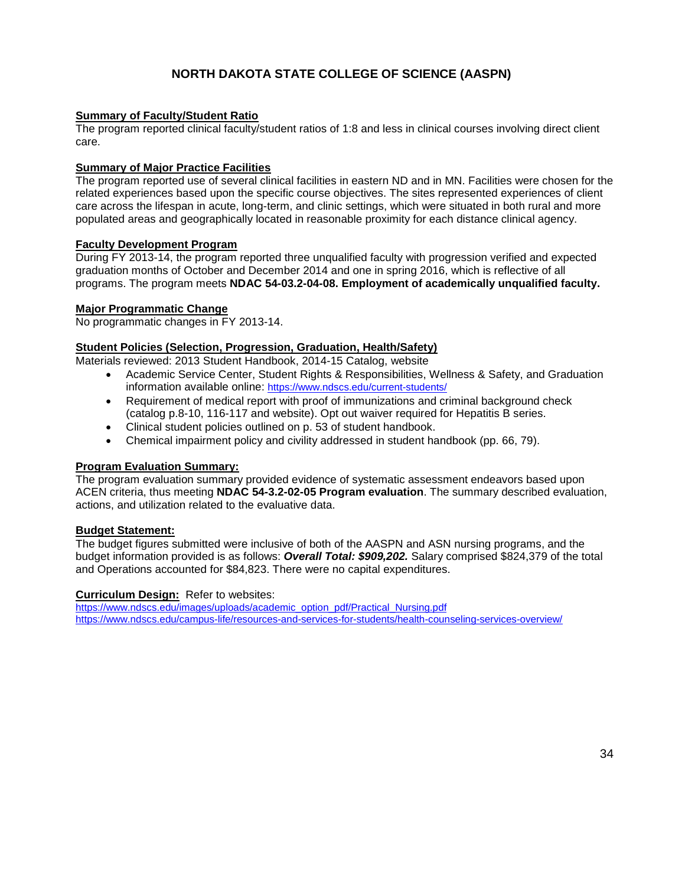## NORTH DAKOTA STATE COLLEGE OF SCIENCE (AASPN)

**Summary of Faculty/Student Ratio**

The program reported clinical faculty/student ratios of 1:8 and less in clinical courses involving direct client care.

**Summary of Major Practice Facilities**

The program reported use of several clinical facilities in eastern ND and in MN. Facilities were chosen for the related experiences based upon the specific course objectives. The sites represented experiences of client care across the lifespan in acute, long-term, and clinic settings, which were situated in both rural and more populated areas and geographically located in reasonable proximity for each distance clinical agency.

**Faculty Development Program**

During FY 2013-14, the program reported three unqualified faculty with progression verified and expected graduation months of October and December 2014 and one in spring 2016, which is reflective of all programs. The program meets **NDAC 54-03.2-04-08. Employment of academically unqualified faculty.**

**Major Programmatic Change**

No programmatic changes in FY 2013-14.

**Student Policies (Selection, Progression, Graduation, Health/Safety)**

Materials reviewed: 2013 Student Handbook, 2014-15 Catalog, website

- Academic Service Center, Student Rights & Responsibilities, Wellness & Safety, and Graduation information available online: https://www.ndscs.edu/current-students/
- Requirement of medical report with proof of immunizations and criminal background check (catalog p.8-10, 116-117 and website). Opt out waiver required for Hepatitis B series.
- Clinical student policies outlined on p. 53 of student handbook.
- Chemical impairment policy and civility addressed in student handbook (pp. 66, 79).

**Program Evaluation Summary:**

The program evaluation summary provided evidence of systematic assessment endeavors based upon ACEN criteria, thus meeting **NDAC 54-3.2-02-05 Program evaluation**. The summary described evaluation, actions, and utilization related to the evaluative data.

**Budget Statement:**

The budget figures submitted were inclusive of both of the AASPN and ASN nursing programs, and the budget information provided is as follows: ***Overall Total: $909,202.*** Salary comprised $824,379 of the total and Operations accounted for $84,823. There were no capital expenditures.

**Curriculum Design:** Refer to websites:

https://www.ndscs.edu/images/uploads/academic_option_pdf/Practical_Nursing.pdf
https://www.ndscs.edu/campus-life/resources-and-services-for-students/health-counseling-services-overview/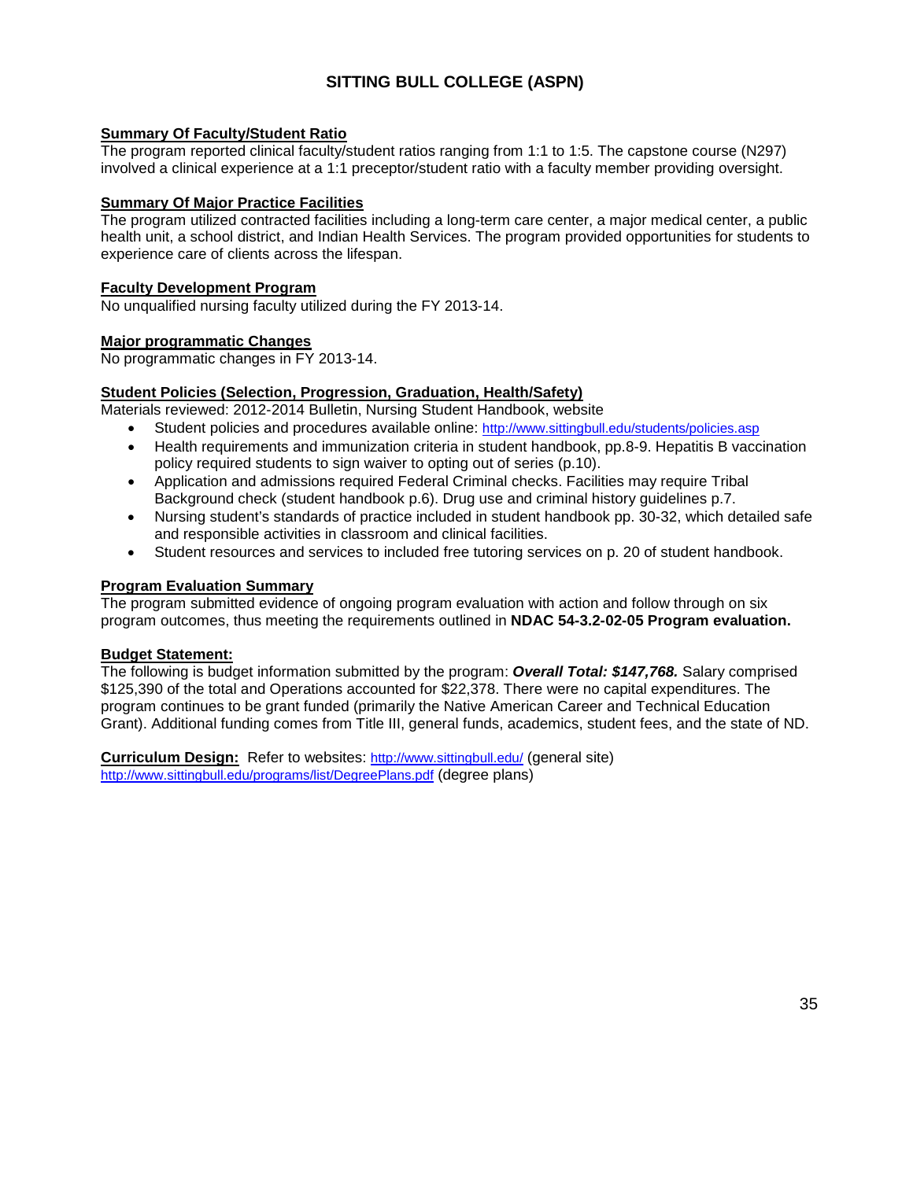# SITTING BULL COLLEGE (ASPN)

**Summary Of Faculty/Student Ratio**

The program reported clinical faculty/student ratios ranging from 1:1 to 1:5. The capstone course (N297) involved a clinical experience at a 1:1 preceptor/student ratio with a faculty member providing oversight.

**Summary Of Major Practice Facilities**

The program utilized contracted facilities including a long-term care center, a major medical center, a public health unit, a school district, and Indian Health Services. The program provided opportunities for students to experience care of clients across the lifespan.

**Faculty Development Program**

No unqualified nursing faculty utilized during the FY 2013-14.

**Major programmatic Changes**

No programmatic changes in FY 2013-14.

**Student Policies (Selection, Progression, Graduation, Health/Safety)**

Materials reviewed: 2012-2014 Bulletin, Nursing Student Handbook, website

- Student policies and procedures available online: http://www.sittingbull.edu/students/policies.asp
- Health requirements and immunization criteria in student handbook, pp.8-9. Hepatitis B vaccination policy required students to sign waiver to opting out of series (p.10).
- Application and admissions required Federal Criminal checks. Facilities may require Tribal Background check (student handbook p.6). Drug use and criminal history guidelines p.7.
- Nursing student's standards of practice included in student handbook pp. 30-32, which detailed safe and responsible activities in classroom and clinical facilities.
- Student resources and services to included free tutoring services on p. 20 of student handbook.

**Program Evaluation Summary**

The program submitted evidence of ongoing program evaluation with action and follow through on six program outcomes, thus meeting the requirements outlined in **NDAC 54-3.2-02-05 Program evaluation.**

**Budget Statement:**

The following is budget information submitted by the program: ***Overall Total: $147,768.*** Salary comprised $125,390 of the total and Operations accounted for $22,378. There were no capital expenditures. The program continues to be grant funded (primarily the Native American Career and Technical Education Grant). Additional funding comes from Title III, general funds, academics, student fees, and the state of ND.

**Curriculum Design:** Refer to websites: http://www.sittingbull.edu/ (general site) http://www.sittingbull.edu/programs/list/DegreePlans.pdf (degree plans)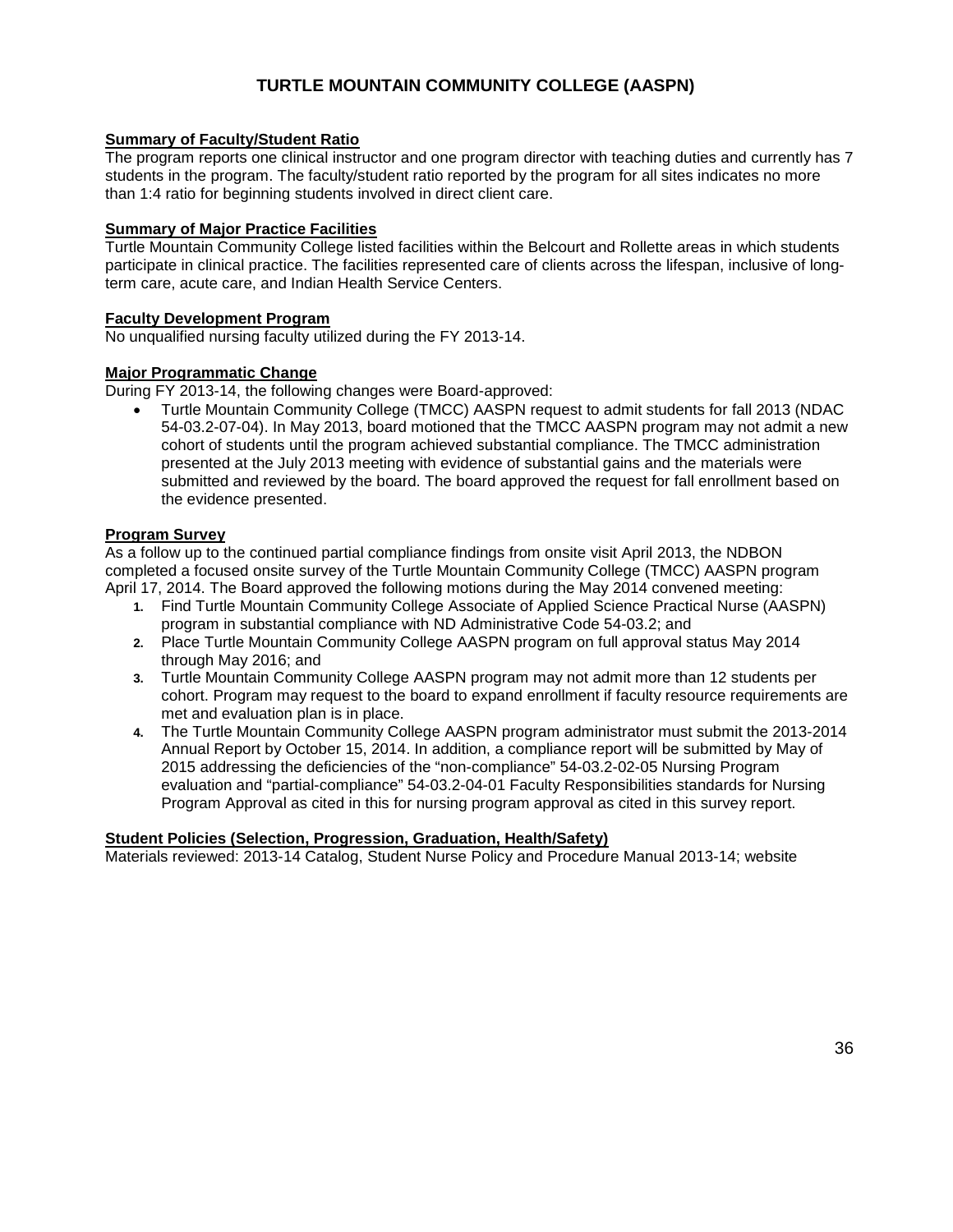# TURTLE MOUNTAIN COMMUNITY COLLEGE (AASPN)

**Summary of Faculty/Student Ratio**

The program reports one clinical instructor and one program director with teaching duties and currently has 7 students in the program. The faculty/student ratio reported by the program for all sites indicates no more than 1:4 ratio for beginning students involved in direct client care.

**Summary of Major Practice Facilities**

Turtle Mountain Community College listed facilities within the Belcourt and Rollette areas in which students participate in clinical practice. The facilities represented care of clients across the lifespan, inclusive of long-term care, acute care, and Indian Health Service Centers.

**Faculty Development Program**

No unqualified nursing faculty utilized during the FY 2013-14.

**Major Programmatic Change**

During FY 2013-14, the following changes were Board-approved:

- Turtle Mountain Community College (TMCC) AASPN request to admit students for fall 2013 (NDAC 54-03.2-07-04). In May 2013, board motioned that the TMCC AASPN program may not admit a new cohort of students until the program achieved substantial compliance. The TMCC administration presented at the July 2013 meeting with evidence of substantial gains and the materials were submitted and reviewed by the board. The board approved the request for fall enrollment based on the evidence presented.

**Program Survey**

As a follow up to the continued partial compliance findings from onsite visit April 2013, the NDBON completed a focused onsite survey of the Turtle Mountain Community College (TMCC) AASPN program April 17, 2014. The Board approved the following motions during the May 2014 convened meeting:

1. Find Turtle Mountain Community College Associate of Applied Science Practical Nurse (AASPN) program in substantial compliance with ND Administrative Code 54-03.2; and
2. Place Turtle Mountain Community College AASPN program on full approval status May 2014 through May 2016; and
3. Turtle Mountain Community College AASPN program may not admit more than 12 students per cohort. Program may request to the board to expand enrollment if faculty resource requirements are met and evaluation plan is in place.
4. The Turtle Mountain Community College AASPN program administrator must submit the 2013-2014 Annual Report by October 15, 2014. In addition, a compliance report will be submitted by May of 2015 addressing the deficiencies of the "non-compliance" 54-03.2-02-05 Nursing Program evaluation and "partial-compliance" 54-03.2-04-01 Faculty Responsibilities standards for Nursing Program Approval as cited in this for nursing program approval as cited in this survey report.

**Student Policies (Selection, Progression, Graduation, Health/Safety)**

Materials reviewed: 2013-14 Catalog, Student Nurse Policy and Procedure Manual 2013-14; website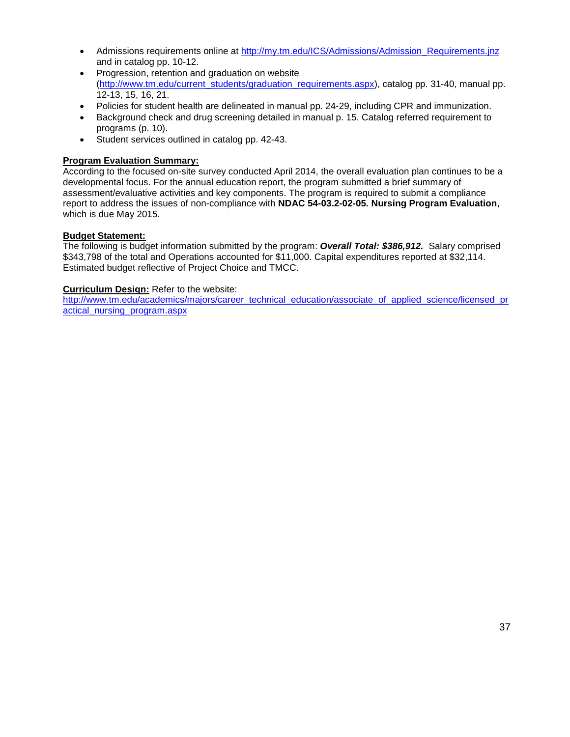- Admissions requirements online at http://my.tm.edu/ICS/Admissions/Admission_Requirements.jnz and in catalog pp. 10-12.
- Progression, retention and graduation on website (http://www.tm.edu/current_students/graduation_requirements.aspx), catalog pp. 31-40, manual pp. 12-13, 15, 16, 21.
- Policies for student health are delineated in manual pp. 24-29, including CPR and immunization.
- Background check and drug screening detailed in manual p. 15. Catalog referred requirement to programs (p. 10).
- Student services outlined in catalog pp. 42-43.

**Program Evaluation Summary:**
According to the focused on-site survey conducted April 2014, the overall evaluation plan continues to be a developmental focus. For the annual education report, the program submitted a brief summary of assessment/evaluative activities and key components. The program is required to submit a compliance report to address the issues of non-compliance with **NDAC 54-03.2-02-05. Nursing Program Evaluation**, which is due May 2015.

**Budget Statement:**
The following is budget information submitted by the program: ***Overall Total: $386,912.*** Salary comprised $343,798 of the total and Operations accounted for $11,000. Capital expenditures reported at $32,114. Estimated budget reflective of Project Choice and TMCC.

**Curriculum Design:** Refer to the website:
http://www.tm.edu/academics/majors/career_technical_education/associate_of_applied_science/licensed_practical_nursing_program.aspx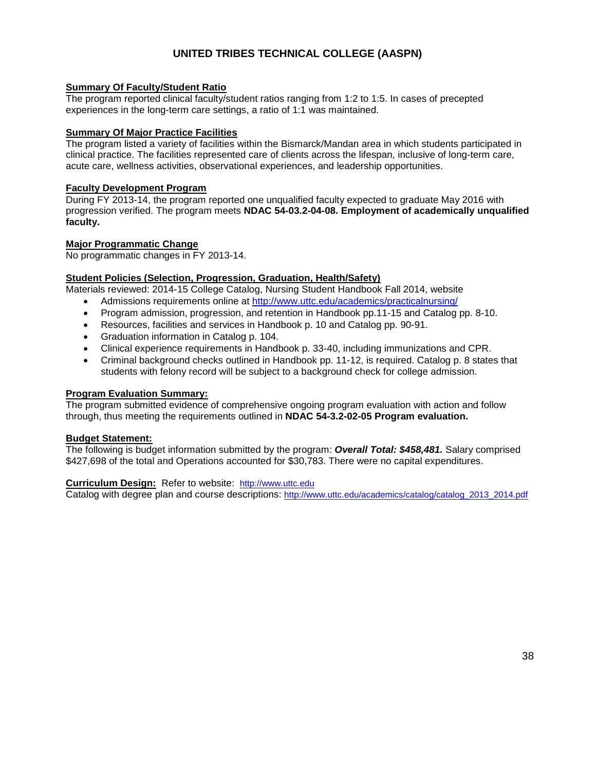# UNITED TRIBES TECHNICAL COLLEGE (AASPN)

**Summary Of Faculty/Student Ratio**

The program reported clinical faculty/student ratios ranging from 1:2 to 1:5. In cases of precepted experiences in the long-term care settings, a ratio of 1:1 was maintained.

**Summary Of Major Practice Facilities**

The program listed a variety of facilities within the Bismarck/Mandan area in which students participated in clinical practice. The facilities represented care of clients across the lifespan, inclusive of long-term care, acute care, wellness activities, observational experiences, and leadership opportunities.

**Faculty Development Program**

During FY 2013-14, the program reported one unqualified faculty expected to graduate May 2016 with progression verified. The program meets **NDAC 54-03.2-04-08. Employment of academically unqualified faculty.**

**Major Programmatic Change**

No programmatic changes in FY 2013-14.

**Student Policies (Selection, Progression, Graduation, Health/Safety)**

Materials reviewed: 2014-15 College Catalog, Nursing Student Handbook Fall 2014, website

- Admissions requirements online at http://www.uttc.edu/academics/practicalnursing/
- Program admission, progression, and retention in Handbook pp.11-15 and Catalog pp. 8-10.
- Resources, facilities and services in Handbook p. 10 and Catalog pp. 90-91.
- Graduation information in Catalog p. 104.
- Clinical experience requirements in Handbook p. 33-40, including immunizations and CPR.
- Criminal background checks outlined in Handbook pp. 11-12, is required. Catalog p. 8 states that students with felony record will be subject to a background check for college admission.

**Program Evaluation Summary:**

The program submitted evidence of comprehensive ongoing program evaluation with action and follow through, thus meeting the requirements outlined in **NDAC 54-3.2-02-05 Program evaluation.**

**Budget Statement:**

The following is budget information submitted by the program: ***Overall Total: $458,481.*** Salary comprised $427,698 of the total and Operations accounted for $30,783. There were no capital expenditures.

**Curriculum Design:** Refer to website: http://www.uttc.edu

Catalog with degree plan and course descriptions: http://www.uttc.edu/academics/catalog/catalog_2013_2014.pdf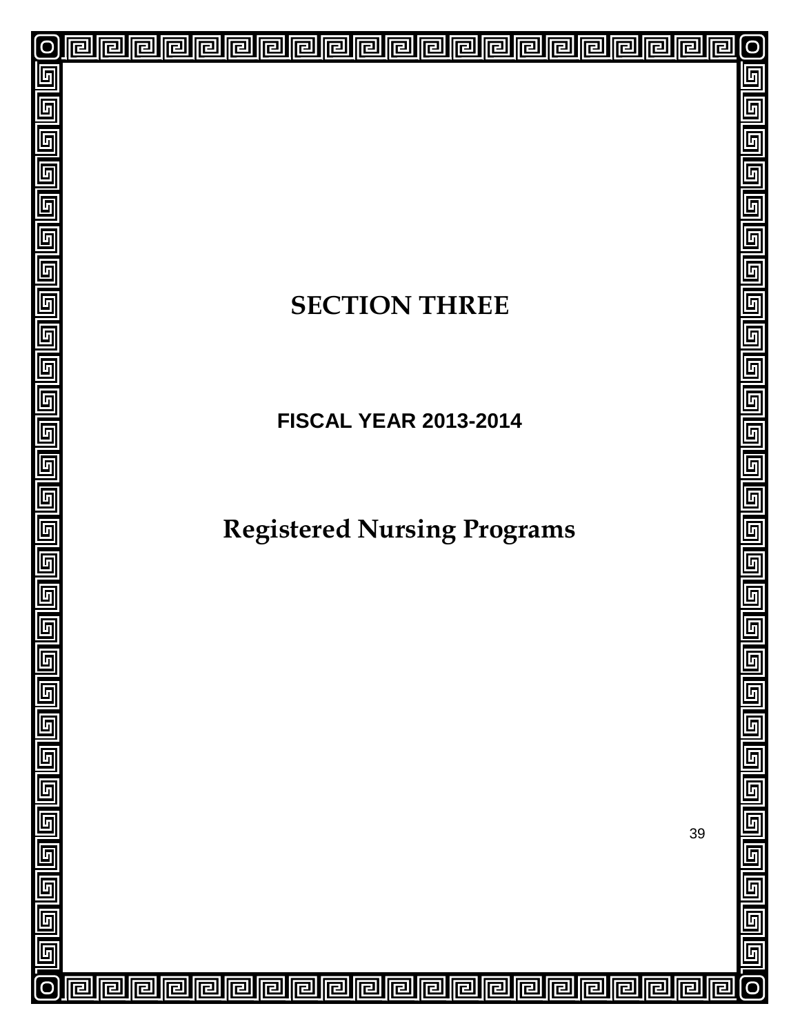# SECTION THREE

**FISCAL YEAR 2013-2014**

# Registered Nursing Programs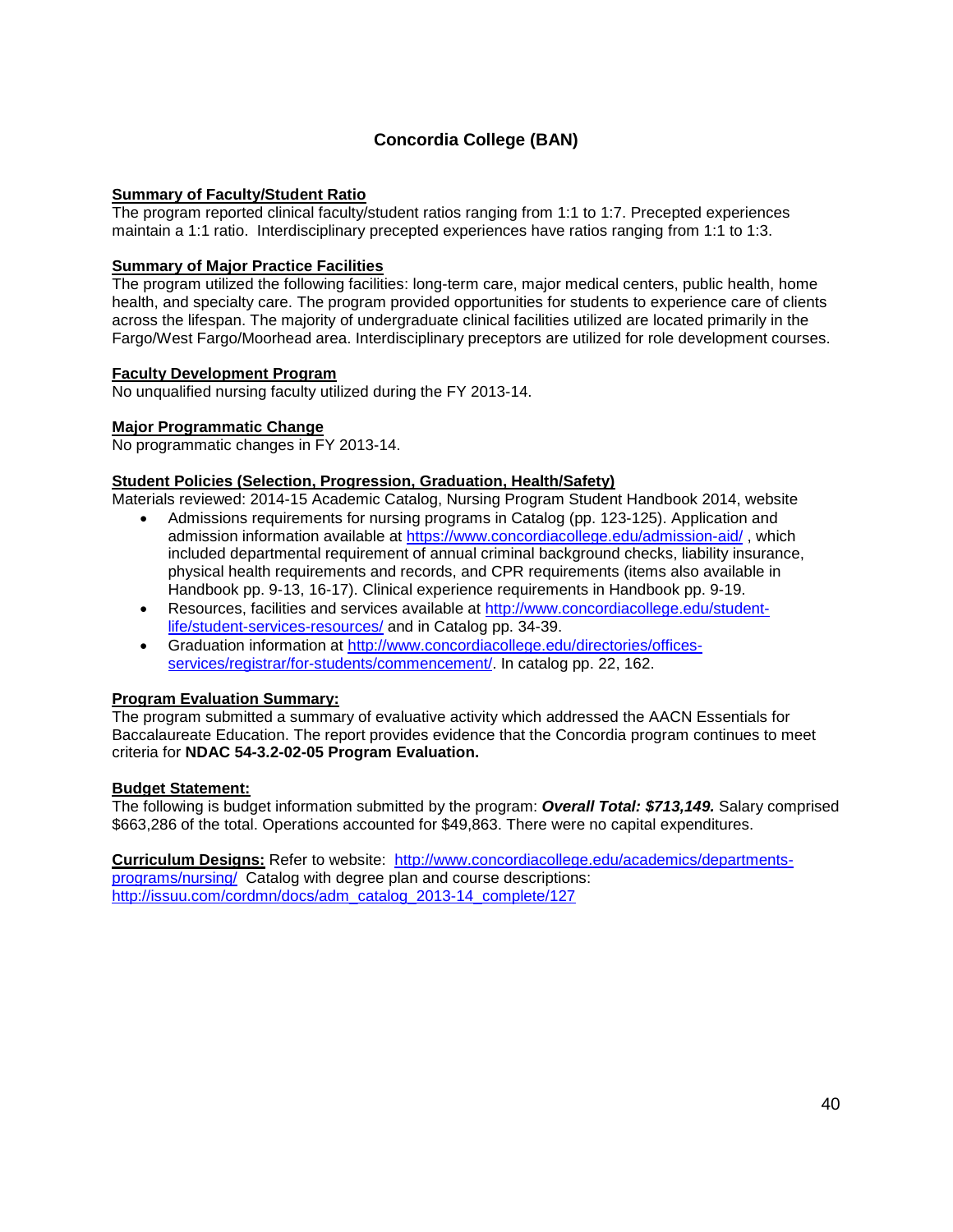## Concordia College (BAN)

**Summary of Faculty/Student Ratio**

The program reported clinical faculty/student ratios ranging from 1:1 to 1:7. Precepted experiences maintain a 1:1 ratio. Interdisciplinary precepted experiences have ratios ranging from 1:1 to 1:3.

**Summary of Major Practice Facilities**

The program utilized the following facilities: long-term care, major medical centers, public health, home health, and specialty care. The program provided opportunities for students to experience care of clients across the lifespan. The majority of undergraduate clinical facilities utilized are located primarily in the Fargo/West Fargo/Moorhead area. Interdisciplinary preceptors are utilized for role development courses.

**Faculty Development Program**

No unqualified nursing faculty utilized during the FY 2013-14.

**Major Programmatic Change**

No programmatic changes in FY 2013-14.

**Student Policies (Selection, Progression, Graduation, Health/Safety)**

Materials reviewed: 2014-15 Academic Catalog, Nursing Program Student Handbook 2014, website

- Admissions requirements for nursing programs in Catalog (pp. 123-125). Application and admission information available at https://www.concordiacollege.edu/admission-aid/ , which included departmental requirement of annual criminal background checks, liability insurance, physical health requirements and records, and CPR requirements (items also available in Handbook pp. 9-13, 16-17). Clinical experience requirements in Handbook pp. 9-19.
- Resources, facilities and services available at http://www.concordiacollege.edu/student-life/student-services-resources/ and in Catalog pp. 34-39.
- Graduation information at http://www.concordiacollege.edu/directories/offices-services/registrar/for-students/commencement/. In catalog pp. 22, 162.

**Program Evaluation Summary:**

The program submitted a summary of evaluative activity which addressed the AACN Essentials for Baccalaureate Education. The report provides evidence that the Concordia program continues to meet criteria for **NDAC 54-3.2-02-05 Program Evaluation.**

**Budget Statement:**

The following is budget information submitted by the program: ***Overall Total: $713,149.*** Salary comprised $663,286 of the total. Operations accounted for $49,863. There were no capital expenditures.

**Curriculum Designs:** Refer to website: http://www.concordiacollege.edu/academics/departments-programs/nursing/ Catalog with degree plan and course descriptions: http://issuu.com/cordmn/docs/adm_catalog_2013-14_complete/127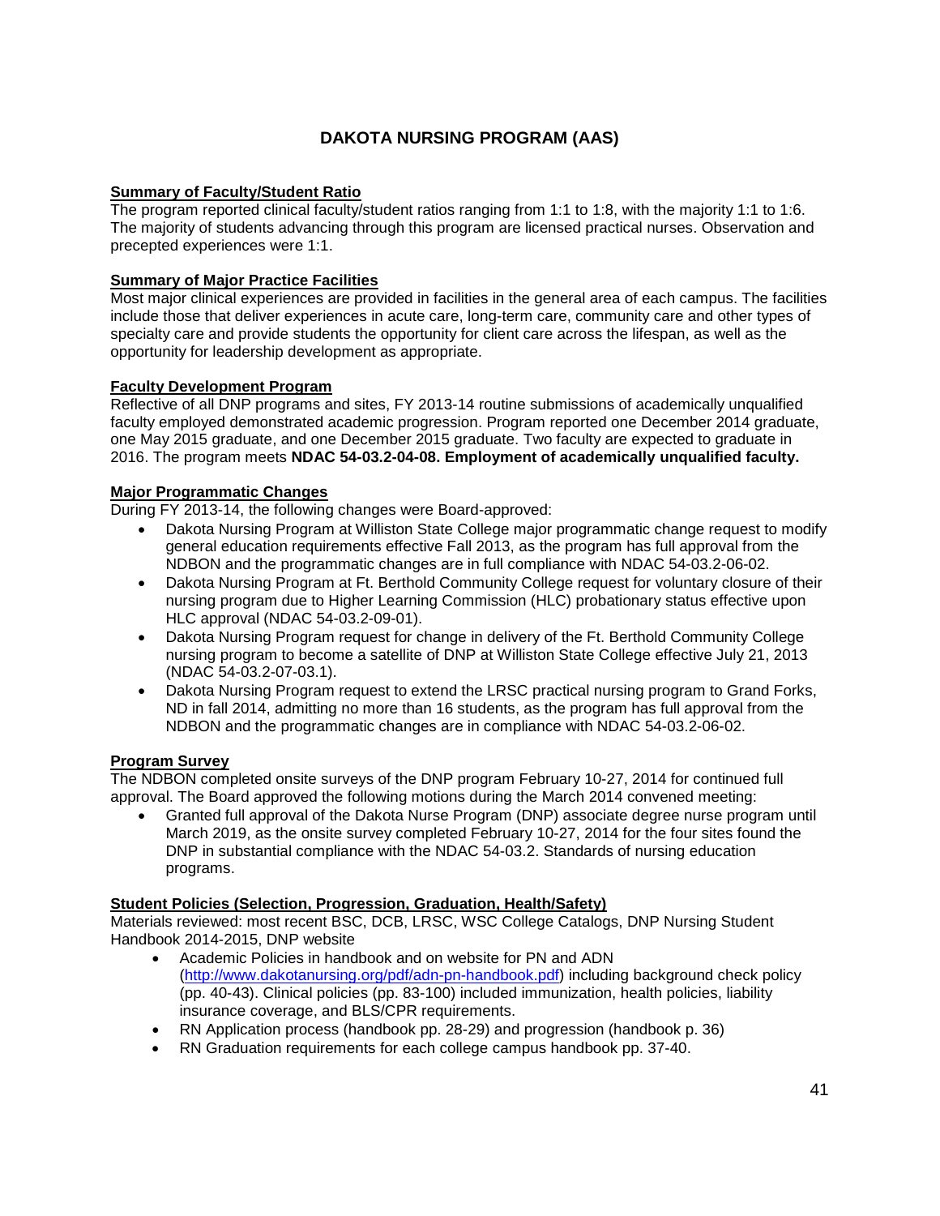# DAKOTA NURSING PROGRAM (AAS)

**Summary of Faculty/Student Ratio**

The program reported clinical faculty/student ratios ranging from 1:1 to 1:8, with the majority 1:1 to 1:6. The majority of students advancing through this program are licensed practical nurses. Observation and precepted experiences were 1:1.

**Summary of Major Practice Facilities**

Most major clinical experiences are provided in facilities in the general area of each campus. The facilities include those that deliver experiences in acute care, long-term care, community care and other types of specialty care and provide students the opportunity for client care across the lifespan, as well as the opportunity for leadership development as appropriate.

**Faculty Development Program**

Reflective of all DNP programs and sites, FY 2013-14 routine submissions of academically unqualified faculty employed demonstrated academic progression. Program reported one December 2014 graduate, one May 2015 graduate, and one December 2015 graduate. Two faculty are expected to graduate in 2016. The program meets **NDAC 54-03.2-04-08. Employment of academically unqualified faculty.**

**Major Programmatic Changes**

During FY 2013-14, the following changes were Board-approved:

- Dakota Nursing Program at Williston State College major programmatic change request to modify general education requirements effective Fall 2013, as the program has full approval from the NDBON and the programmatic changes are in full compliance with NDAC 54-03.2-06-02.
- Dakota Nursing Program at Ft. Berthold Community College request for voluntary closure of their nursing program due to Higher Learning Commission (HLC) probationary status effective upon HLC approval (NDAC 54-03.2-09-01).
- Dakota Nursing Program request for change in delivery of the Ft. Berthold Community College nursing program to become a satellite of DNP at Williston State College effective July 21, 2013 (NDAC 54-03.2-07-03.1).
- Dakota Nursing Program request to extend the LRSC practical nursing program to Grand Forks, ND in fall 2014, admitting no more than 16 students, as the program has full approval from the NDBON and the programmatic changes are in compliance with NDAC 54-03.2-06-02.

**Program Survey**

The NDBON completed onsite surveys of the DNP program February 10-27, 2014 for continued full approval. The Board approved the following motions during the March 2014 convened meeting:

- Granted full approval of the Dakota Nurse Program (DNP) associate degree nurse program until March 2019, as the onsite survey completed February 10-27, 2014 for the four sites found the DNP in substantial compliance with the NDAC 54-03.2. Standards of nursing education programs.

**Student Policies (Selection, Progression, Graduation, Health/Safety)**

Materials reviewed: most recent BSC, DCB, LRSC, WSC College Catalogs, DNP Nursing Student Handbook 2014-2015, DNP website

- Academic Policies in handbook and on website for PN and ADN (http://www.dakotanursing.org/pdf/adn-pn-handbook.pdf) including background check policy (pp. 40-43). Clinical policies (pp. 83-100) included immunization, health policies, liability insurance coverage, and BLS/CPR requirements.
- RN Application process (handbook pp. 28-29) and progression (handbook p. 36)
- RN Graduation requirements for each college campus handbook pp. 37-40.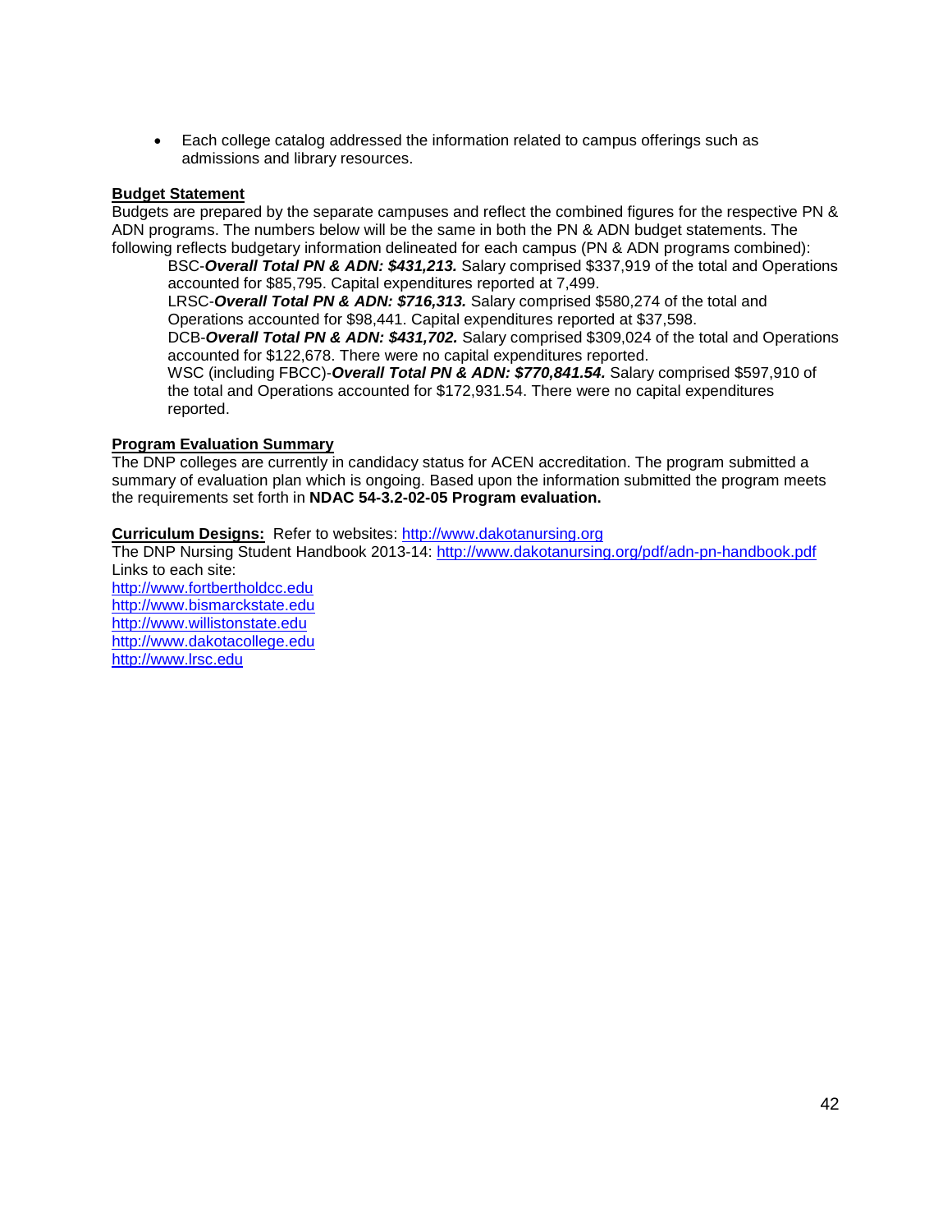- Each college catalog addressed the information related to campus offerings such as admissions and library resources.

**Budget Statement**

Budgets are prepared by the separate campuses and reflect the combined figures for the respective PN & ADN programs. The numbers below will be the same in both the PN & ADN budget statements. The following reflects budgetary information delineated for each campus (PN & ADN programs combined):

BSC-***Overall Total PN & ADN: $431,213.*** Salary comprised $337,919 of the total and Operations accounted for $85,795. Capital expenditures reported at 7,499.

LRSC-***Overall Total PN & ADN: $716,313.*** Salary comprised $580,274 of the total and Operations accounted for $98,441. Capital expenditures reported at $37,598.

DCB-***Overall Total PN & ADN: $431,702.*** Salary comprised $309,024 of the total and Operations accounted for $122,678. There were no capital expenditures reported.

WSC (including FBCC)-***Overall Total PN & ADN: $770,841.54.*** Salary comprised $597,910 of the total and Operations accounted for $172,931.54. There were no capital expenditures reported.

**Program Evaluation Summary**

The DNP colleges are currently in candidacy status for ACEN accreditation. The program submitted a summary of evaluation plan which is ongoing. Based upon the information submitted the program meets the requirements set forth in **NDAC 54-3.2-02-05 Program evaluation.**

**Curriculum Designs:** Refer to websites: http://www.dakotanursing.org

The DNP Nursing Student Handbook 2013-14: http://www.dakotanursing.org/pdf/adn-pn-handbook.pdf

Links to each site:

http://www.fortbertholdcc.edu

http://www.bismarckstate.edu

http://www.willistonstate.edu

http://www.dakotacollege.edu

http://www.lrsc.edu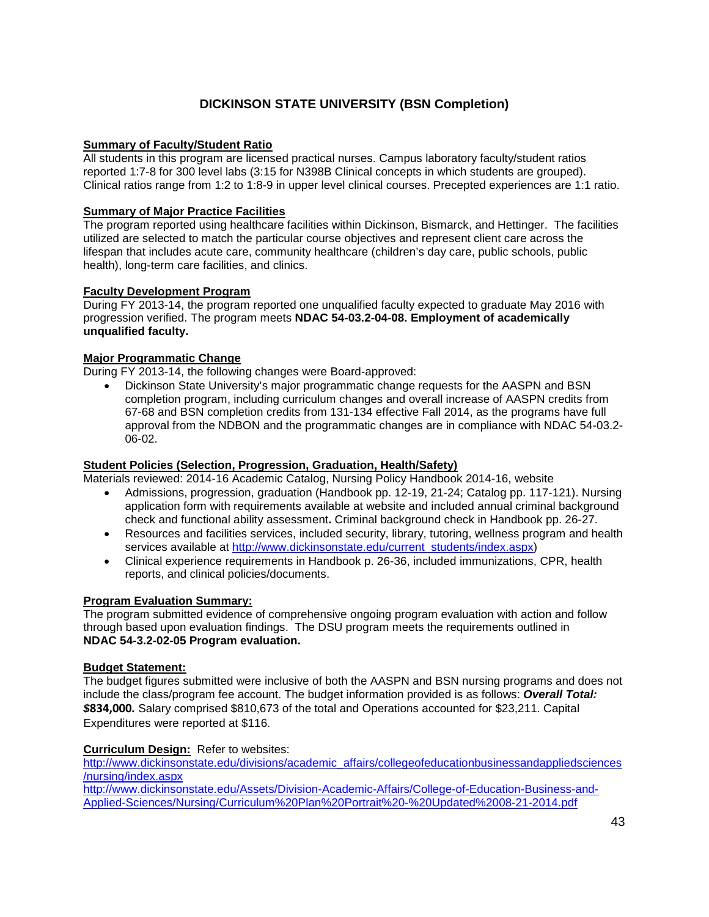## DICKINSON STATE UNIVERSITY (BSN Completion)

**Summary of Faculty/Student Ratio**

All students in this program are licensed practical nurses. Campus laboratory faculty/student ratios reported 1:7-8 for 300 level labs (3:15 for N398B Clinical concepts in which students are grouped). Clinical ratios range from 1:2 to 1:8-9 in upper level clinical courses. Precepted experiences are 1:1 ratio.

**Summary of Major Practice Facilities**

The program reported using healthcare facilities within Dickinson, Bismarck, and Hettinger. The facilities utilized are selected to match the particular course objectives and represent client care across the lifespan that includes acute care, community healthcare (children's day care, public schools, public health), long-term care facilities, and clinics.

**Faculty Development Program**

During FY 2013-14, the program reported one unqualified faculty expected to graduate May 2016 with progression verified. The program meets **NDAC 54-03.2-04-08. Employment of academically unqualified faculty.**

**Major Programmatic Change**

During FY 2013-14, the following changes were Board-approved:

- Dickinson State University's major programmatic change requests for the AASPN and BSN completion program, including curriculum changes and overall increase of AASPN credits from 67-68 and BSN completion credits from 131-134 effective Fall 2014, as the programs have full approval from the NDBON and the programmatic changes are in compliance with NDAC 54-03.2-06-02.

**Student Policies (Selection, Progression, Graduation, Health/Safety)**

Materials reviewed: 2014-16 Academic Catalog, Nursing Policy Handbook 2014-16, website

- Admissions, progression, graduation (Handbook pp. 12-19, 21-24; Catalog pp. 117-121). Nursing application form with requirements available at website and included annual criminal background check and functional ability assessment**.** Criminal background check in Handbook pp. 26-27.
- Resources and facilities services, included security, library, tutoring, wellness program and health services available at http://www.dickinsonstate.edu/current_students/index.aspx)
- Clinical experience requirements in Handbook p. 26-36, included immunizations, CPR, health reports, and clinical policies/documents.

**Program Evaluation Summary:**

The program submitted evidence of comprehensive ongoing program evaluation with action and follow through based upon evaluation findings. The DSU program meets the requirements outlined in **NDAC 54-3.2-02-05 Program evaluation.**

**Budget Statement:**

The budget figures submitted were inclusive of both the AASPN and BSN nursing programs and does not include the class/program fee account. The budget information provided is as follows: ***Overall Total: $834,000.*** Salary comprised $810,673 of the total and Operations accounted for $23,211. Capital Expenditures were reported at $116.

**Curriculum Design:** Refer to websites:

http://www.dickinsonstate.edu/divisions/academic_affairs/collegeofeducationbusinessandappliedsciences/nursing/index.aspx

http://www.dickinsonstate.edu/Assets/Division-Academic-Affairs/College-of-Education-Business-and-Applied-Sciences/Nursing/Curriculum%20Plan%20Portrait%20-%20Updated%2008-21-2014.pdf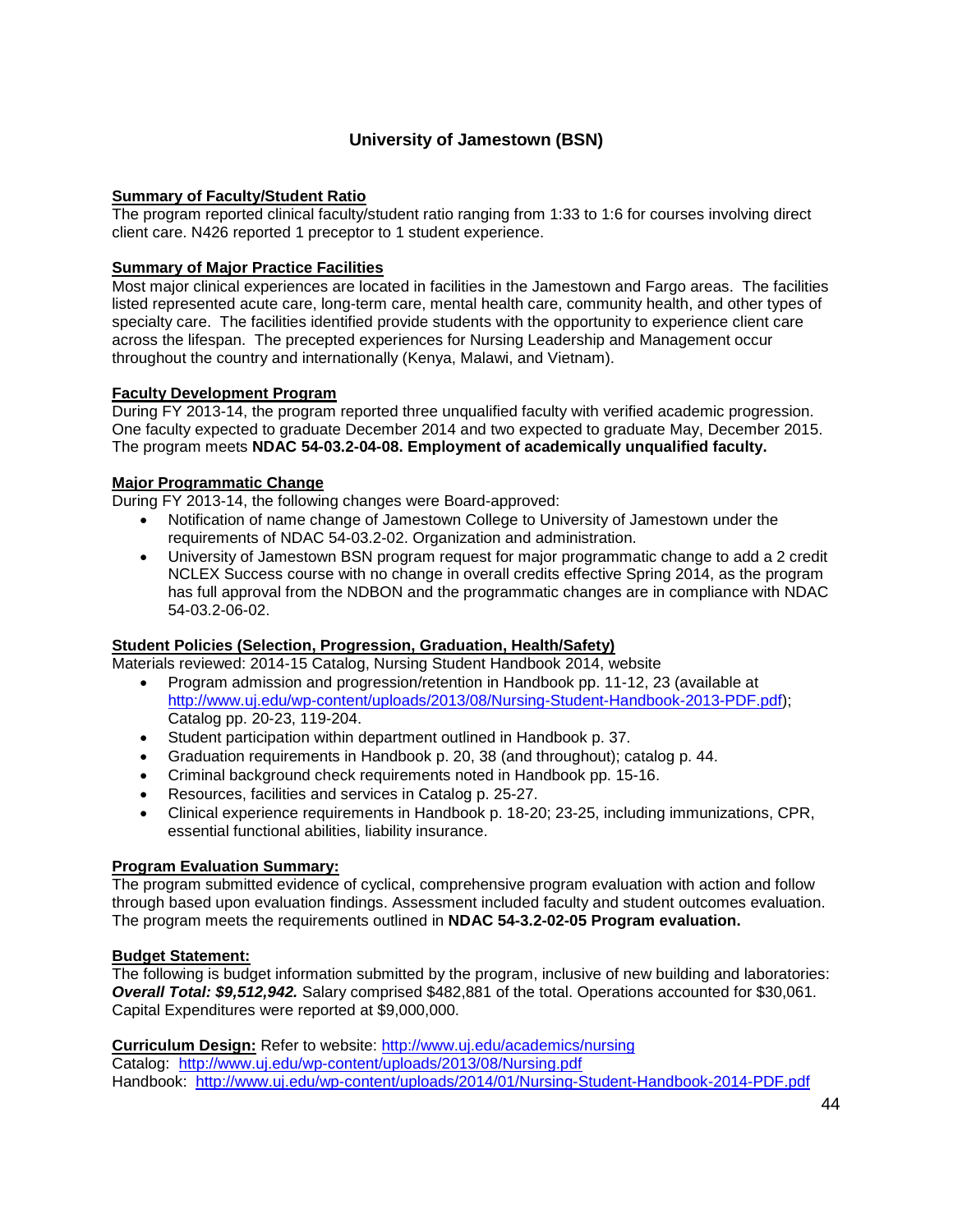# University of Jamestown (BSN)

**Summary of Faculty/Student Ratio**

The program reported clinical faculty/student ratio ranging from 1:33 to 1:6 for courses involving direct client care. N426 reported 1 preceptor to 1 student experience.

**Summary of Major Practice Facilities**

Most major clinical experiences are located in facilities in the Jamestown and Fargo areas. The facilities listed represented acute care, long-term care, mental health care, community health, and other types of specialty care. The facilities identified provide students with the opportunity to experience client care across the lifespan. The precepted experiences for Nursing Leadership and Management occur throughout the country and internationally (Kenya, Malawi, and Vietnam).

**Faculty Development Program**

During FY 2013-14, the program reported three unqualified faculty with verified academic progression. One faculty expected to graduate December 2014 and two expected to graduate May, December 2015. The program meets **NDAC 54-03.2-04-08. Employment of academically unqualified faculty.**

**Major Programmatic Change**

During FY 2013-14, the following changes were Board-approved:

- Notification of name change of Jamestown College to University of Jamestown under the requirements of NDAC 54-03.2-02. Organization and administration.
- University of Jamestown BSN program request for major programmatic change to add a 2 credit NCLEX Success course with no change in overall credits effective Spring 2014, as the program has full approval from the NDBON and the programmatic changes are in compliance with NDAC 54-03.2-06-02.

**Student Policies (Selection, Progression, Graduation, Health/Safety)**

Materials reviewed: 2014-15 Catalog, Nursing Student Handbook 2014, website

- Program admission and progression/retention in Handbook pp. 11-12, 23 (available at http://www.uj.edu/wp-content/uploads/2013/08/Nursing-Student-Handbook-2013-PDF.pdf); Catalog pp. 20-23, 119-204.
- Student participation within department outlined in Handbook p. 37.
- Graduation requirements in Handbook p. 20, 38 (and throughout); catalog p. 44.
- Criminal background check requirements noted in Handbook pp. 15-16.
- Resources, facilities and services in Catalog p. 25-27.
- Clinical experience requirements in Handbook p. 18-20; 23-25, including immunizations, CPR, essential functional abilities, liability insurance.

**Program Evaluation Summary:**

The program submitted evidence of cyclical, comprehensive program evaluation with action and follow through based upon evaluation findings. Assessment included faculty and student outcomes evaluation. The program meets the requirements outlined in **NDAC 54-3.2-02-05 Program evaluation.**

**Budget Statement:**

The following is budget information submitted by the program, inclusive of new building and laboratories: ***Overall Total: $9,512,942.*** Salary comprised $482,881 of the total. Operations accounted for $30,061. Capital Expenditures were reported at $9,000,000.

**Curriculum Design:** Refer to website: http://www.uj.edu/academics/nursing
Catalog: http://www.uj.edu/wp-content/uploads/2013/08/Nursing.pdf
Handbook: http://www.uj.edu/wp-content/uploads/2014/01/Nursing-Student-Handbook-2014-PDF.pdf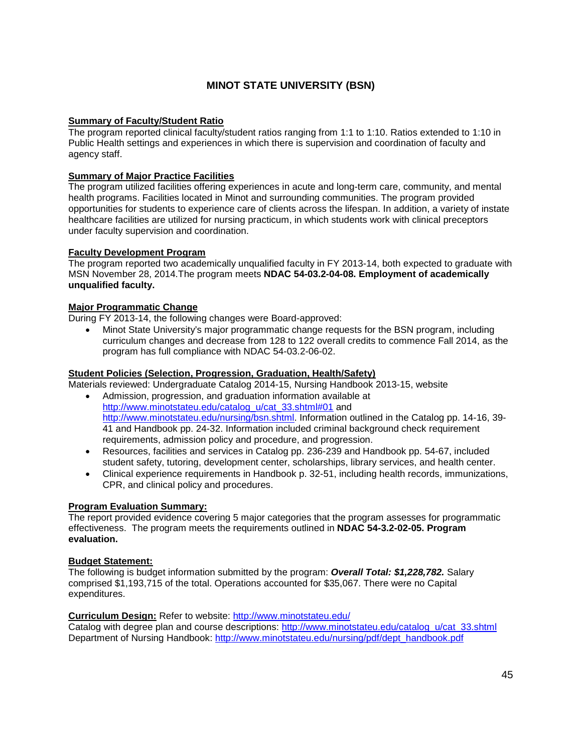## MINOT STATE UNIVERSITY (BSN)

**Summary of Faculty/Student Ratio**

The program reported clinical faculty/student ratios ranging from 1:1 to 1:10. Ratios extended to 1:10 in Public Health settings and experiences in which there is supervision and coordination of faculty and agency staff.

**Summary of Major Practice Facilities**

The program utilized facilities offering experiences in acute and long-term care, community, and mental health programs. Facilities located in Minot and surrounding communities. The program provided opportunities for students to experience care of clients across the lifespan. In addition, a variety of instate healthcare facilities are utilized for nursing practicum, in which students work with clinical preceptors under faculty supervision and coordination.

**Faculty Development Program**

The program reported two academically unqualified faculty in FY 2013-14, both expected to graduate with MSN November 28, 2014.The program meets **NDAC 54-03.2-04-08. Employment of academically unqualified faculty.**

**Major Programmatic Change**

During FY 2013-14, the following changes were Board-approved:

- Minot State University's major programmatic change requests for the BSN program, including curriculum changes and decrease from 128 to 122 overall credits to commence Fall 2014, as the program has full compliance with NDAC 54-03.2-06-02.

**Student Policies (Selection, Progression, Graduation, Health/Safety)**

Materials reviewed: Undergraduate Catalog 2014-15, Nursing Handbook 2013-15, website

- Admission, progression, and graduation information available at http://www.minotstateu.edu/catalog_u/cat_33.shtml#01 and http://www.minotstateu.edu/nursing/bsn.shtml. Information outlined in the Catalog pp. 14-16, 39-41 and Handbook pp. 24-32. Information included criminal background check requirement requirements, admission policy and procedure, and progression.
- Resources, facilities and services in Catalog pp. 236-239 and Handbook pp. 54-67, included student safety, tutoring, development center, scholarships, library services, and health center.
- Clinical experience requirements in Handbook p. 32-51, including health records, immunizations, CPR, and clinical policy and procedures.

**Program Evaluation Summary:**

The report provided evidence covering 5 major categories that the program assesses for programmatic effectiveness. The program meets the requirements outlined in **NDAC 54-3.2-02-05. Program evaluation.**

**Budget Statement:**

The following is budget information submitted by the program: ***Overall Total: $1,228,782.*** Salary comprised $1,193,715 of the total. Operations accounted for $35,067. There were no Capital expenditures.

**Curriculum Design:** Refer to website: http://www.minotstateu.edu/

Catalog with degree plan and course descriptions: http://www.minotstateu.edu/catalog_u/cat_33.shtml

Department of Nursing Handbook: http://www.minotstateu.edu/nursing/pdf/dept_handbook.pdf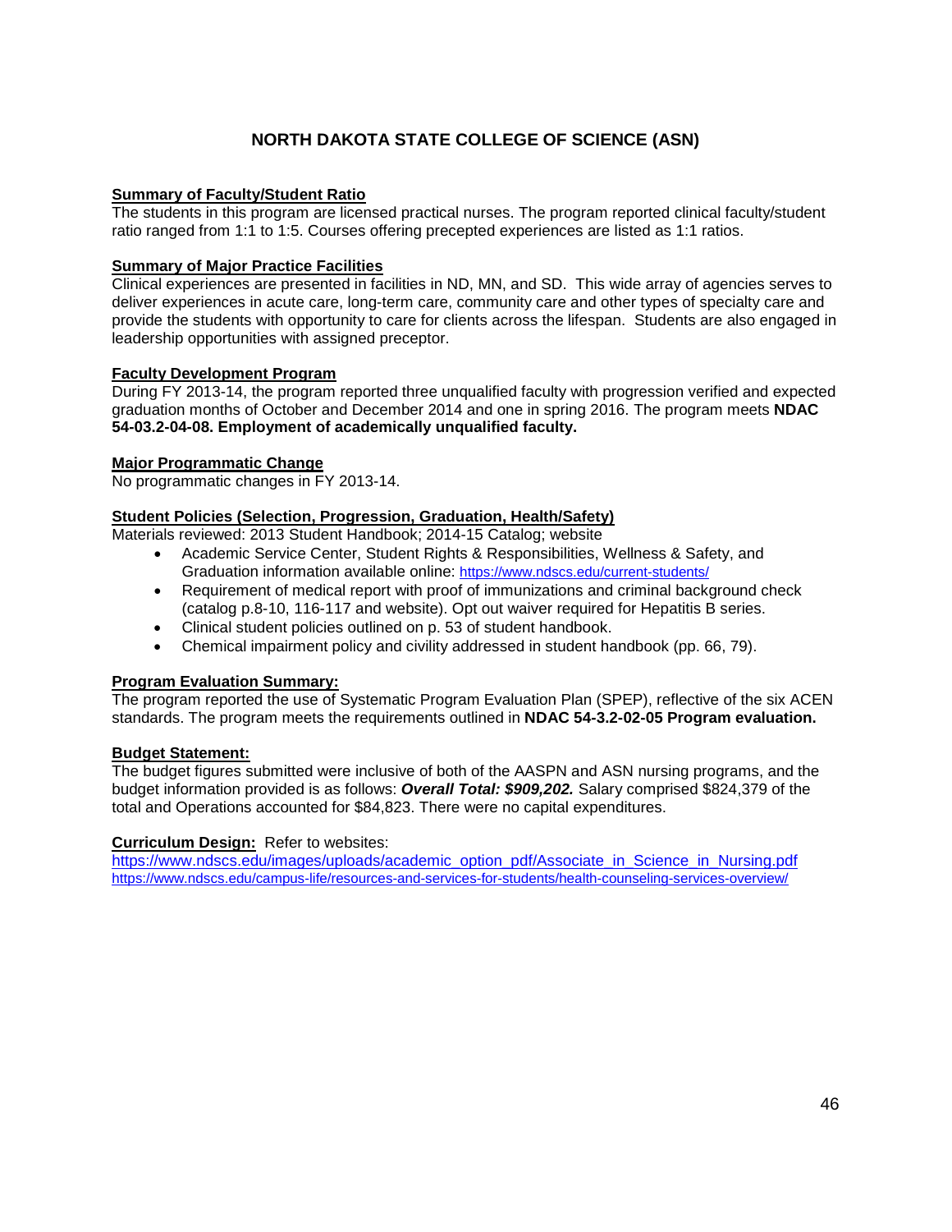# NORTH DAKOTA STATE COLLEGE OF SCIENCE (ASN)

**Summary of Faculty/Student Ratio**

The students in this program are licensed practical nurses. The program reported clinical faculty/student ratio ranged from 1:1 to 1:5. Courses offering precepted experiences are listed as 1:1 ratios.

**Summary of Major Practice Facilities**

Clinical experiences are presented in facilities in ND, MN, and SD. This wide array of agencies serves to deliver experiences in acute care, long-term care, community care and other types of specialty care and provide the students with opportunity to care for clients across the lifespan. Students are also engaged in leadership opportunities with assigned preceptor.

**Faculty Development Program**

During FY 2013-14, the program reported three unqualified faculty with progression verified and expected graduation months of October and December 2014 and one in spring 2016. The program meets **NDAC 54-03.2-04-08. Employment of academically unqualified faculty.**

**Major Programmatic Change**

No programmatic changes in FY 2013-14.

**Student Policies (Selection, Progression, Graduation, Health/Safety)**

Materials reviewed: 2013 Student Handbook; 2014-15 Catalog; website

- Academic Service Center, Student Rights & Responsibilities, Wellness & Safety, and Graduation information available online: https://www.ndscs.edu/current-students/
- Requirement of medical report with proof of immunizations and criminal background check (catalog p.8-10, 116-117 and website). Opt out waiver required for Hepatitis B series.
- Clinical student policies outlined on p. 53 of student handbook.
- Chemical impairment policy and civility addressed in student handbook (pp. 66, 79).

**Program Evaluation Summary:**

The program reported the use of Systematic Program Evaluation Plan (SPEP), reflective of the six ACEN standards. The program meets the requirements outlined in **NDAC 54-3.2-02-05 Program evaluation.**

**Budget Statement:**

The budget figures submitted were inclusive of both of the AASPN and ASN nursing programs, and the budget information provided is as follows: ***Overall Total: $909,202.*** Salary comprised $824,379 of the total and Operations accounted for $84,823. There were no capital expenditures.

**Curriculum Design:** Refer to websites:

https://www.ndscs.edu/images/uploads/academic_option_pdf/Associate_in_Science_in_Nursing.pdf
https://www.ndscs.edu/campus-life/resources-and-services-for-students/health-counseling-services-overview/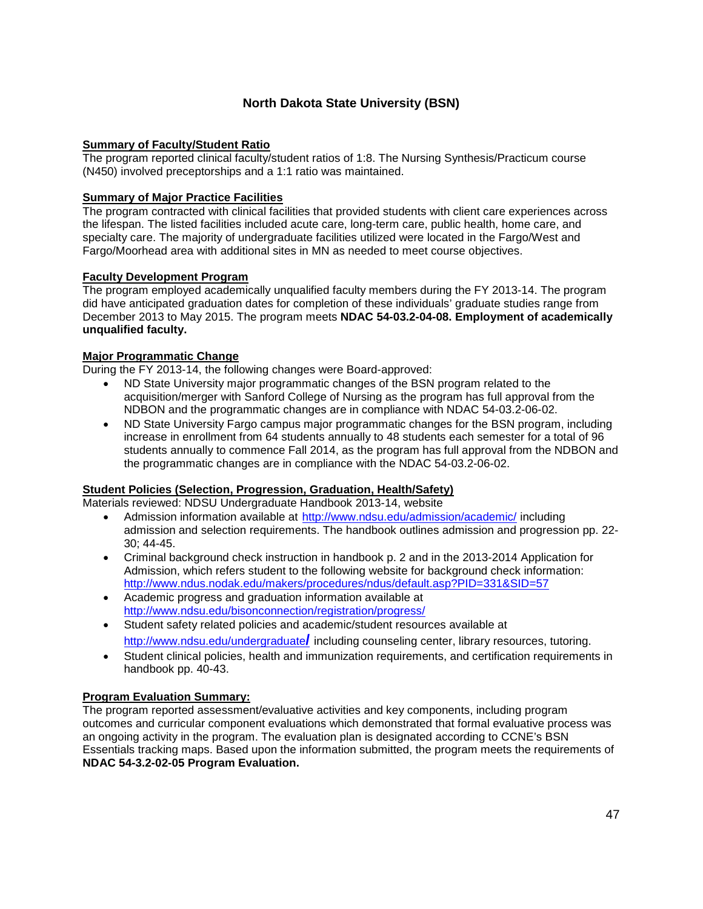## North Dakota State University (BSN)

**Summary of Faculty/Student Ratio**

The program reported clinical faculty/student ratios of 1:8. The Nursing Synthesis/Practicum course (N450) involved preceptorships and a 1:1 ratio was maintained.

**Summary of Major Practice Facilities**

The program contracted with clinical facilities that provided students with client care experiences across the lifespan. The listed facilities included acute care, long-term care, public health, home care, and specialty care. The majority of undergraduate facilities utilized were located in the Fargo/West and Fargo/Moorhead area with additional sites in MN as needed to meet course objectives.

**Faculty Development Program**

The program employed academically unqualified faculty members during the FY 2013-14. The program did have anticipated graduation dates for completion of these individuals' graduate studies range from December 2013 to May 2015. The program meets **NDAC 54-03.2-04-08. Employment of academically unqualified faculty.**

**Major Programmatic Change**

During the FY 2013-14, the following changes were Board-approved:

- ND State University major programmatic changes of the BSN program related to the acquisition/merger with Sanford College of Nursing as the program has full approval from the NDBON and the programmatic changes are in compliance with NDAC 54-03.2-06-02.
- ND State University Fargo campus major programmatic changes for the BSN program, including increase in enrollment from 64 students annually to 48 students each semester for a total of 96 students annually to commence Fall 2014, as the program has full approval from the NDBON and the programmatic changes are in compliance with the NDAC 54-03.2-06-02.

**Student Policies (Selection, Progression, Graduation, Health/Safety)**

Materials reviewed: NDSU Undergraduate Handbook 2013-14, website

- Admission information available at http://www.ndsu.edu/admission/academic/ including admission and selection requirements. The handbook outlines admission and progression pp. 22-30; 44-45.
- Criminal background check instruction in handbook p. 2 and in the 2013-2014 Application for Admission, which refers student to the following website for background check information: http://www.ndus.nodak.edu/makers/procedures/ndus/default.asp?PID=331&SID=57
- Academic progress and graduation information available at http://www.ndsu.edu/bisonconnection/registration/progress/
- Student safety related policies and academic/student resources available at http://www.ndsu.edu/undergraduate/ including counseling center, library resources, tutoring.
- Student clinical policies, health and immunization requirements, and certification requirements in handbook pp. 40-43.

**Program Evaluation Summary:**

The program reported assessment/evaluative activities and key components, including program outcomes and curricular component evaluations which demonstrated that formal evaluative process was an ongoing activity in the program. The evaluation plan is designated according to CCNE's BSN Essentials tracking maps. Based upon the information submitted, the program meets the requirements of **NDAC 54-3.2-02-05 Program Evaluation.**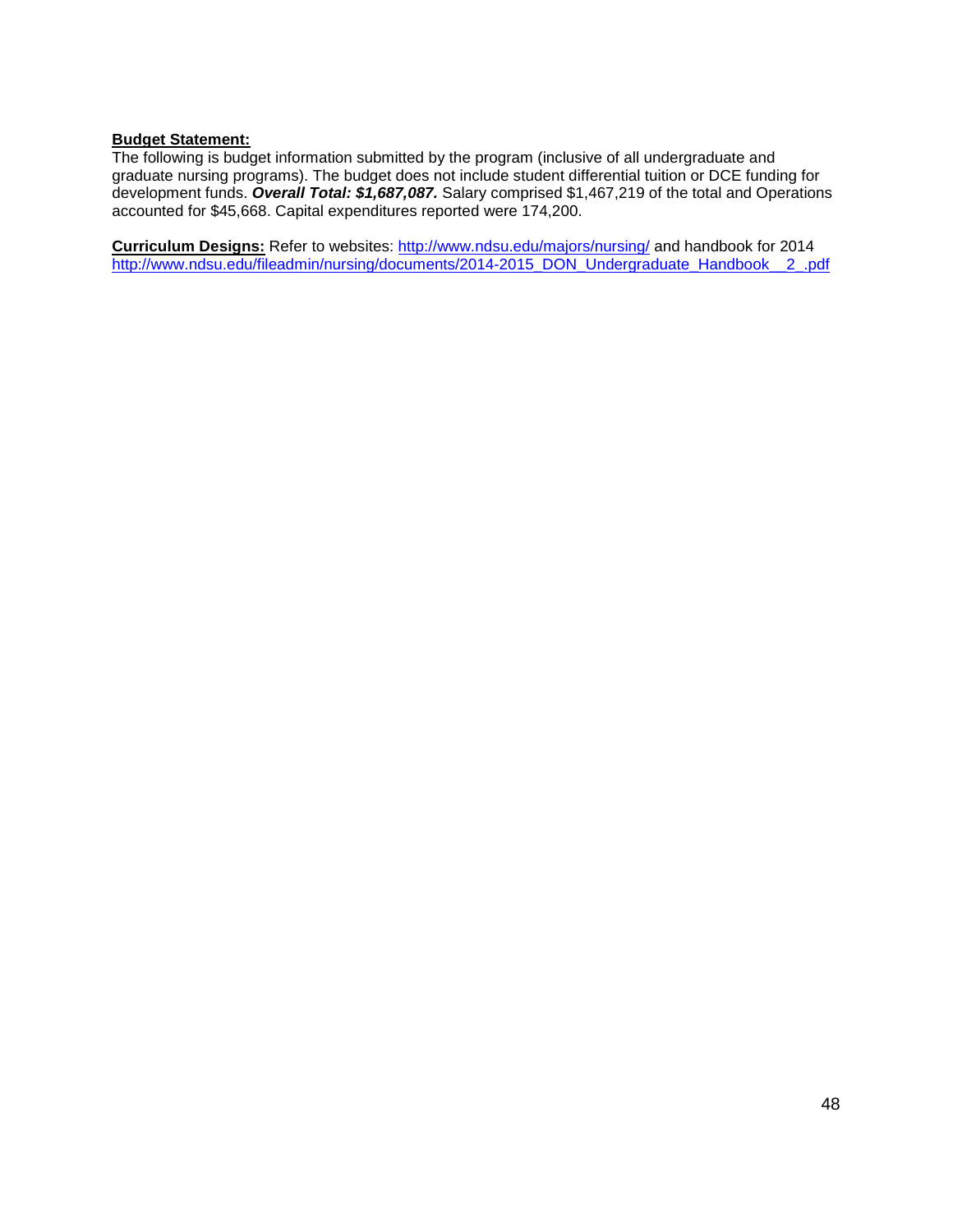**Budget Statement:**
The following is budget information submitted by the program (inclusive of all undergraduate and graduate nursing programs). The budget does not include student differential tuition or DCE funding for development funds. ***Overall Total: $1,687,087.*** Salary comprised $1,467,219 of the total and Operations accounted for $45,668. Capital expenditures reported were 174,200.

**Curriculum Designs:** Refer to websites: http://www.ndsu.edu/majors/nursing/ and handbook for 2014 http://www.ndsu.edu/fileadmin/nursing/documents/2014-2015_DON_Undergraduate_Handbook__2_.pdf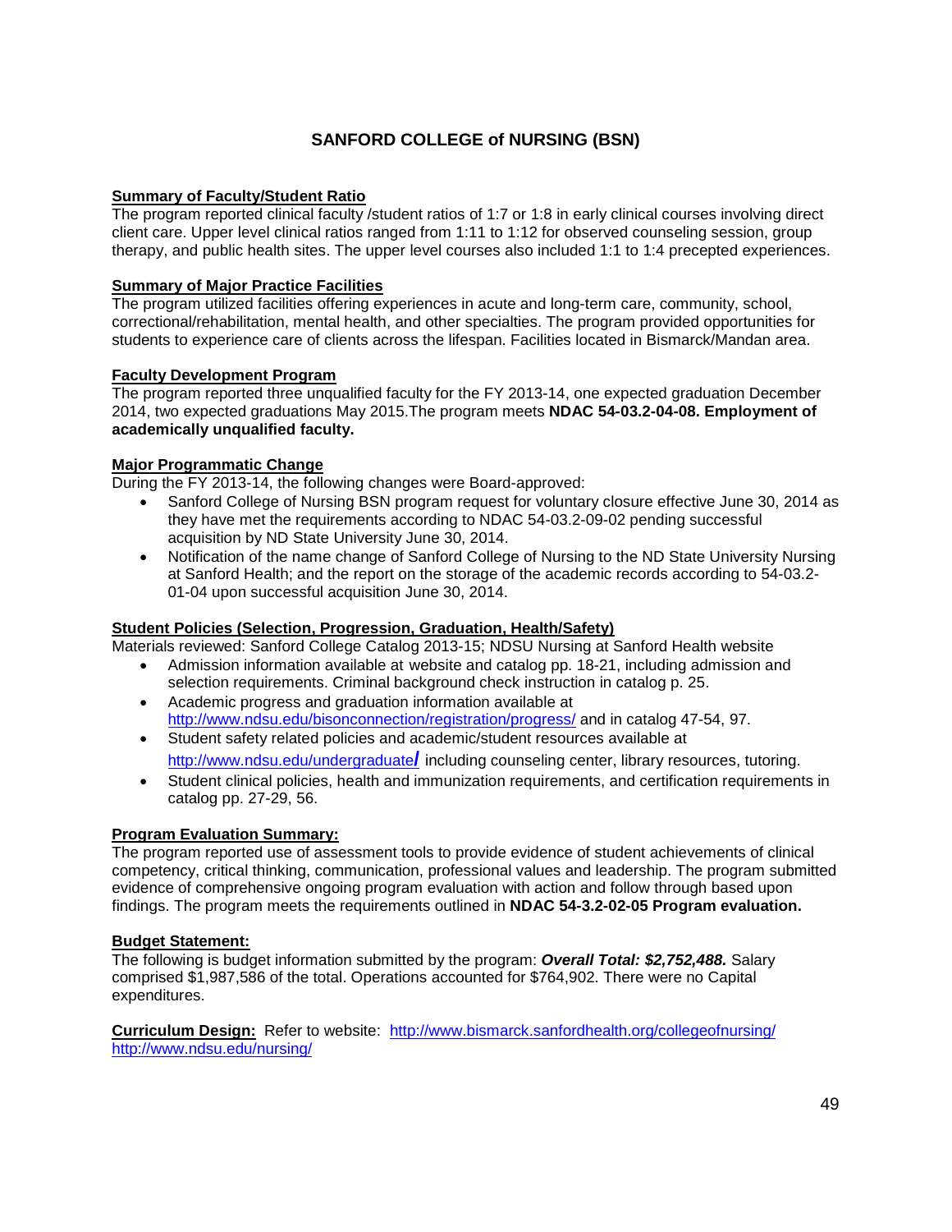## SANFORD COLLEGE of NURSING (BSN)

**Summary of Faculty/Student Ratio**

The program reported clinical faculty /student ratios of 1:7 or 1:8 in early clinical courses involving direct client care. Upper level clinical ratios ranged from 1:11 to 1:12 for observed counseling session, group therapy, and public health sites. The upper level courses also included 1:1 to 1:4 precepted experiences.

**Summary of Major Practice Facilities**

The program utilized facilities offering experiences in acute and long-term care, community, school, correctional/rehabilitation, mental health, and other specialties. The program provided opportunities for students to experience care of clients across the lifespan. Facilities located in Bismarck/Mandan area.

**Faculty Development Program**

The program reported three unqualified faculty for the FY 2013-14, one expected graduation December 2014, two expected graduations May 2015.The program meets **NDAC 54-03.2-04-08. Employment of academically unqualified faculty.**

**Major Programmatic Change**

During the FY 2013-14, the following changes were Board-approved:

- Sanford College of Nursing BSN program request for voluntary closure effective June 30, 2014 as they have met the requirements according to NDAC 54-03.2-09-02 pending successful acquisition by ND State University June 30, 2014.
- Notification of the name change of Sanford College of Nursing to the ND State University Nursing at Sanford Health; and the report on the storage of the academic records according to 54-03.2-01-04 upon successful acquisition June 30, 2014.

**Student Policies (Selection, Progression, Graduation, Health/Safety)**

Materials reviewed: Sanford College Catalog 2013-15; NDSU Nursing at Sanford Health website

- Admission information available at website and catalog pp. 18-21, including admission and selection requirements. Criminal background check instruction in catalog p. 25.
- Academic progress and graduation information available at http://www.ndsu.edu/bisonconnection/registration/progress/ and in catalog 47-54, 97.
- Student safety related policies and academic/student resources available at http://www.ndsu.edu/undergraduate/ including counseling center, library resources, tutoring.
- Student clinical policies, health and immunization requirements, and certification requirements in catalog pp. 27-29, 56.

**Program Evaluation Summary:**

The program reported use of assessment tools to provide evidence of student achievements of clinical competency, critical thinking, communication, professional values and leadership. The program submitted evidence of comprehensive ongoing program evaluation with action and follow through based upon findings. The program meets the requirements outlined in **NDAC 54-3.2-02-05 Program evaluation.**

**Budget Statement:**

The following is budget information submitted by the program: ***Overall Total: $2,752,488.*** Salary comprised $1,987,586 of the total. Operations accounted for $764,902. There were no Capital expenditures.

**Curriculum Design:** Refer to website: http://www.bismarck.sanfordhealth.org/collegeofnursing/ http://www.ndsu.edu/nursing/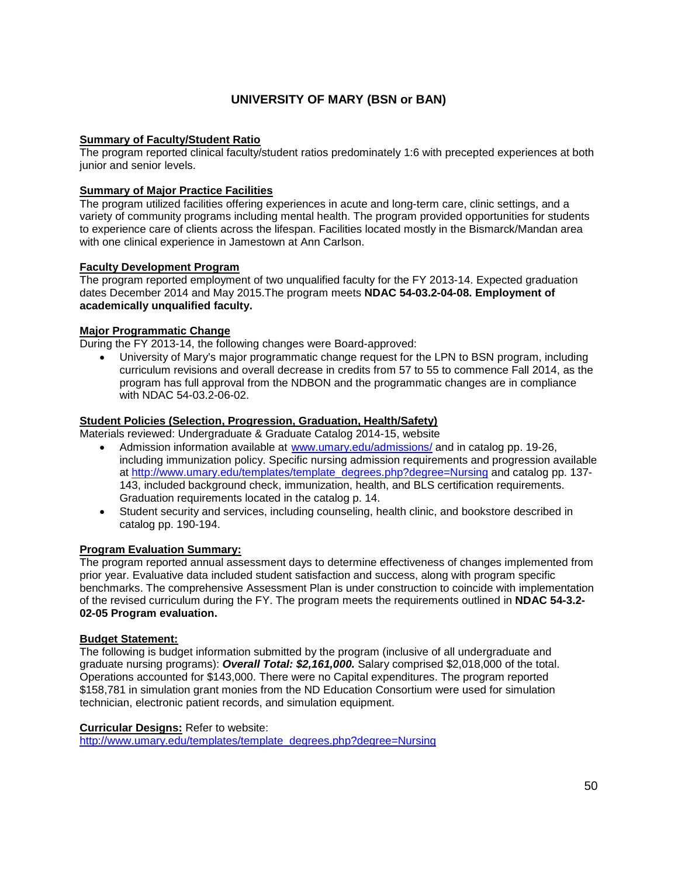## UNIVERSITY OF MARY (BSN or BAN)

**Summary of Faculty/Student Ratio**
The program reported clinical faculty/student ratios predominately 1:6 with precepted experiences at both junior and senior levels.

**Summary of Major Practice Facilities**
The program utilized facilities offering experiences in acute and long-term care, clinic settings, and a variety of community programs including mental health. The program provided opportunities for students to experience care of clients across the lifespan. Facilities located mostly in the Bismarck/Mandan area with one clinical experience in Jamestown at Ann Carlson.

**Faculty Development Program**
The program reported employment of two unqualified faculty for the FY 2013-14. Expected graduation dates December 2014 and May 2015.The program meets **NDAC 54-03.2-04-08. Employment of academically unqualified faculty.**

**Major Programmatic Change**
During the FY 2013-14, the following changes were Board-approved:

- University of Mary's major programmatic change request for the LPN to BSN program, including curriculum revisions and overall decrease in credits from 57 to 55 to commence Fall 2014, as the program has full approval from the NDBON and the programmatic changes are in compliance with NDAC 54-03.2-06-02.

**Student Policies (Selection, Progression, Graduation, Health/Safety)**
Materials reviewed: Undergraduate & Graduate Catalog 2014-15, website

- Admission information available at www.umary.edu/admissions/ and in catalog pp. 19-26, including immunization policy. Specific nursing admission requirements and progression available at http://www.umary.edu/templates/template_degrees.php?degree=Nursing and catalog pp. 137-143, included background check, immunization, health, and BLS certification requirements. Graduation requirements located in the catalog p. 14.
- Student security and services, including counseling, health clinic, and bookstore described in catalog pp. 190-194.

**Program Evaluation Summary:**
The program reported annual assessment days to determine effectiveness of changes implemented from prior year. Evaluative data included student satisfaction and success, along with program specific benchmarks. The comprehensive Assessment Plan is under construction to coincide with implementation of the revised curriculum during the FY. The program meets the requirements outlined in **NDAC 54-3.2-02-05 Program evaluation.**

**Budget Statement:**
The following is budget information submitted by the program (inclusive of all undergraduate and graduate nursing programs): ***Overall Total: $2,161,000.*** Salary comprised $2,018,000 of the total. Operations accounted for $143,000. There were no Capital expenditures. The program reported $158,781 in simulation grant monies from the ND Education Consortium were used for simulation technician, electronic patient records, and simulation equipment.

**Curricular Designs:** Refer to website:
http://www.umary.edu/templates/template_degrees.php?degree=Nursing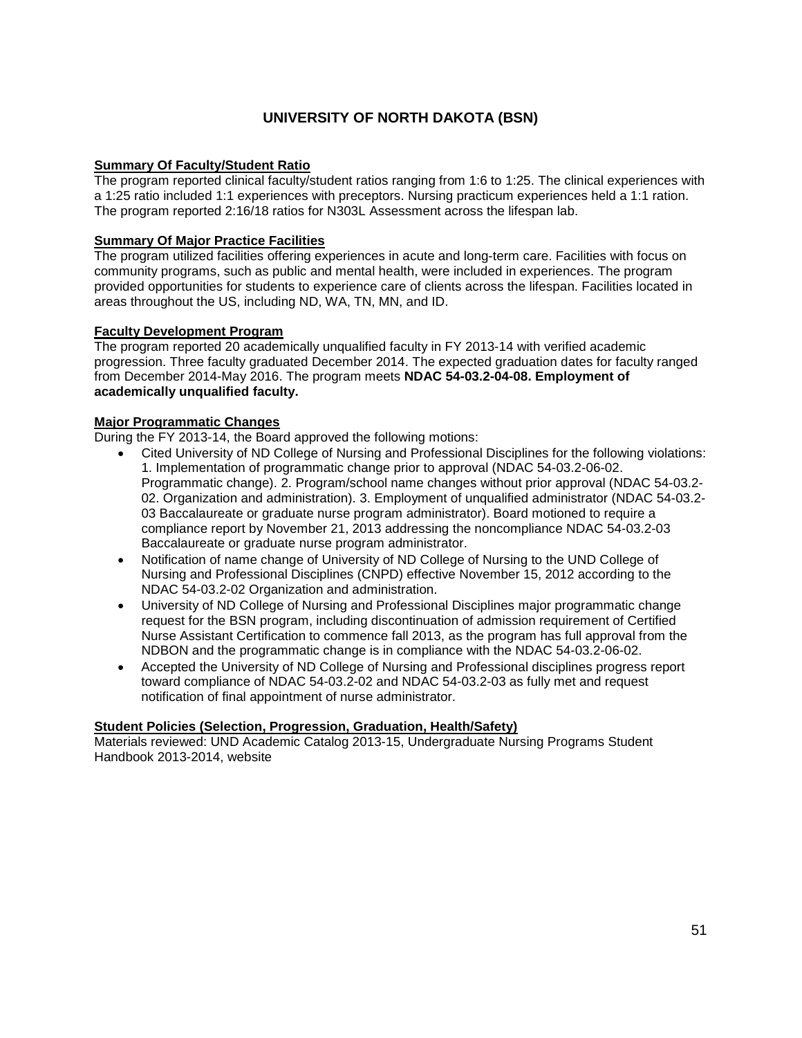## UNIVERSITY OF NORTH DAKOTA (BSN)

**Summary Of Faculty/Student Ratio**

The program reported clinical faculty/student ratios ranging from 1:6 to 1:25. The clinical experiences with a 1:25 ratio included 1:1 experiences with preceptors. Nursing practicum experiences held a 1:1 ration. The program reported 2:16/18 ratios for N303L Assessment across the lifespan lab.

**Summary Of Major Practice Facilities**

The program utilized facilities offering experiences in acute and long-term care. Facilities with focus on community programs, such as public and mental health, were included in experiences. The program provided opportunities for students to experience care of clients across the lifespan. Facilities located in areas throughout the US, including ND, WA, TN, MN, and ID.

**Faculty Development Program**

The program reported 20 academically unqualified faculty in FY 2013-14 with verified academic progression. Three faculty graduated December 2014. The expected graduation dates for faculty ranged from December 2014-May 2016. The program meets **NDAC 54-03.2-04-08. Employment of academically unqualified faculty.**

**Major Programmatic Changes**

During the FY 2013-14, the Board approved the following motions:

- Cited University of ND College of Nursing and Professional Disciplines for the following violations: 1. Implementation of programmatic change prior to approval (NDAC 54-03.2-06-02. Programmatic change). 2. Program/school name changes without prior approval (NDAC 54-03.2-02. Organization and administration). 3. Employment of unqualified administrator (NDAC 54-03.2-03 Baccalaureate or graduate nurse program administrator). Board motioned to require a compliance report by November 21, 2013 addressing the noncompliance NDAC 54-03.2-03 Baccalaureate or graduate nurse program administrator.
- Notification of name change of University of ND College of Nursing to the UND College of Nursing and Professional Disciplines (CNPD) effective November 15, 2012 according to the NDAC 54-03.2-02 Organization and administration.
- University of ND College of Nursing and Professional Disciplines major programmatic change request for the BSN program, including discontinuation of admission requirement of Certified Nurse Assistant Certification to commence fall 2013, as the program has full approval from the NDBON and the programmatic change is in compliance with the NDAC 54-03.2-06-02.
- Accepted the University of ND College of Nursing and Professional disciplines progress report toward compliance of NDAC 54-03.2-02 and NDAC 54-03.2-03 as fully met and request notification of final appointment of nurse administrator.

**Student Policies (Selection, Progression, Graduation, Health/Safety)**

Materials reviewed: UND Academic Catalog 2013-15, Undergraduate Nursing Programs Student Handbook 2013-2014, website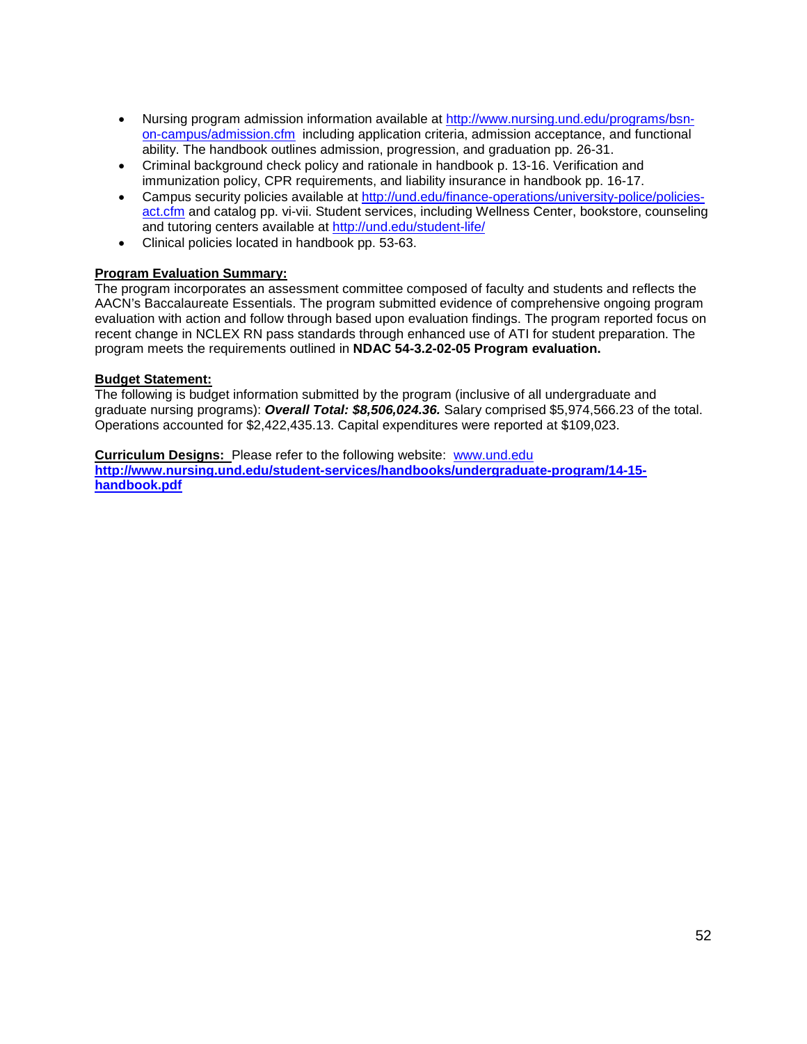- Nursing program admission information available at http://www.nursing.und.edu/programs/bsn-on-campus/admission.cfm including application criteria, admission acceptance, and functional ability. The handbook outlines admission, progression, and graduation pp. 26-31.
- Criminal background check policy and rationale in handbook p. 13-16. Verification and immunization policy, CPR requirements, and liability insurance in handbook pp. 16-17.
- Campus security policies available at http://und.edu/finance-operations/university-police/policies-act.cfm and catalog pp. vi-vii. Student services, including Wellness Center, bookstore, counseling and tutoring centers available at http://und.edu/student-life/
- Clinical policies located in handbook pp. 53-63.

**Program Evaluation Summary:**
The program incorporates an assessment committee composed of faculty and students and reflects the AACN's Baccalaureate Essentials. The program submitted evidence of comprehensive ongoing program evaluation with action and follow through based upon evaluation findings. The program reported focus on recent change in NCLEX RN pass standards through enhanced use of ATI for student preparation. The program meets the requirements outlined in **NDAC 54-3.2-02-05 Program evaluation.**

**Budget Statement:**
The following is budget information submitted by the program (inclusive of all undergraduate and graduate nursing programs): ***Overall Total: $8,506,024.36.*** Salary comprised $5,974,566.23 of the total. Operations accounted for $2,422,435.13. Capital expenditures were reported at $109,023.

**Curriculum Designs:** Please refer to the following website: www.und.edu
**http://www.nursing.und.edu/student-services/handbooks/undergraduate-program/14-15-handbook.pdf**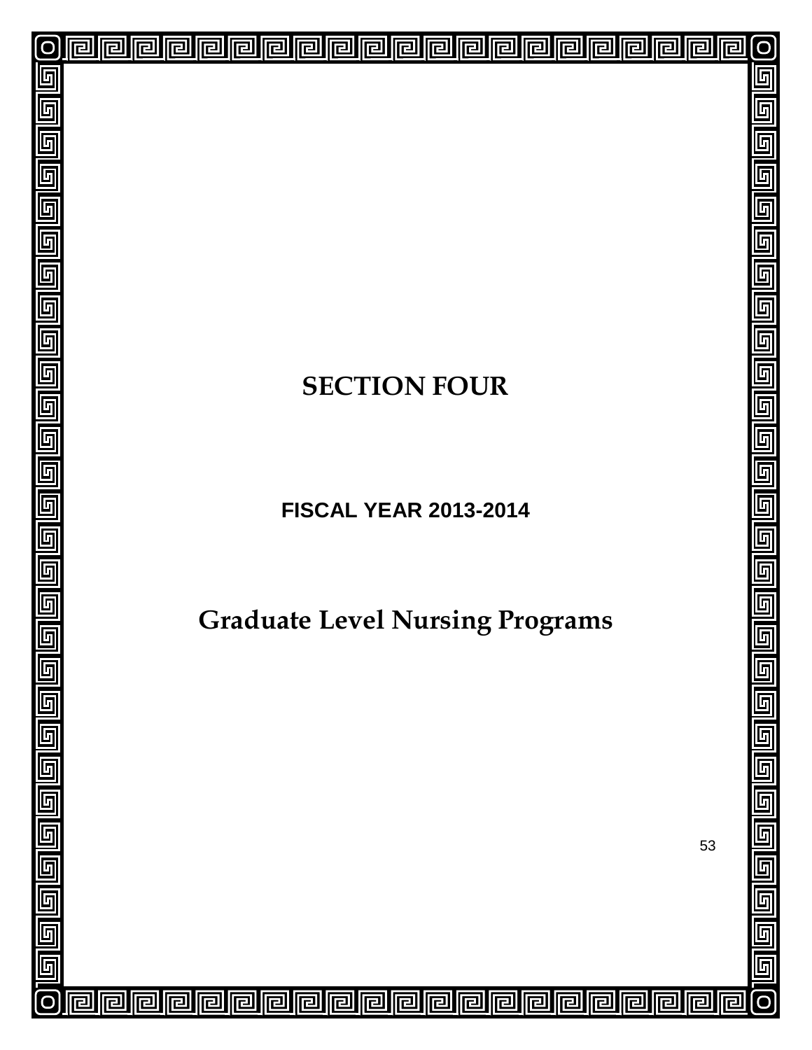# SECTION FOUR

## FISCAL YEAR 2013-2014

# Graduate Level Nursing Programs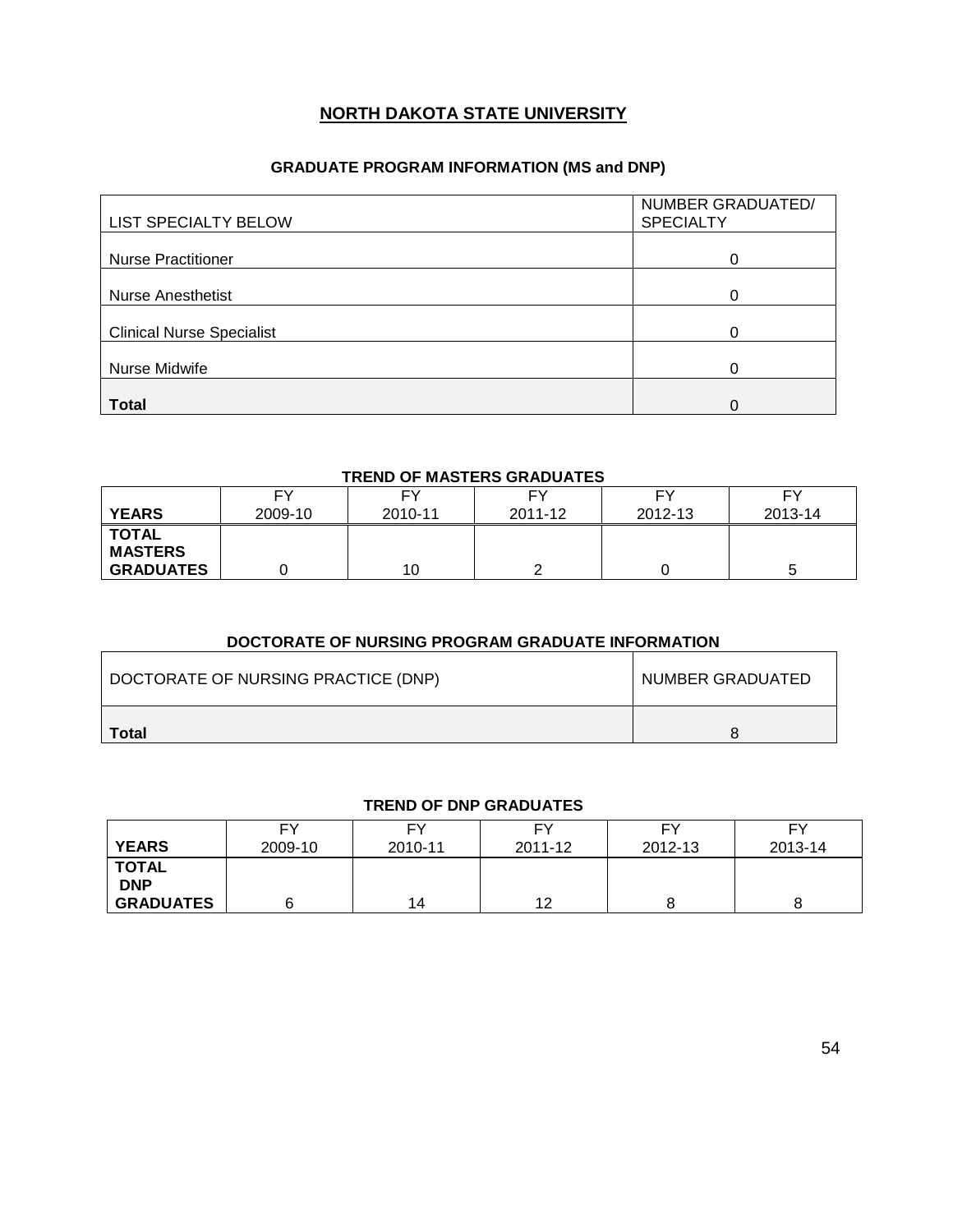# NORTH DAKOTA STATE UNIVERSITY

## GRADUATE PROGRAM INFORMATION (MS and DNP)

| LIST SPECIALTY BELOW | NUMBER GRADUATED/ SPECIALTY |
|---|---|
| Nurse Practitioner | 0 |
| Nurse Anesthetist | 0 |
| Clinical Nurse Specialist | 0 |
| Nurse Midwife | 0 |
| **Total** | 0 |

### TREND OF MASTERS GRADUATES

| **YEARS** | FY 2009-10 | FY 2010-11 | FY 2011-12 | FY 2012-13 | FY 2013-14 |
|---|---|---|---|---|---|
| **TOTAL MASTERS GRADUATES** | 0 | 10 | 2 | 0 | 5 |

### DOCTORATE OF NURSING PROGRAM GRADUATE INFORMATION

| DOCTORATE OF NURSING PRACTICE (DNP) | NUMBER GRADUATED |
|---|---|
| **Total** | 8 |

### TREND OF DNP GRADUATES

| **YEARS** | FY 2009-10 | FY 2010-11 | FY 2011-12 | FY 2012-13 | FY 2013-14 |
|---|---|---|---|---|---|
| **TOTAL DNP GRADUATES** | 6 | 14 | 12 | 8 | 8 |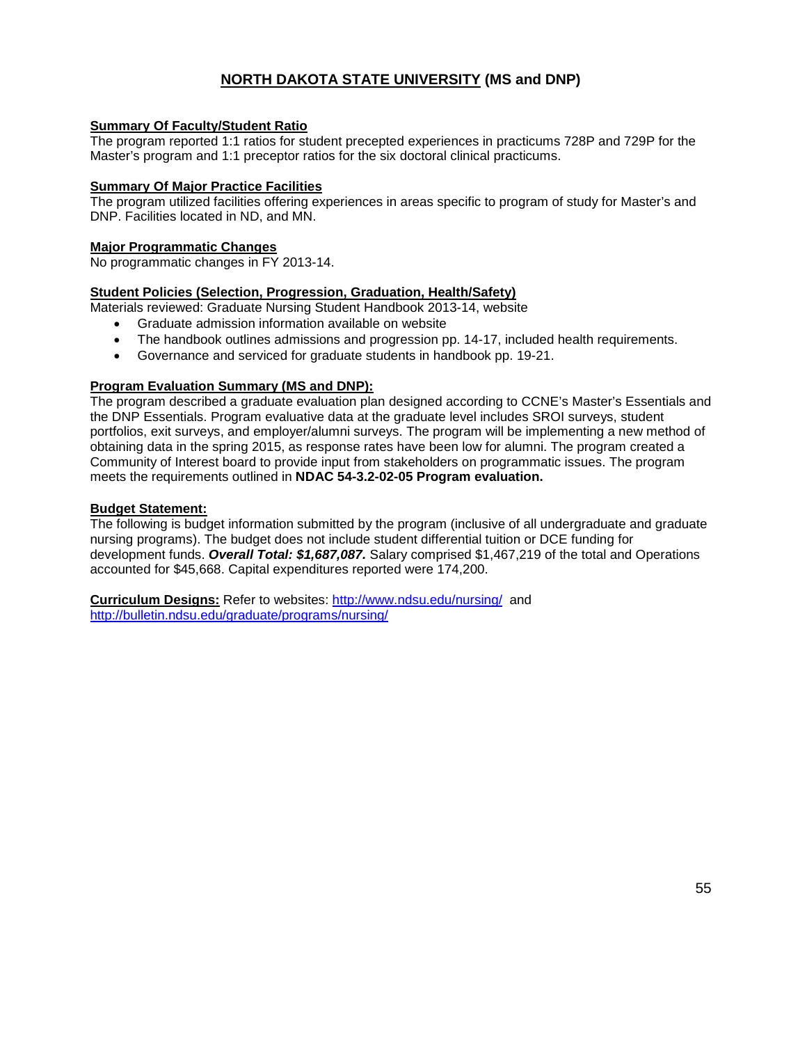## NORTH DAKOTA STATE UNIVERSITY (MS and DNP)

**Summary Of Faculty/Student Ratio**

The program reported 1:1 ratios for student precepted experiences in practicums 728P and 729P for the Master's program and 1:1 preceptor ratios for the six doctoral clinical practicums.

**Summary Of Major Practice Facilities**

The program utilized facilities offering experiences in areas specific to program of study for Master's and DNP. Facilities located in ND, and MN.

**Major Programmatic Changes**

No programmatic changes in FY 2013-14.

**Student Policies (Selection, Progression, Graduation, Health/Safety)**

Materials reviewed: Graduate Nursing Student Handbook 2013-14, website

- Graduate admission information available on website
- The handbook outlines admissions and progression pp. 14-17, included health requirements.
- Governance and serviced for graduate students in handbook pp. 19-21.

**Program Evaluation Summary (MS and DNP):**

The program described a graduate evaluation plan designed according to CCNE's Master's Essentials and the DNP Essentials. Program evaluative data at the graduate level includes SROI surveys, student portfolios, exit surveys, and employer/alumni surveys. The program will be implementing a new method of obtaining data in the spring 2015, as response rates have been low for alumni. The program created a Community of Interest board to provide input from stakeholders on programmatic issues. The program meets the requirements outlined in **NDAC 54-3.2-02-05 Program evaluation.**

**Budget Statement:**

The following is budget information submitted by the program (inclusive of all undergraduate and graduate nursing programs). The budget does not include student differential tuition or DCE funding for development funds. ***Overall Total: $1,687,087.*** Salary comprised $1,467,219 of the total and Operations accounted for $45,668. Capital expenditures reported were 174,200.

**Curriculum Designs:** Refer to websites: http://www.ndsu.edu/nursing/ and http://bulletin.ndsu.edu/graduate/programs/nursing/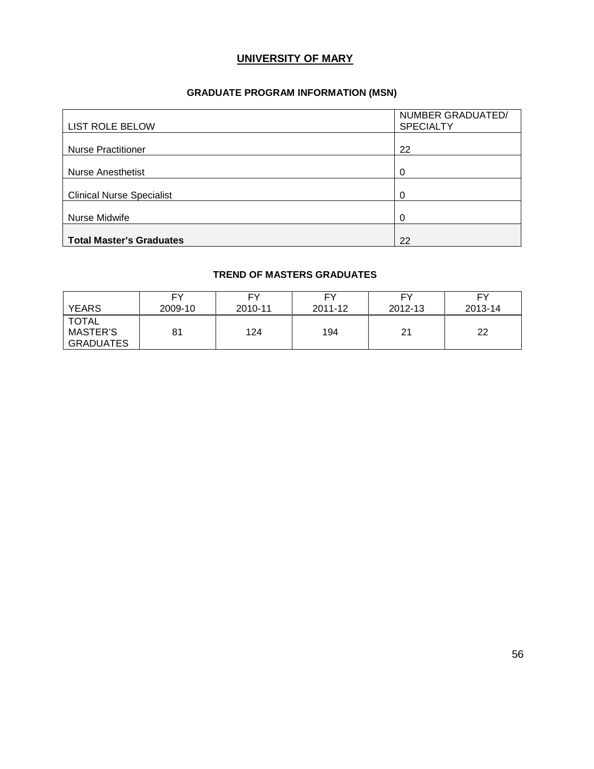# UNIVERSITY OF MARY

## GRADUATE PROGRAM INFORMATION (MSN)

| LIST ROLE BELOW | NUMBER GRADUATED/ SPECIALTY |
|---|---|
| Nurse Practitioner | 22 |
| Nurse Anesthetist | 0 |
| Clinical Nurse Specialist | 0 |
| Nurse Midwife | 0 |
| **Total Master's Graduates** | 22 |

## TREND OF MASTERS GRADUATES

| YEARS | FY 2009-10 | FY 2010-11 | FY 2011-12 | FY 2012-13 | FY 2013-14 |
|---|---|---|---|---|---|
| TOTAL MASTER'S GRADUATES | 81 | 124 | 194 | 21 | 22 |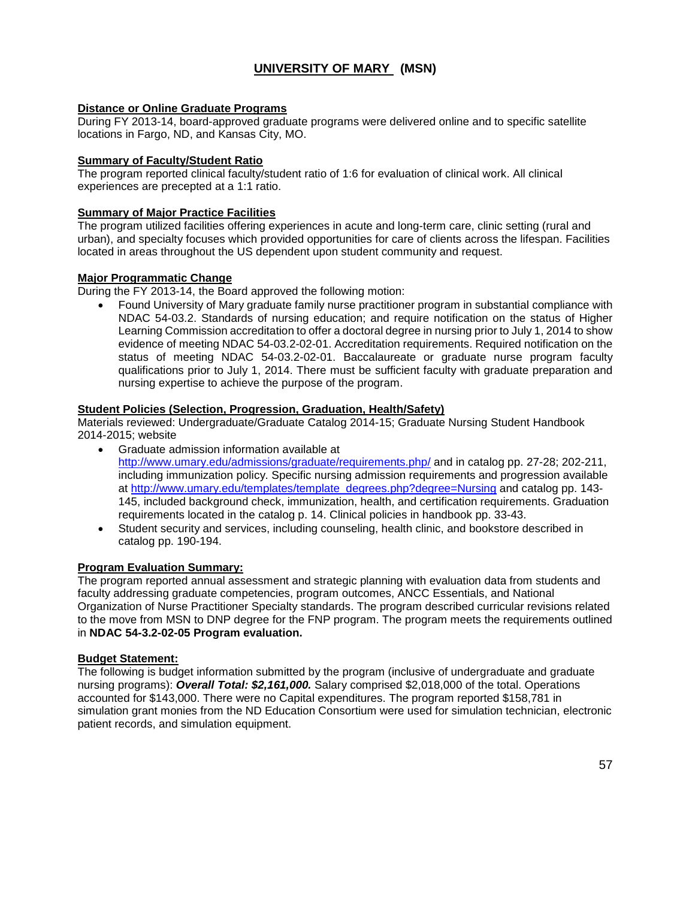# UNIVERSITY OF MARY (MSN)

**Distance or Online Graduate Programs**

During FY 2013-14, board-approved graduate programs were delivered online and to specific satellite locations in Fargo, ND, and Kansas City, MO.

**Summary of Faculty/Student Ratio**

The program reported clinical faculty/student ratio of 1:6 for evaluation of clinical work. All clinical experiences are precepted at a 1:1 ratio.

**Summary of Major Practice Facilities**

The program utilized facilities offering experiences in acute and long-term care, clinic setting (rural and urban), and specialty focuses which provided opportunities for care of clients across the lifespan. Facilities located in areas throughout the US dependent upon student community and request.

**Major Programmatic Change**

During the FY 2013-14, the Board approved the following motion:

- Found University of Mary graduate family nurse practitioner program in substantial compliance with NDAC 54-03.2. Standards of nursing education; and require notification on the status of Higher Learning Commission accreditation to offer a doctoral degree in nursing prior to July 1, 2014 to show evidence of meeting NDAC 54-03.2-02-01. Accreditation requirements. Required notification on the status of meeting NDAC 54-03.2-02-01. Baccalaureate or graduate nurse program faculty qualifications prior to July 1, 2014. There must be sufficient faculty with graduate preparation and nursing expertise to achieve the purpose of the program.

**Student Policies (Selection, Progression, Graduation, Health/Safety)**

Materials reviewed: Undergraduate/Graduate Catalog 2014-15; Graduate Nursing Student Handbook 2014-2015; website

- Graduate admission information available at http://www.umary.edu/admissions/graduate/requirements.php/ and in catalog pp. 27-28; 202-211, including immunization policy. Specific nursing admission requirements and progression available at http://www.umary.edu/templates/template_degrees.php?degree=Nursing and catalog pp. 143-145, included background check, immunization, health, and certification requirements. Graduation requirements located in the catalog p. 14. Clinical policies in handbook pp. 33-43.
- Student security and services, including counseling, health clinic, and bookstore described in catalog pp. 190-194.

**Program Evaluation Summary:**

The program reported annual assessment and strategic planning with evaluation data from students and faculty addressing graduate competencies, program outcomes, ANCC Essentials, and National Organization of Nurse Practitioner Specialty standards. The program described curricular revisions related to the move from MSN to DNP degree for the FNP program. The program meets the requirements outlined in **NDAC 54-3.2-02-05 Program evaluation.**

**Budget Statement:**

The following is budget information submitted by the program (inclusive of undergraduate and graduate nursing programs): ***Overall Total: $2,161,000.*** Salary comprised $2,018,000 of the total. Operations accounted for $143,000. There were no Capital expenditures. The program reported $158,781 in simulation grant monies from the ND Education Consortium were used for simulation technician, electronic patient records, and simulation equipment.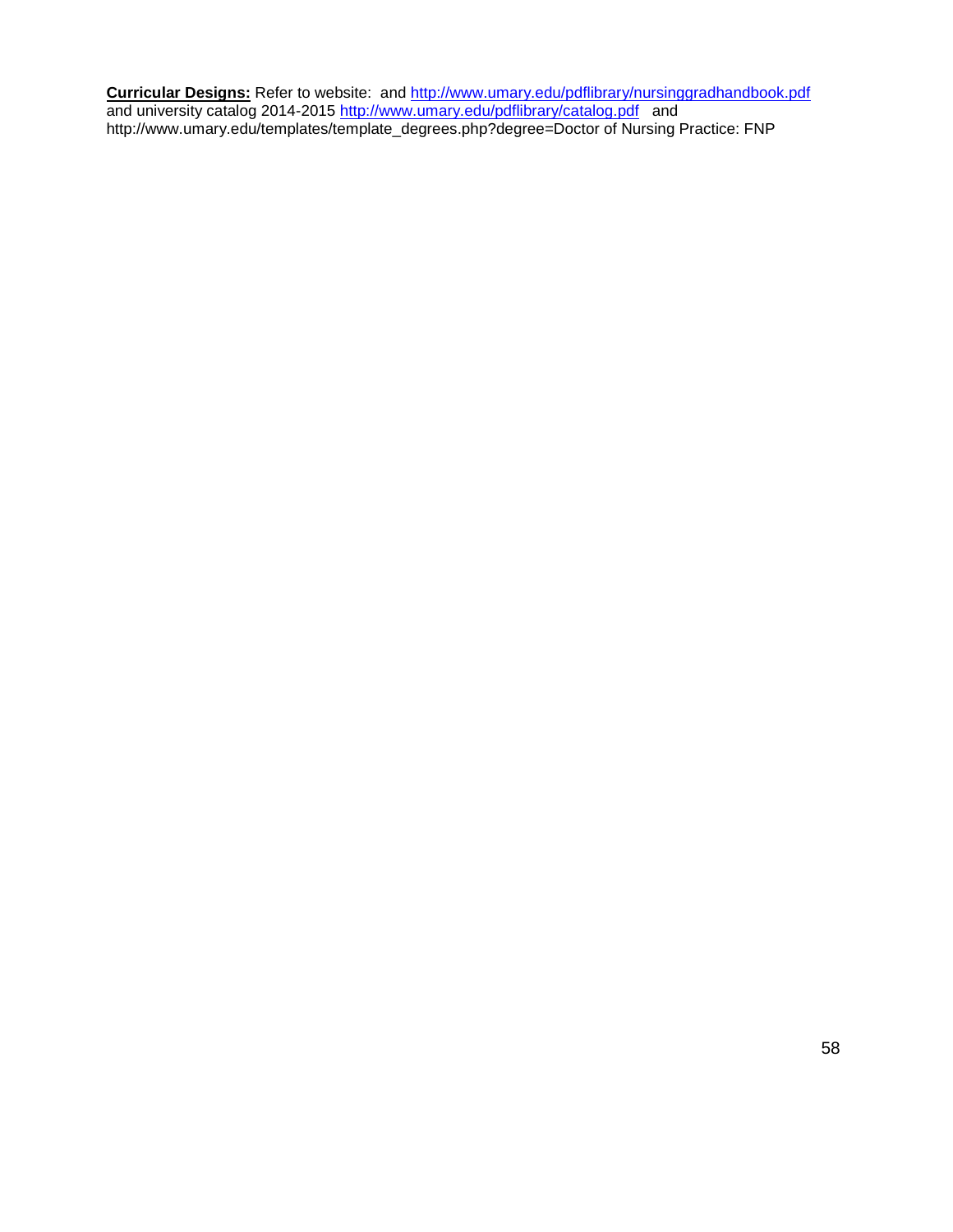**Curricular Designs:** Refer to website: and http://www.umary.edu/pdflibrary/nursinggradhandbook.pdf and university catalog 2014-2015 http://www.umary.edu/pdflibrary/catalog.pdf and http://www.umary.edu/templates/template_degrees.php?degree=Doctor of Nursing Practice: FNP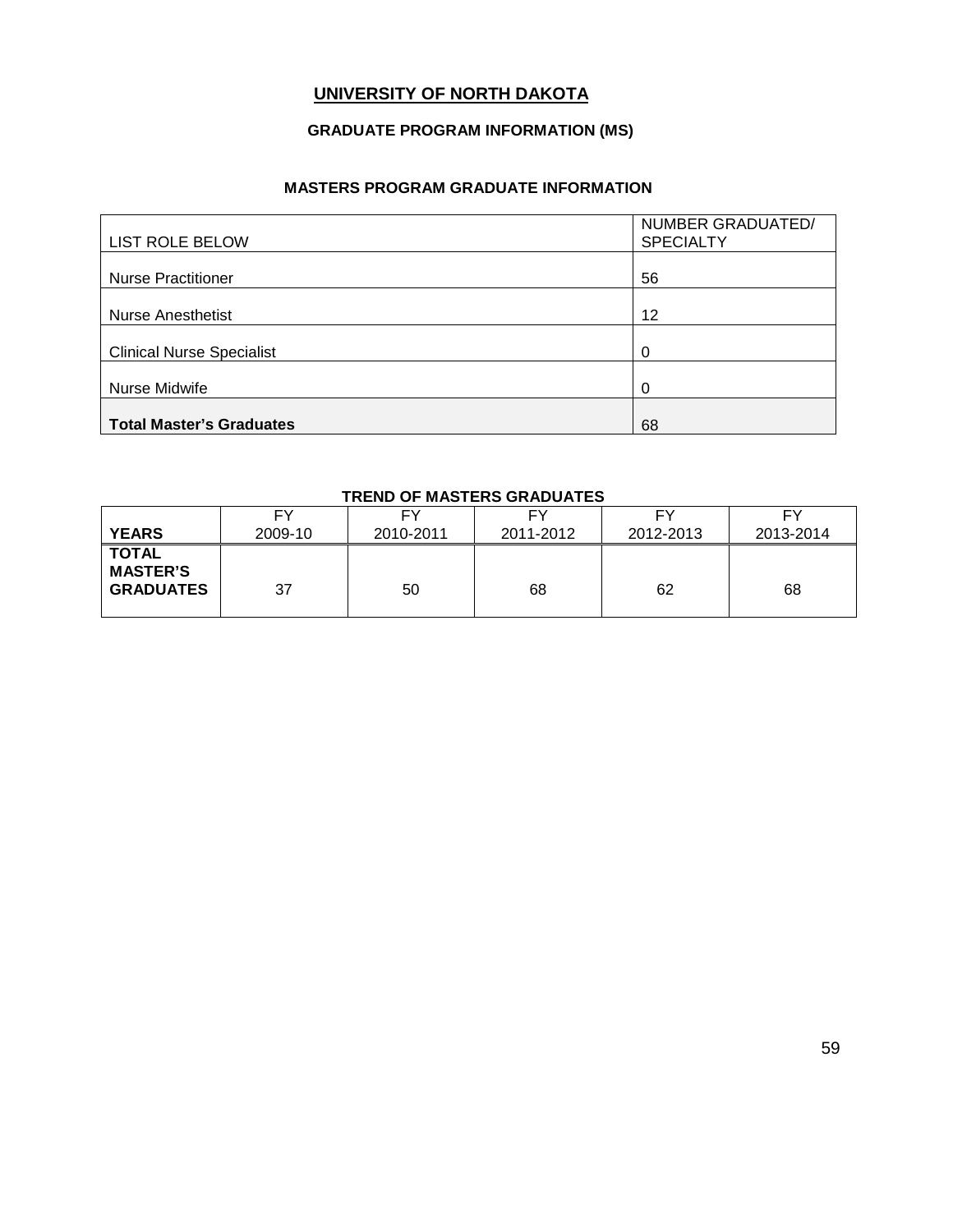# UNIVERSITY OF NORTH DAKOTA

## GRADUATE PROGRAM INFORMATION (MS)

### MASTERS PROGRAM GRADUATE INFORMATION

| LIST ROLE BELOW | NUMBER GRADUATED/ SPECIALTY |
|---|---|
| Nurse Practitioner | 56 |
| Nurse Anesthetist | 12 |
| Clinical Nurse Specialist | 0 |
| Nurse Midwife | 0 |
| **Total Master's Graduates** | 68 |

### TREND OF MASTERS GRADUATES

| **YEARS** | FY 2009-10 | FY 2010-2011 | FY 2011-2012 | FY 2012-2013 | FY 2013-2014 |
|---|---|---|---|---|---|
| **TOTAL MASTER'S GRADUATES** | 37 | 50 | 68 | 62 | 68 |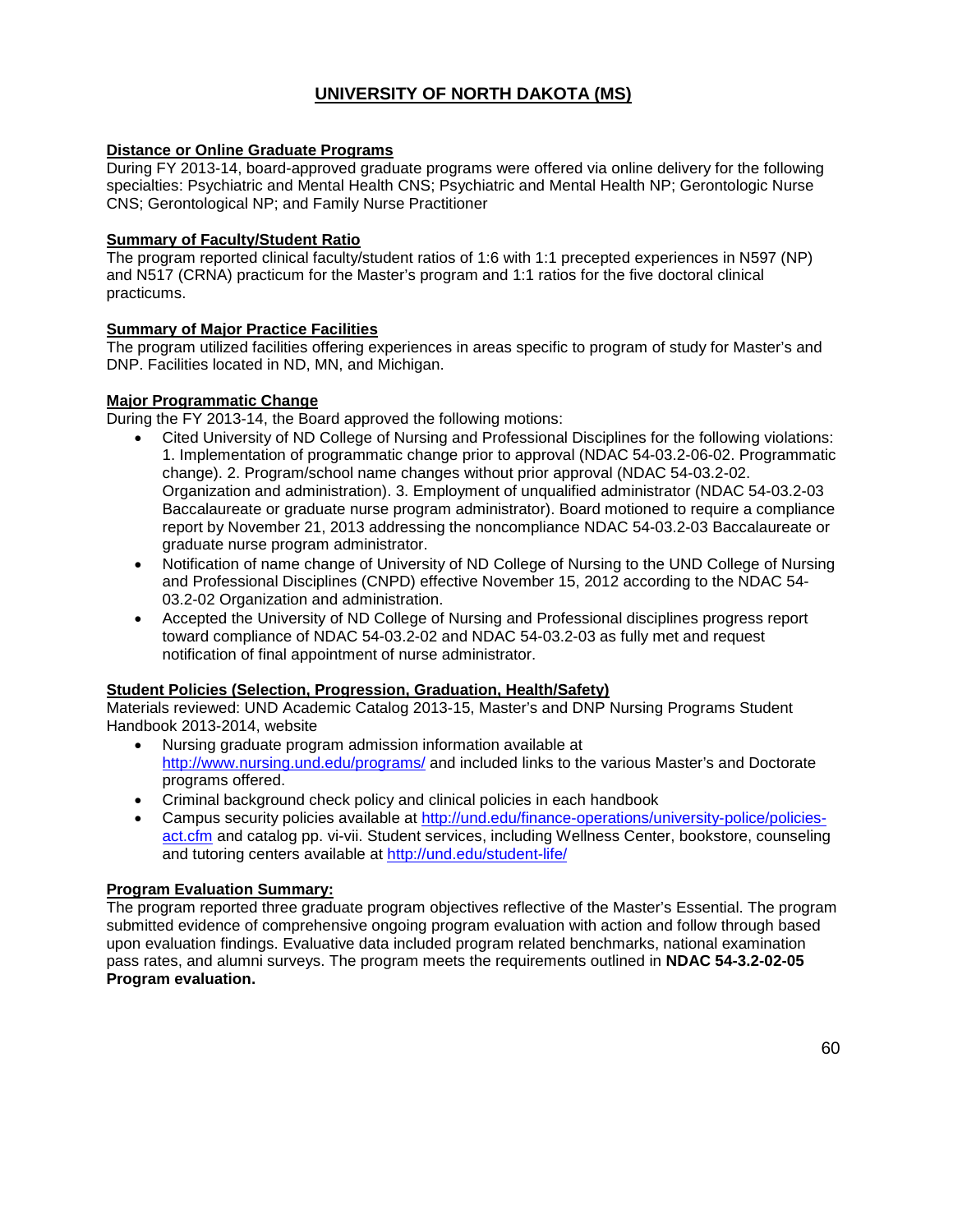# UNIVERSITY OF NORTH DAKOTA (MS)

**Distance or Online Graduate Programs**

During FY 2013-14, board-approved graduate programs were offered via online delivery for the following specialties: Psychiatric and Mental Health CNS; Psychiatric and Mental Health NP; Gerontologic Nurse CNS; Gerontological NP; and Family Nurse Practitioner

**Summary of Faculty/Student Ratio**

The program reported clinical faculty/student ratios of 1:6 with 1:1 precepted experiences in N597 (NP) and N517 (CRNA) practicum for the Master's program and 1:1 ratios for the five doctoral clinical practicums.

**Summary of Major Practice Facilities**

The program utilized facilities offering experiences in areas specific to program of study for Master's and DNP. Facilities located in ND, MN, and Michigan.

**Major Programmatic Change**

During the FY 2013-14, the Board approved the following motions:

- Cited University of ND College of Nursing and Professional Disciplines for the following violations: 1. Implementation of programmatic change prior to approval (NDAC 54-03.2-06-02. Programmatic change). 2. Program/school name changes without prior approval (NDAC 54-03.2-02. Organization and administration). 3. Employment of unqualified administrator (NDAC 54-03.2-03 Baccalaureate or graduate nurse program administrator). Board motioned to require a compliance report by November 21, 2013 addressing the noncompliance NDAC 54-03.2-03 Baccalaureate or graduate nurse program administrator.
- Notification of name change of University of ND College of Nursing to the UND College of Nursing and Professional Disciplines (CNPD) effective November 15, 2012 according to the NDAC 54-03.2-02 Organization and administration.
- Accepted the University of ND College of Nursing and Professional disciplines progress report toward compliance of NDAC 54-03.2-02 and NDAC 54-03.2-03 as fully met and request notification of final appointment of nurse administrator.

**Student Policies (Selection, Progression, Graduation, Health/Safety)**

Materials reviewed: UND Academic Catalog 2013-15, Master's and DNP Nursing Programs Student Handbook 2013-2014, website

- Nursing graduate program admission information available at http://www.nursing.und.edu/programs/ and included links to the various Master's and Doctorate programs offered.
- Criminal background check policy and clinical policies in each handbook
- Campus security policies available at http://und.edu/finance-operations/university-police/policies-act.cfm and catalog pp. vi-vii. Student services, including Wellness Center, bookstore, counseling and tutoring centers available at http://und.edu/student-life/

**Program Evaluation Summary:**

The program reported three graduate program objectives reflective of the Master's Essential. The program submitted evidence of comprehensive ongoing program evaluation with action and follow through based upon evaluation findings. Evaluative data included program related benchmarks, national examination pass rates, and alumni surveys. The program meets the requirements outlined in **NDAC 54-3.2-02-05 Program evaluation.**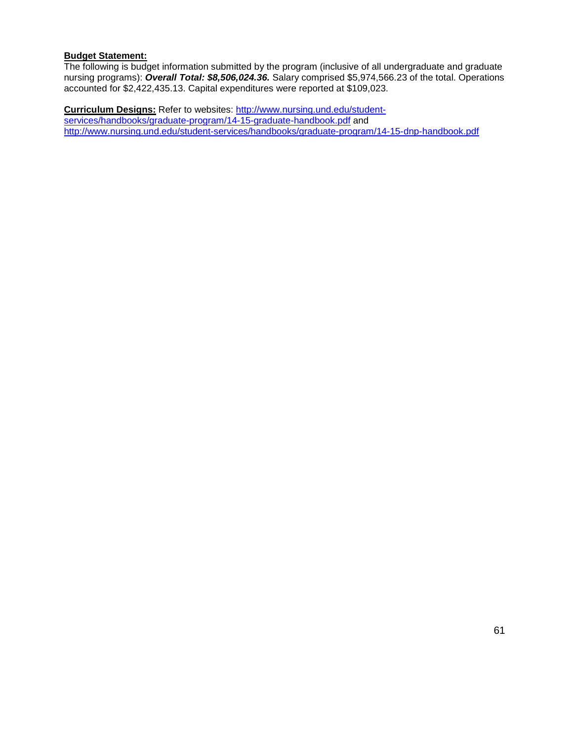**Budget Statement:**
The following is budget information submitted by the program (inclusive of all undergraduate and graduate nursing programs): ***Overall Total: $8,506,024.36.*** Salary comprised $5,974,566.23 of the total. Operations accounted for $2,422,435.13. Capital expenditures were reported at $109,023.

**Curriculum Designs:** Refer to websites: http://www.nursing.und.edu/student-services/handbooks/graduate-program/14-15-graduate-handbook.pdf and http://www.nursing.und.edu/student-services/handbooks/graduate-program/14-15-dnp-handbook.pdf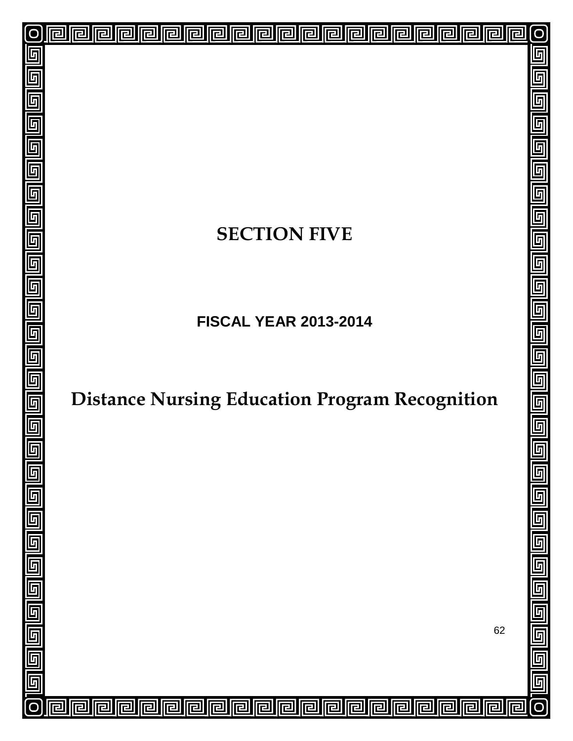# SECTION FIVE

## FISCAL YEAR 2013-2014

# Distance Nursing Education Program Recognition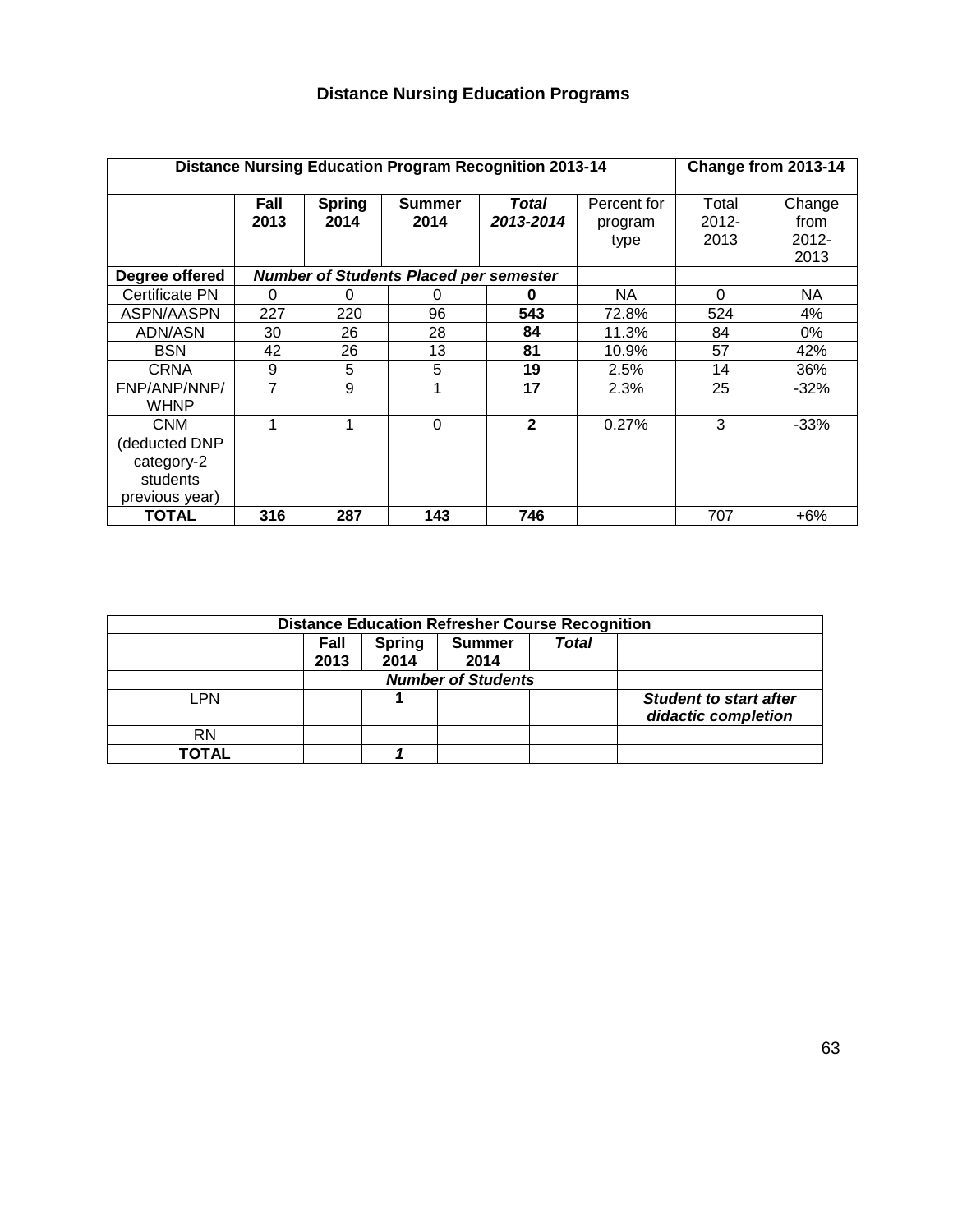## Distance Nursing Education Programs

| Distance Nursing Education Program Recognition 2013-14 | | | | | | Change from 2013-14 | |
|---|---|---|---|---|---|---|---|
| | **Fall 2013** | **Spring 2014** | **Summer 2014** | ***Total 2013-2014*** | Percent for program type | Total 2012-2013 | Change from 2012-2013 |
| **Degree offered** | ***Number of Students Placed per semester*** | | | | | | |
| Certificate PN | 0 | 0 | 0 | **0** | NA | 0 | NA |
| ASPN/AASPN | 227 | 220 | 96 | **543** | 72.8% | 524 | 4% |
| ADN/ASN | 30 | 26 | 28 | **84** | 11.3% | 84 | 0% |
| BSN | 42 | 26 | 13 | **81** | 10.9% | 57 | 42% |
| CRNA | 9 | 5 | 5 | **19** | 2.5% | 14 | 36% |
| FNP/ANP/NNP/ WHNP | 7 | 9 | 1 | **17** | 2.3% | 25 | -32% |
| CNM | 1 | 1 | 0 | **2** | 0.27% | 3 | -33% |
| (deducted DNP category-2 students previous year) | | | | | | | |
| **TOTAL** | **316** | **287** | **143** | **746** | | 707 | +6% |

| Distance Education Refresher Course Recognition | | | | | |
|---|---|---|---|---|---|
| | **Fall 2013** | **Spring 2014** | **Summer 2014** | ***Total*** | |
| | ***Number of Students*** | | | | |
| LPN | | **1** | | | ***Student to start after didactic completion*** |
| RN | | | | | |
| **TOTAL** | | ***1*** | | | |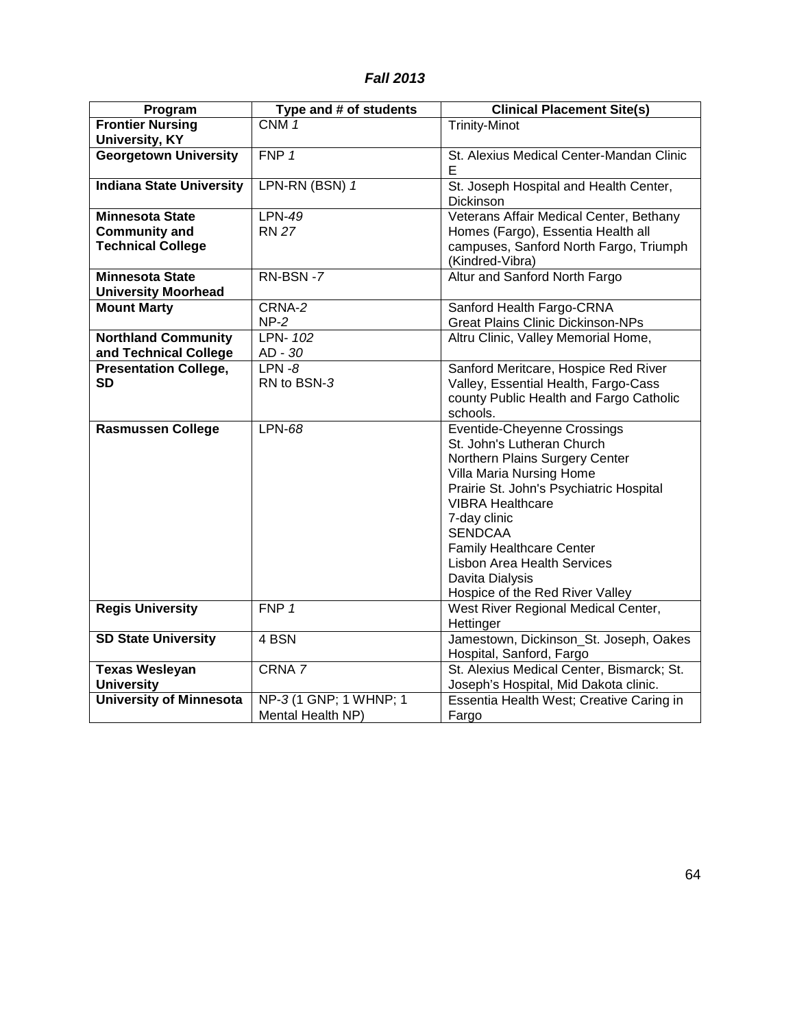***Fall 2013***

| Program | Type and # of students | Clinical Placement Site(s) |
|---|---|---|
| **Frontier Nursing University, KY** | CNM *1* | Trinity-Minot |
| **Georgetown University** | FNP *1* | St. Alexius Medical Center-Mandan Clinic E |
| **Indiana State University** | LPN-RN (BSN) *1* | St. Joseph Hospital and Health Center, Dickinson |
| **Minnesota State Community and Technical College** | LPN-*49*<br>RN *27* | Veterans Affair Medical Center, Bethany Homes (Fargo), Essentia Health all campuses, Sanford North Fargo, Triumph (Kindred-Vibra) |
| **Minnesota State University Moorhead** | RN-BSN -*7* | Altur and Sanford North Fargo |
| **Mount Marty** | CRNA-*2*<br>NP-*2* | Sanford Health Fargo-CRNA<br>Great Plains Clinic Dickinson-NPs |
| **Northland Community and Technical College** | LPN- *102*<br>AD - *30* | Altru Clinic, Valley Memorial Home, |
| **Presentation College, SD** | LPN -*8*<br>RN to BSN-*3* | Sanford Meritcare, Hospice Red River Valley, Essential Health, Fargo-Cass county Public Health and Fargo Catholic schools. |
| **Rasmussen College** | LPN-*68* | Eventide-Cheyenne Crossings<br>St. John's Lutheran Church<br>Northern Plains Surgery Center<br>Villa Maria Nursing Home<br>Prairie St. John's Psychiatric Hospital<br>VIBRA Healthcare<br>7-day clinic<br>SENDCAA<br>Family Healthcare Center<br>Lisbon Area Health Services<br>Davita Dialysis<br>Hospice of the Red River Valley |
| **Regis University** | FNP *1* | West River Regional Medical Center, Hettinger |
| **SD State University** | 4 BSN | Jamestown, Dickinson_St. Joseph, Oakes Hospital, Sanford, Fargo |
| **Texas Wesleyan University** | CRNA *7* | St. Alexius Medical Center, Bismarck; St. Joseph's Hospital, Mid Dakota clinic. |
| **University of Minnesota** | NP-*3* (1 GNP; 1 WHNP; 1 Mental Health NP) | Essentia Health West; Creative Caring in Fargo |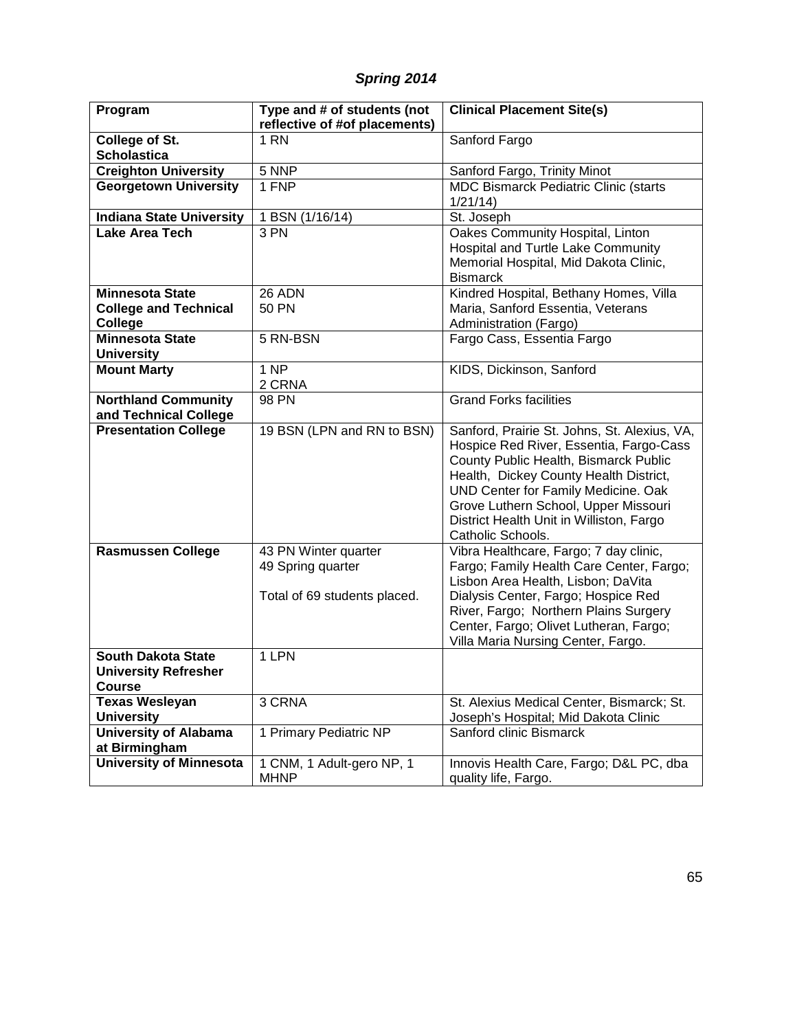***Spring 2014***

| Program | Type and # of students (not reflective of #of placements) | Clinical Placement Site(s) |
|---|---|---|
| **College of St. Scholastica** | 1 RN | Sanford Fargo |
| **Creighton University** | 5 NNP | Sanford Fargo, Trinity Minot |
| **Georgetown University** | 1 FNP | MDC Bismarck Pediatric Clinic (starts 1/21/14) |
| **Indiana State University** | 1 BSN (1/16/14) | St. Joseph |
| **Lake Area Tech** | 3 PN | Oakes Community Hospital, Linton Hospital and Turtle Lake Community Memorial Hospital, Mid Dakota Clinic, Bismarck |
| **Minnesota State College and Technical College** | 26 ADN<br>50 PN | Kindred Hospital, Bethany Homes, Villa Maria, Sanford Essentia, Veterans Administration (Fargo) |
| **Minnesota State University** | 5 RN-BSN | Fargo Cass, Essentia Fargo |
| **Mount Marty** | 1 NP<br>2 CRNA | KIDS, Dickinson, Sanford |
| **Northland Community and Technical College** | 98 PN | Grand Forks facilities |
| **Presentation College** | 19 BSN (LPN and RN to BSN) | Sanford, Prairie St. Johns, St. Alexius, VA, Hospice Red River, Essentia, Fargo-Cass County Public Health, Bismarck Public Health, Dickey County Health District, UND Center for Family Medicine. Oak Grove Luthern School, Upper Missouri District Health Unit in Williston, Fargo Catholic Schools. |
| **Rasmussen College** | 43 PN Winter quarter<br>49 Spring quarter<br><br>Total of 69 students placed. | Vibra Healthcare, Fargo; 7 day clinic, Fargo; Family Health Care Center, Fargo; Lisbon Area Health, Lisbon; DaVita Dialysis Center, Fargo; Hospice Red River, Fargo; Northern Plains Surgery Center, Fargo; Olivet Lutheran, Fargo; Villa Maria Nursing Center, Fargo. |
| **South Dakota State University Refresher Course** | 1 LPN | |
| **Texas Wesleyan University** | 3 CRNA | St. Alexius Medical Center, Bismarck; St. Joseph's Hospital; Mid Dakota Clinic |
| **University of Alabama at Birmingham** | 1 Primary Pediatric NP | Sanford clinic Bismarck |
| **University of Minnesota** | 1 CNM, 1 Adult-gero NP, 1 MHNP | Innovis Health Care, Fargo; D&L PC, dba quality life, Fargo. |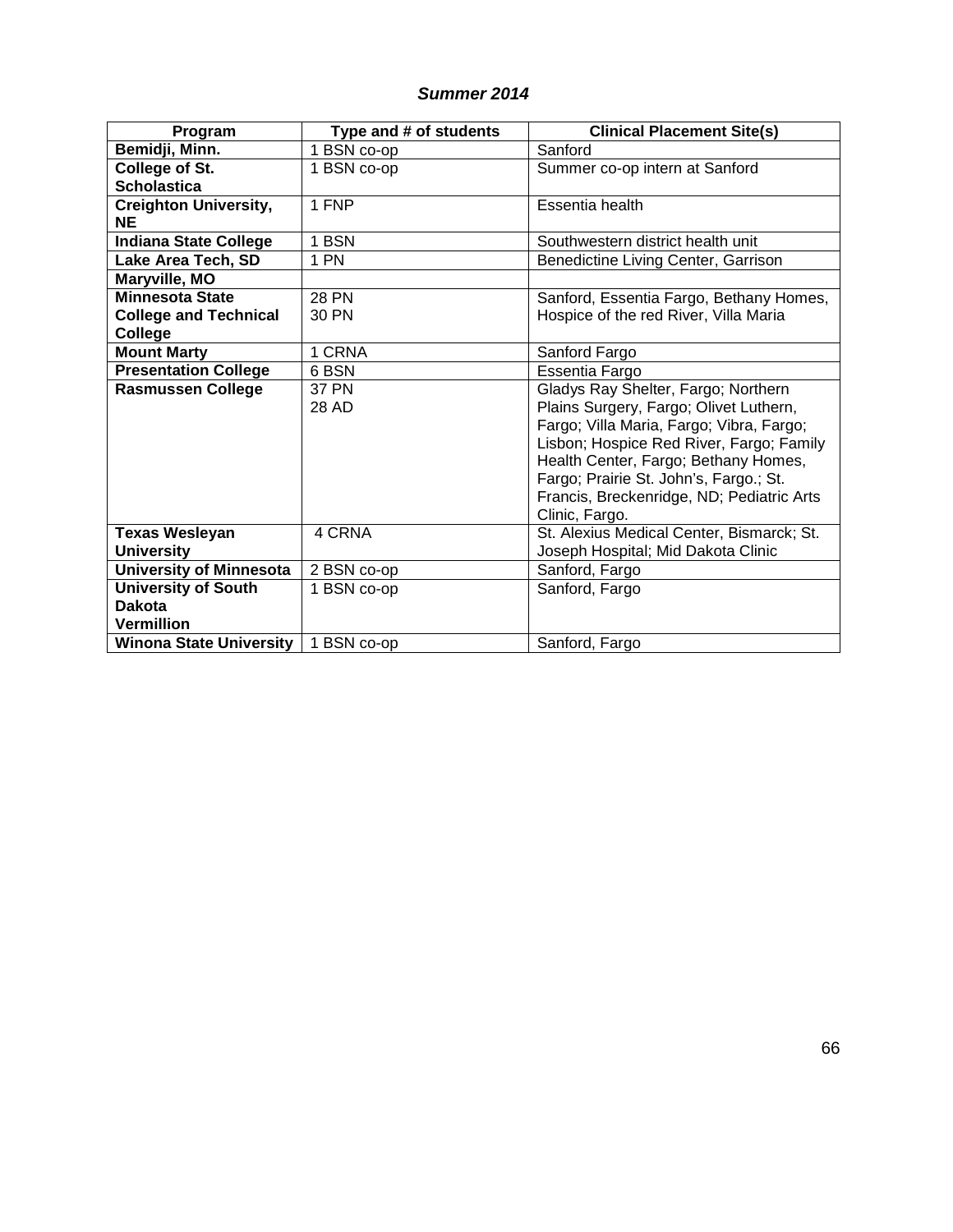***Summer 2014***

| Program | Type and # of students | Clinical Placement Site(s) |
|---|---|---|
| **Bemidji, Minn.** | 1 BSN co-op | Sanford |
| **College of St. Scholastica** | 1 BSN co-op | Summer co-op intern at Sanford |
| **Creighton University, NE** | 1 FNP | Essentia health |
| **Indiana State College** | 1 BSN | Southwestern district health unit |
| **Lake Area Tech, SD** | 1 PN | Benedictine Living Center, Garrison |
| **Maryville, MO** | | |
| **Minnesota State College and Technical College** | 28 PN<br>30 PN | Sanford, Essentia Fargo, Bethany Homes, Hospice of the red River, Villa Maria |
| **Mount Marty** | 1 CRNA | Sanford Fargo |
| **Presentation College** | 6 BSN | Essentia Fargo |
| **Rasmussen College** | 37 PN<br>28 AD | Gladys Ray Shelter, Fargo; Northern Plains Surgery, Fargo; Olivet Luthern, Fargo; Villa Maria, Fargo; Vibra, Fargo; Lisbon; Hospice Red River, Fargo; Family Health Center, Fargo; Bethany Homes, Fargo; Prairie St. John's, Fargo.; St. Francis, Breckenridge, ND; Pediatric Arts Clinic, Fargo. |
| **Texas Wesleyan University** | 4 CRNA | St. Alexius Medical Center, Bismarck; St. Joseph Hospital; Mid Dakota Clinic |
| **University of Minnesota** | 2 BSN co-op | Sanford, Fargo |
| **University of South Dakota Vermillion** | 1 BSN co-op | Sanford, Fargo |
| **Winona State University** | 1 BSN co-op | Sanford, Fargo |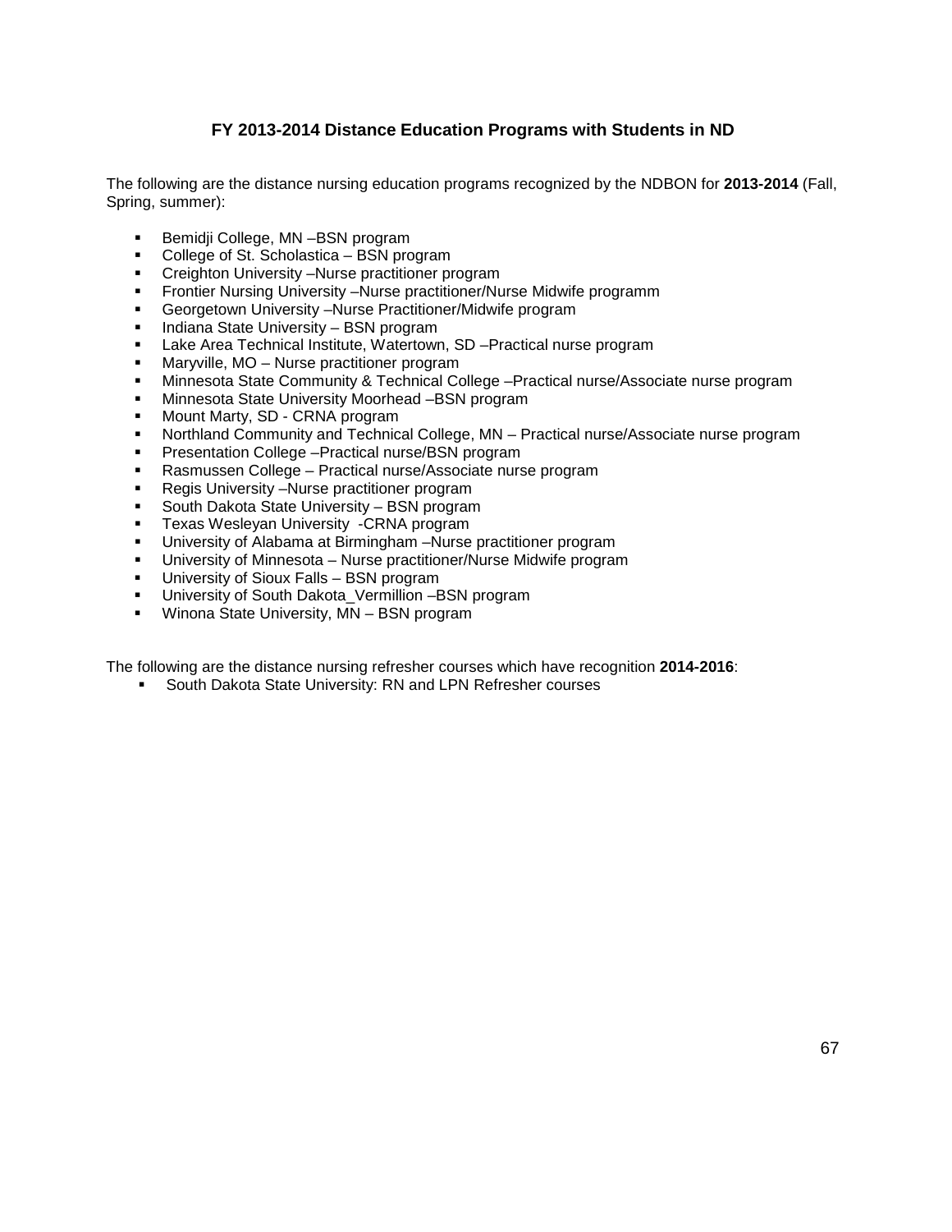### FY 2013-2014 Distance Education Programs with Students in ND

The following are the distance nursing education programs recognized by the NDBON for **2013-2014** (Fall, Spring, summer):

- Bemidji College, MN –BSN program
- College of St. Scholastica – BSN program
- Creighton University –Nurse practitioner program
- Frontier Nursing University –Nurse practitioner/Nurse Midwife programm
- Georgetown University –Nurse Practitioner/Midwife program
- Indiana State University – BSN program
- Lake Area Technical Institute, Watertown, SD –Practical nurse program
- Maryville, MO – Nurse practitioner program
- Minnesota State Community & Technical College –Practical nurse/Associate nurse program
- Minnesota State University Moorhead –BSN program
- Mount Marty, SD - CRNA program
- Northland Community and Technical College, MN – Practical nurse/Associate nurse program
- Presentation College –Practical nurse/BSN program
- Rasmussen College – Practical nurse/Associate nurse program
- Regis University –Nurse practitioner program
- South Dakota State University – BSN program
- Texas Wesleyan University -CRNA program
- University of Alabama at Birmingham –Nurse practitioner program
- University of Minnesota – Nurse practitioner/Nurse Midwife program
- University of Sioux Falls – BSN program
- University of South Dakota_Vermillion –BSN program
- Winona State University, MN – BSN program

The following are the distance nursing refresher courses which have recognition **2014-2016**:

- South Dakota State University: RN and LPN Refresher courses